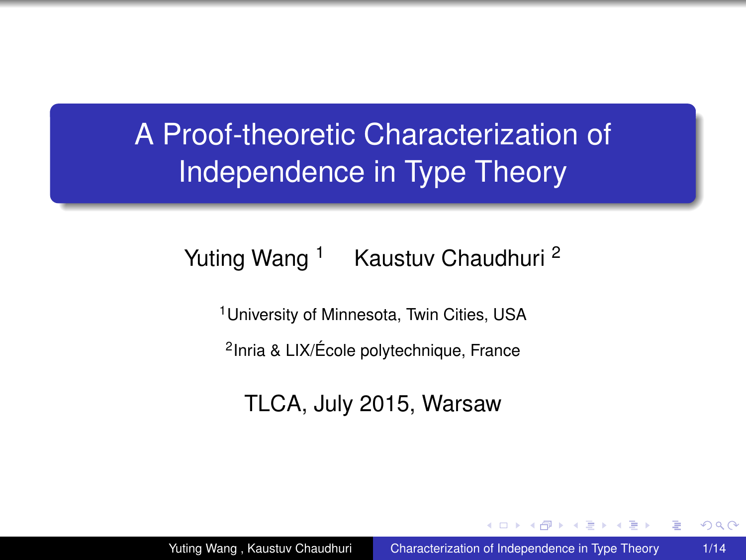# A Proof-theoretic Characterization of Independence in Type Theory

Yuting Wang [1] Kaustuv Chaudhuri [2]

[1]University of Minnesota, Twin Cities, USA

[2]Inria & LIX/École polytechnique, France

TLCA, July 2015, Warsaw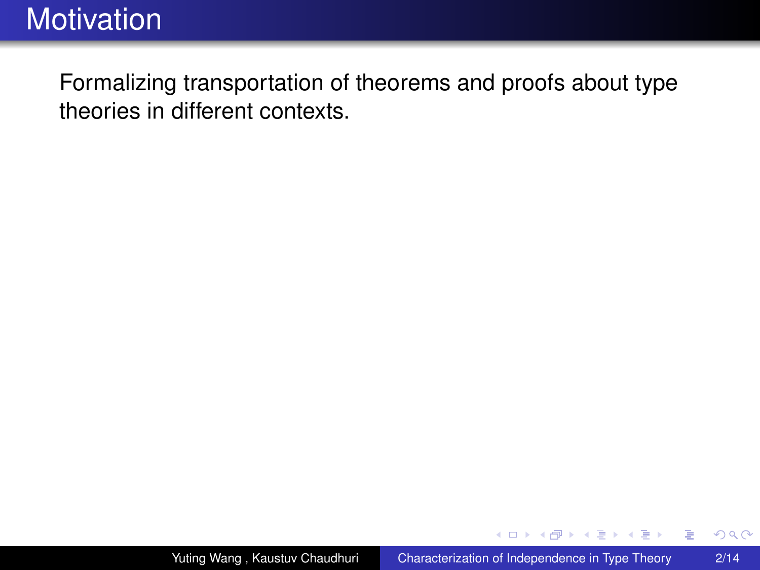# Motivation

Formalizing transportation of theorems and proofs about type theories in different contexts.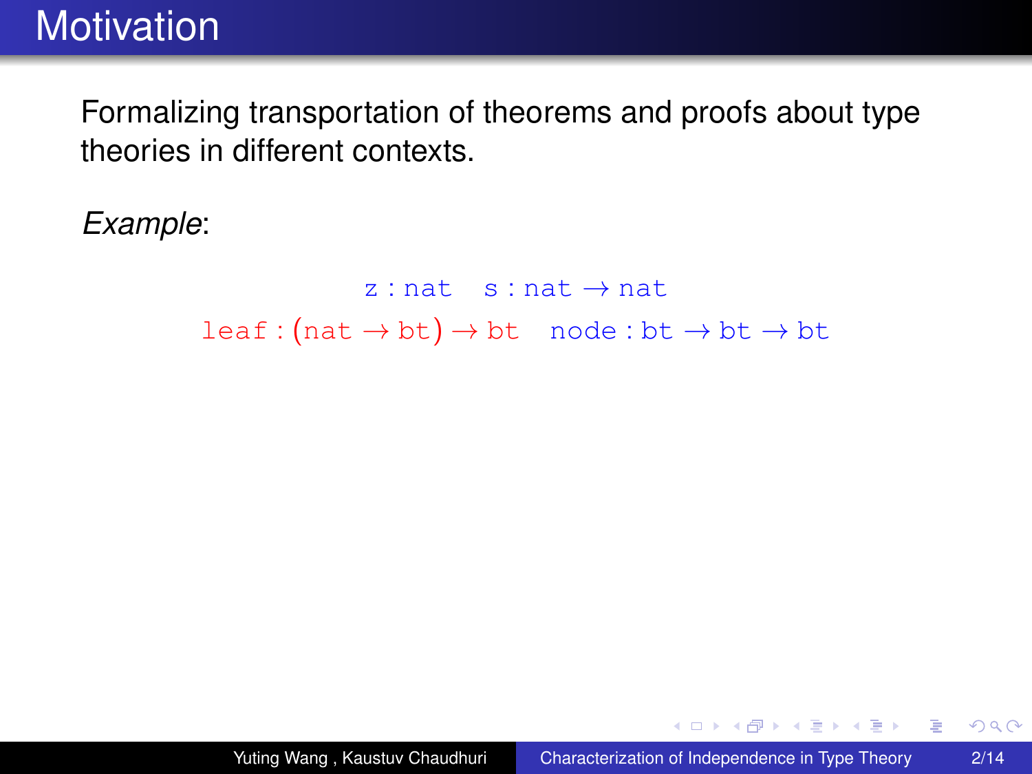# Motivation

Formalizing transportation of theorems and proofs about type theories in different contexts.

*Example*:

$$\mathtt{z} : \mathtt{nat} \quad \mathtt{s} : \mathtt{nat} \rightarrow \mathtt{nat}$$

$$\mathtt{leaf} : (\mathtt{nat} \rightarrow \mathtt{bt}) \rightarrow \mathtt{bt} \quad \mathtt{node} : \mathtt{bt} \rightarrow \mathtt{bt} \rightarrow \mathtt{bt}$$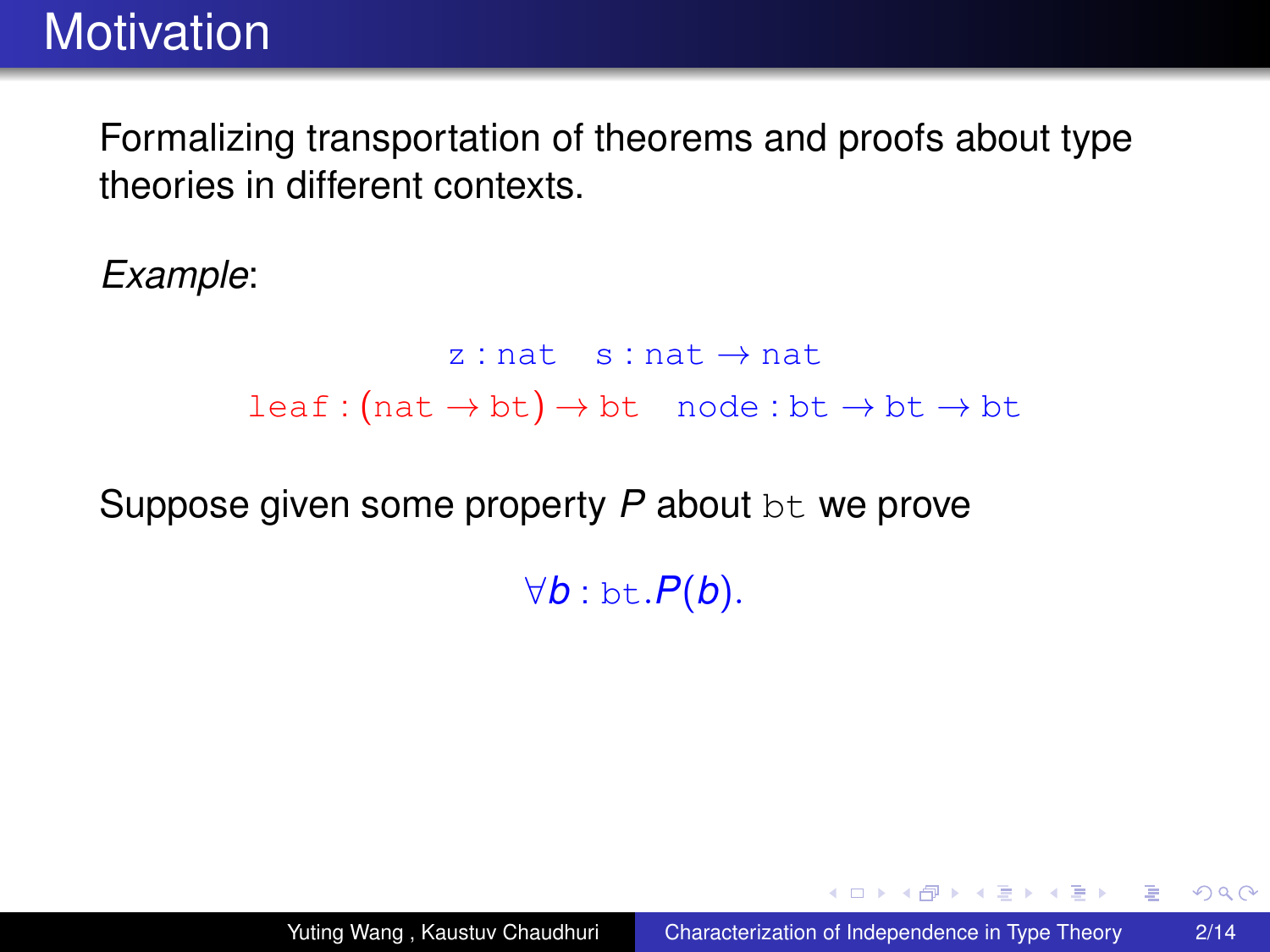# Motivation

Formalizing transportation of theorems and proofs about type theories in different contexts.

*Example*:

$$\texttt{z} : \texttt{nat} \quad \texttt{s} : \texttt{nat} \rightarrow \texttt{nat}$$

$$\texttt{leaf} : (\texttt{nat} \rightarrow \texttt{bt}) \rightarrow \texttt{bt} \quad \texttt{node} : \texttt{bt} \rightarrow \texttt{bt} \rightarrow \texttt{bt}$$

Suppose given some property $P$ about `bt` we prove

$$\forall b : \texttt{bt}. P(b).$$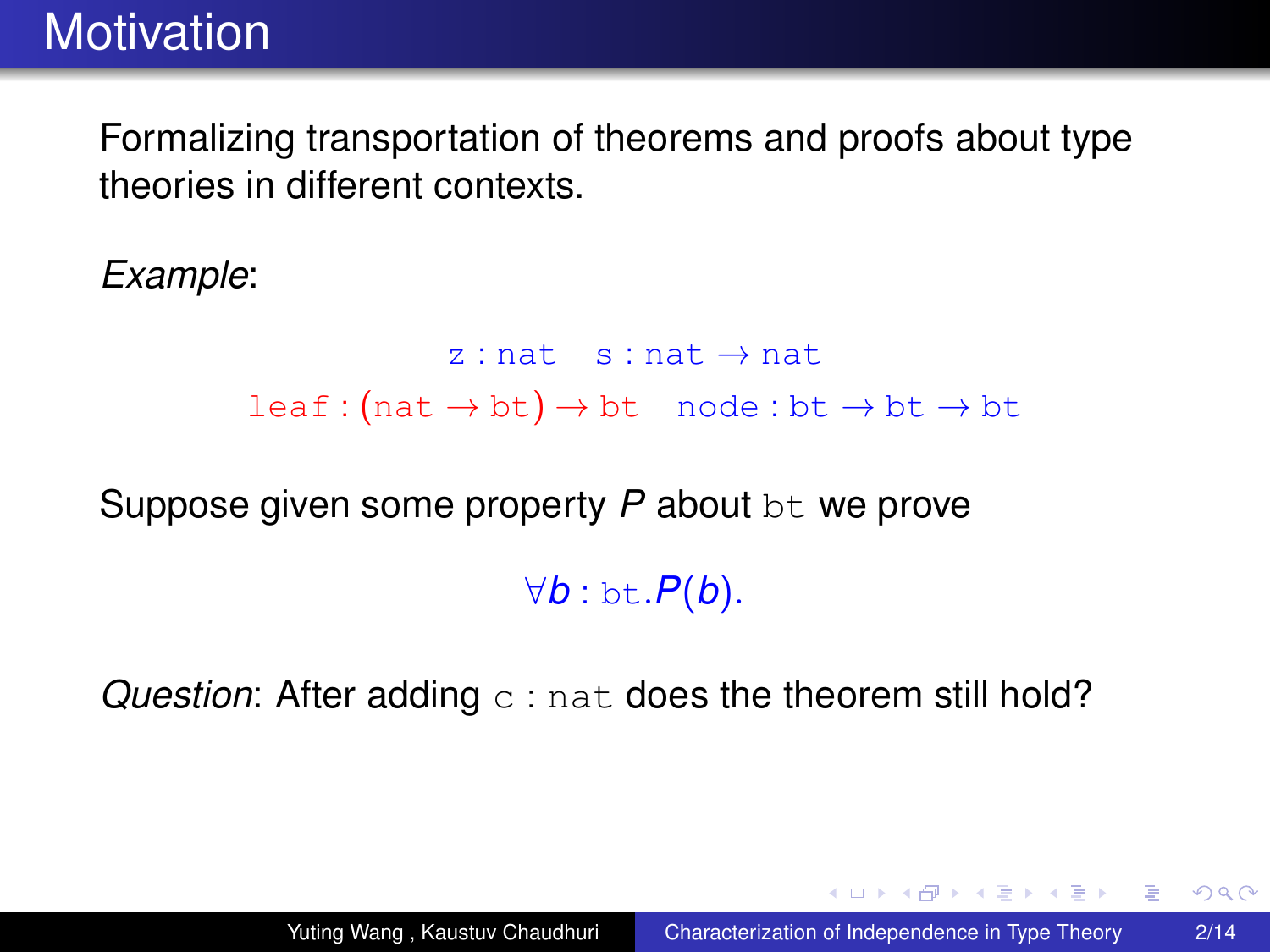# Motivation

Formalizing transportation of theorems and proofs about type theories in different contexts.

*Example*:

$$\mathtt{z} : \mathtt{nat} \quad \mathtt{s} : \mathtt{nat} \to \mathtt{nat}$$

$$\mathtt{leaf} : (\mathtt{nat} \to \mathtt{bt}) \to \mathtt{bt} \quad \mathtt{node} : \mathtt{bt} \to \mathtt{bt} \to \mathtt{bt}$$

Suppose given some property $P$ about $\mathtt{bt}$ we prove

$$\forall b : \mathtt{bt}. P(b).$$

*Question*: After adding $\mathtt{c} : \mathtt{nat}$ does the theorem still hold?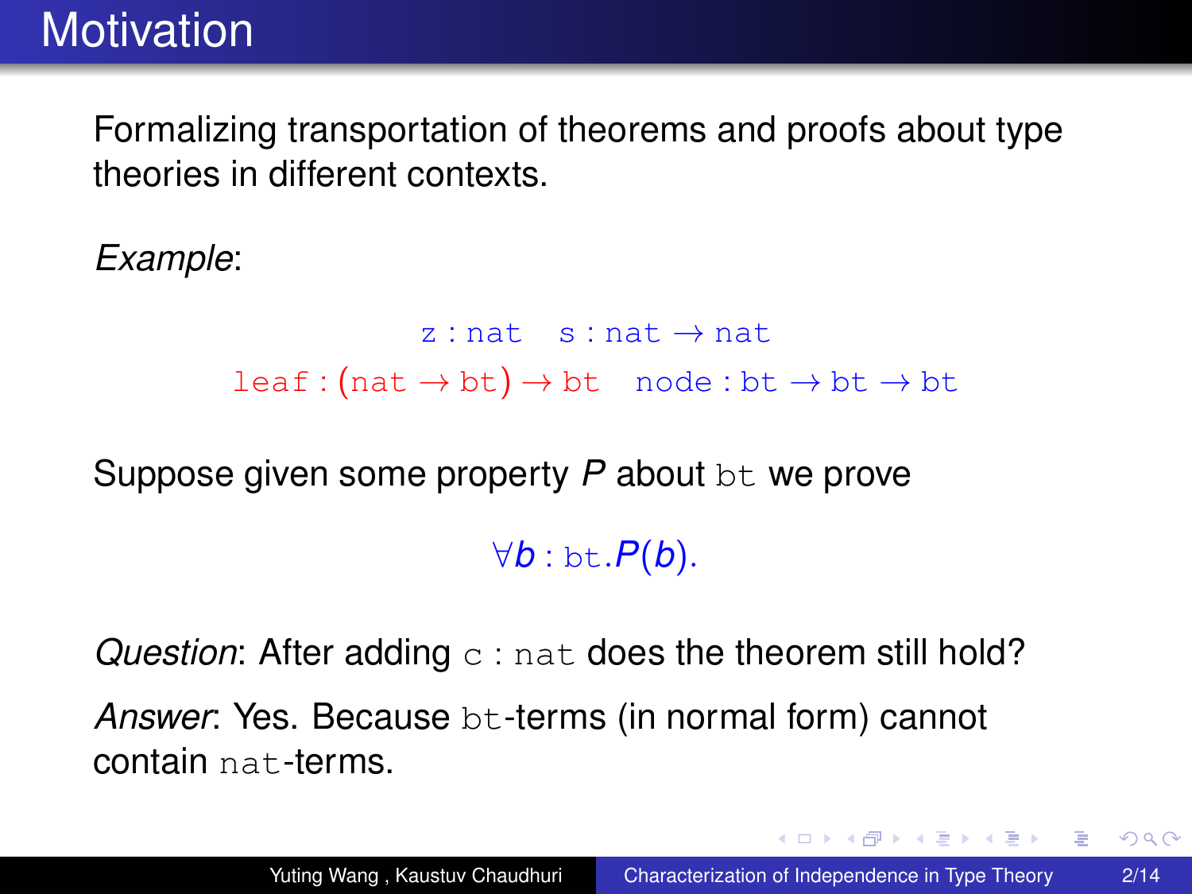# Motivation

Formalizing transportation of theorems and proofs about type theories in different contexts.

*Example*:

$$\texttt{z} : \texttt{nat} \quad \texttt{s} : \texttt{nat} \to \texttt{nat}$$

$$\texttt{leaf} : (\texttt{nat} \to \texttt{bt}) \to \texttt{bt} \quad \texttt{node} : \texttt{bt} \to \texttt{bt} \to \texttt{bt}$$

Suppose given some property $P$ about `bt` we prove

$$\forall b : \texttt{bt}.P(b).$$

*Question*: After adding $\texttt{c} : \texttt{nat}$ does the theorem still hold?

*Answer*: Yes. Because `bt`-terms (in normal form) cannot contain `nat`-terms.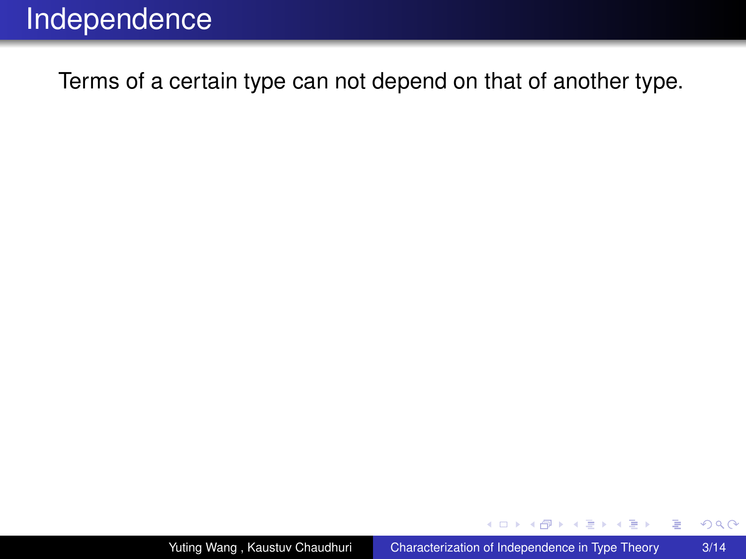# Independence

Terms of a certain type can not depend on that of another type.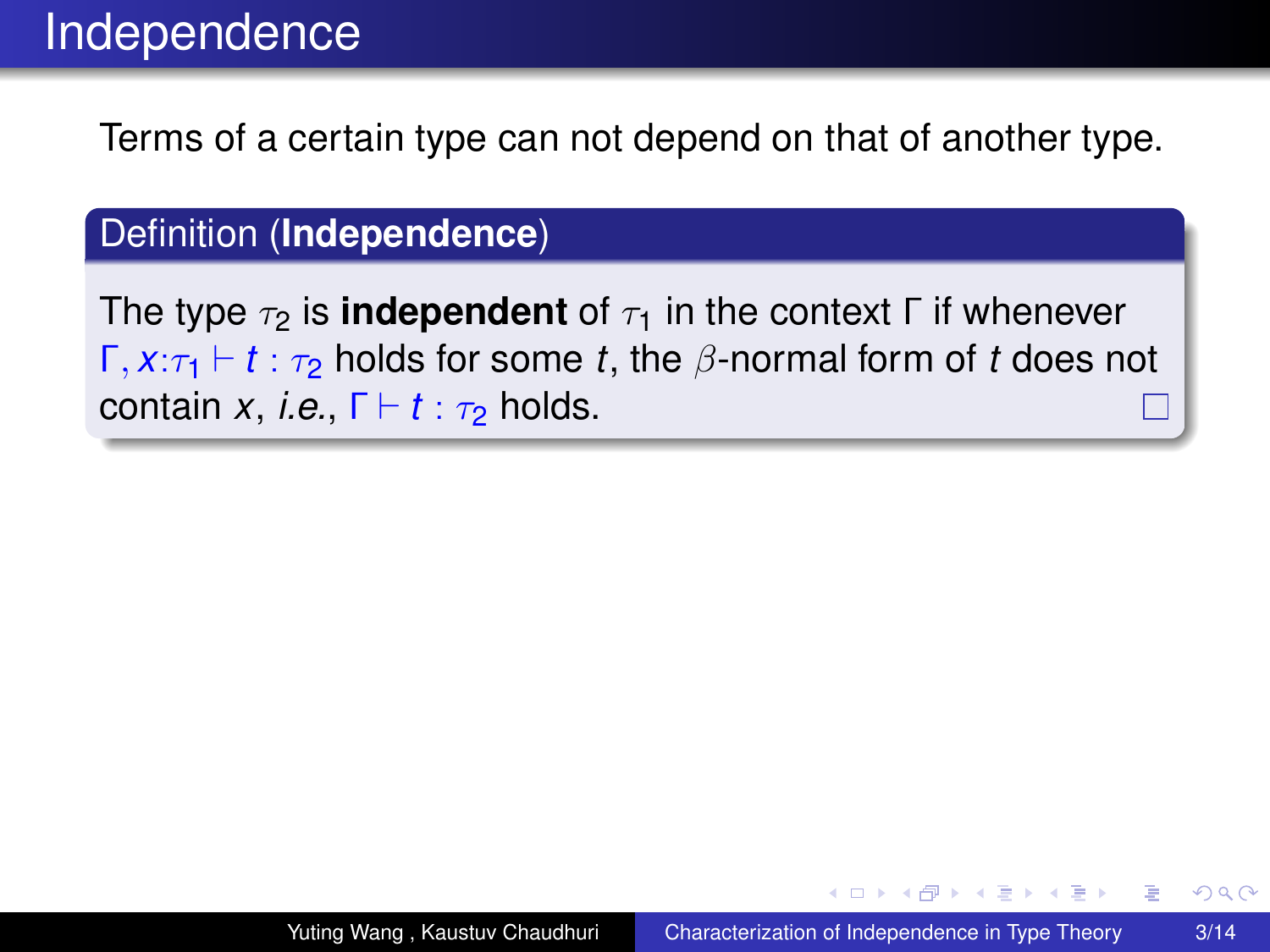# Independence

Terms of a certain type can not depend on that of another type.

**Definition (Independence)**

The type $\tau_2$ is **independent** of $\tau_1$ in the context $\Gamma$ if whenever $\Gamma, x{:}\tau_1 \vdash t : \tau_2$ holds for some $t$, the $\beta$-normal form of $t$ does not contain $x$, *i.e.*, $\Gamma \vdash t : \tau_2$ holds. □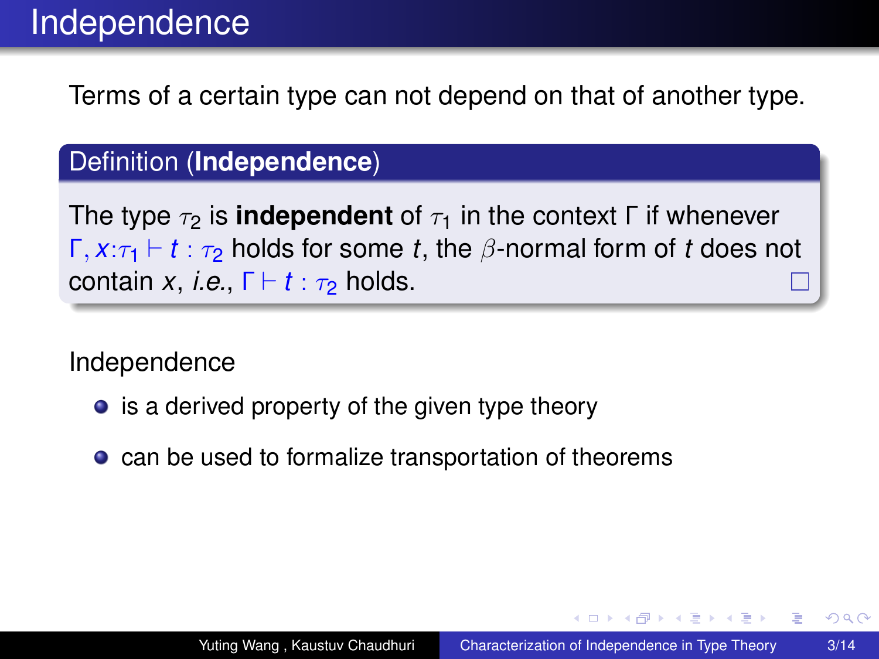# Independence

Terms of a certain type can not depend on that of another type.

**Definition (Independence)**

The type $\tau_2$ is **independent** of $\tau_1$ in the context $\Gamma$ if whenever $\Gamma, x{:}\tau_1 \vdash t : \tau_2$ holds for some $t$, the $\beta$-normal form of $t$ does not contain $x$, *i.e.*, $\Gamma \vdash t : \tau_2$ holds. □

Independence

- is a derived property of the given type theory
- can be used to formalize transportation of theorems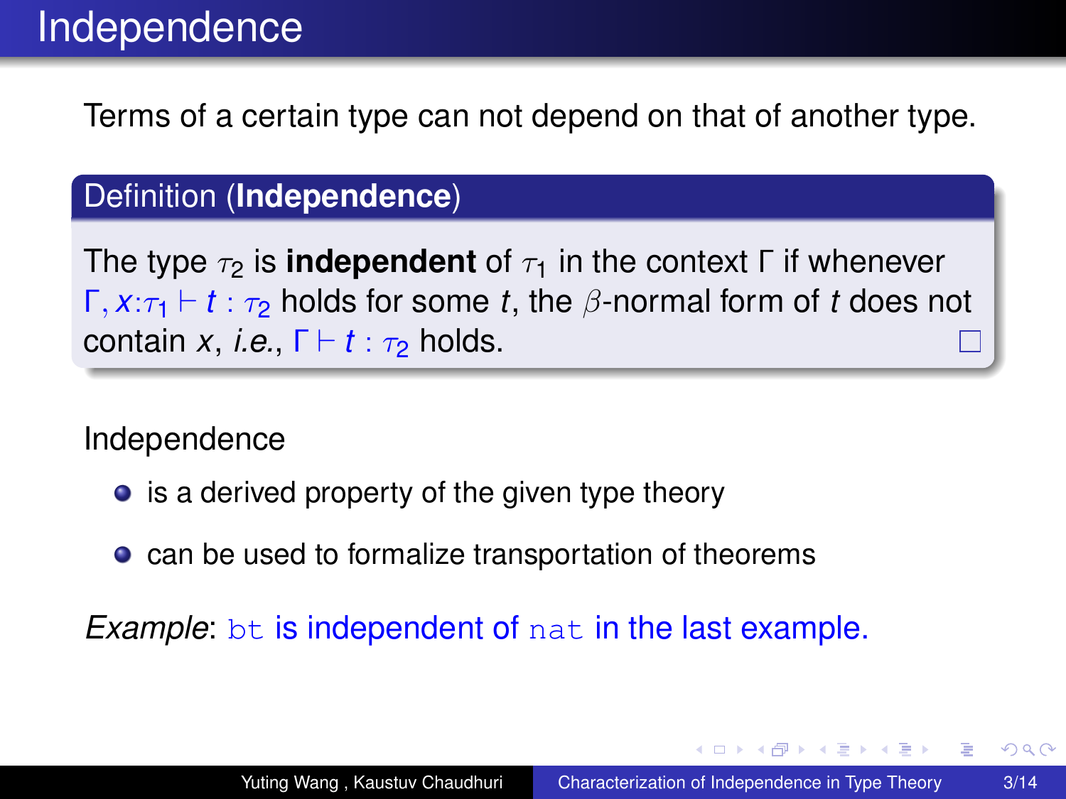# Independence

Terms of a certain type can not depend on that of another type.

**Definition (Independence)**

The type $\tau_2$ is **independent** of $\tau_1$ in the context $\Gamma$ if whenever $\Gamma, x{:}\tau_1 \vdash t : \tau_2$ holds for some $t$, the $\beta$-normal form of $t$ does not contain $x$, *i.e.*, $\Gamma \vdash t : \tau_2$ holds. □

Independence

- is a derived property of the given type theory
- can be used to formalize transportation of theorems

*Example*: `bt` is independent of `nat` in the last example.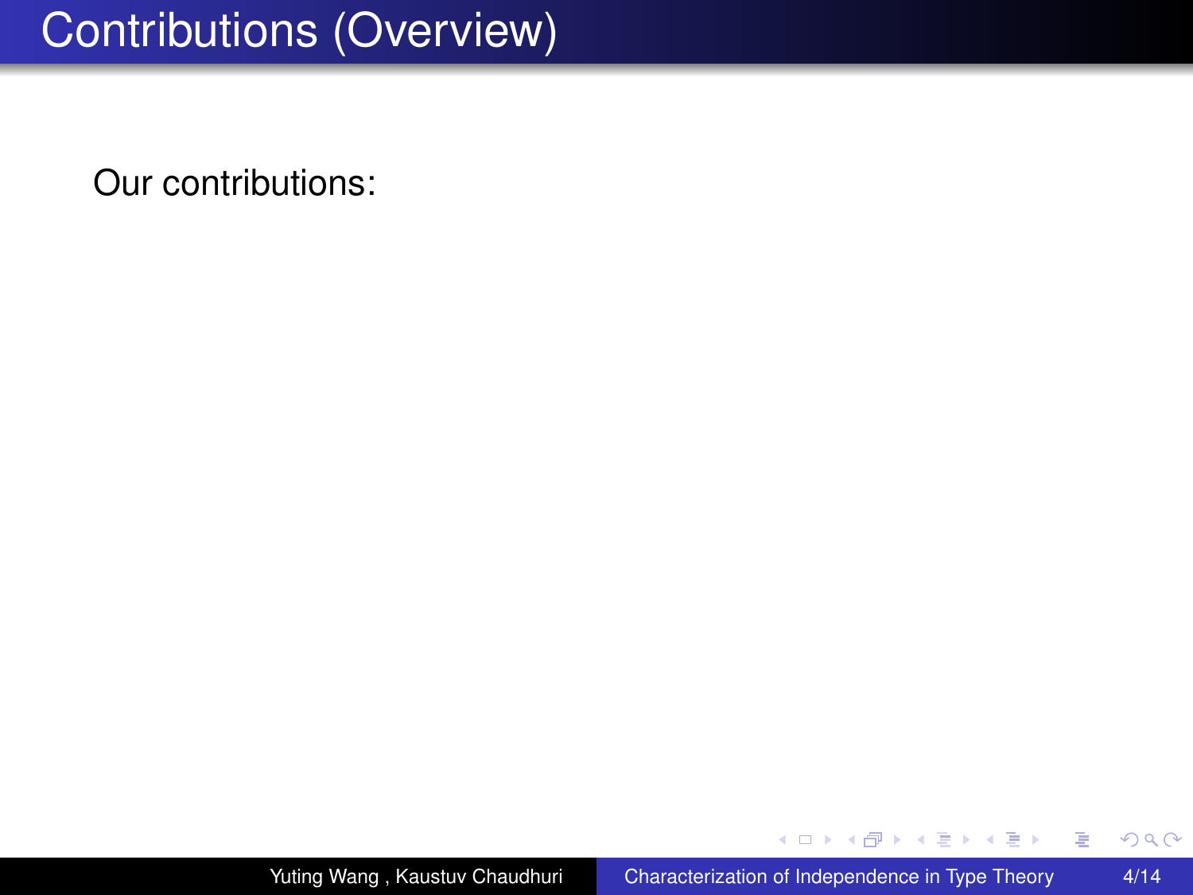# Contributions (Overview)

Our contributions: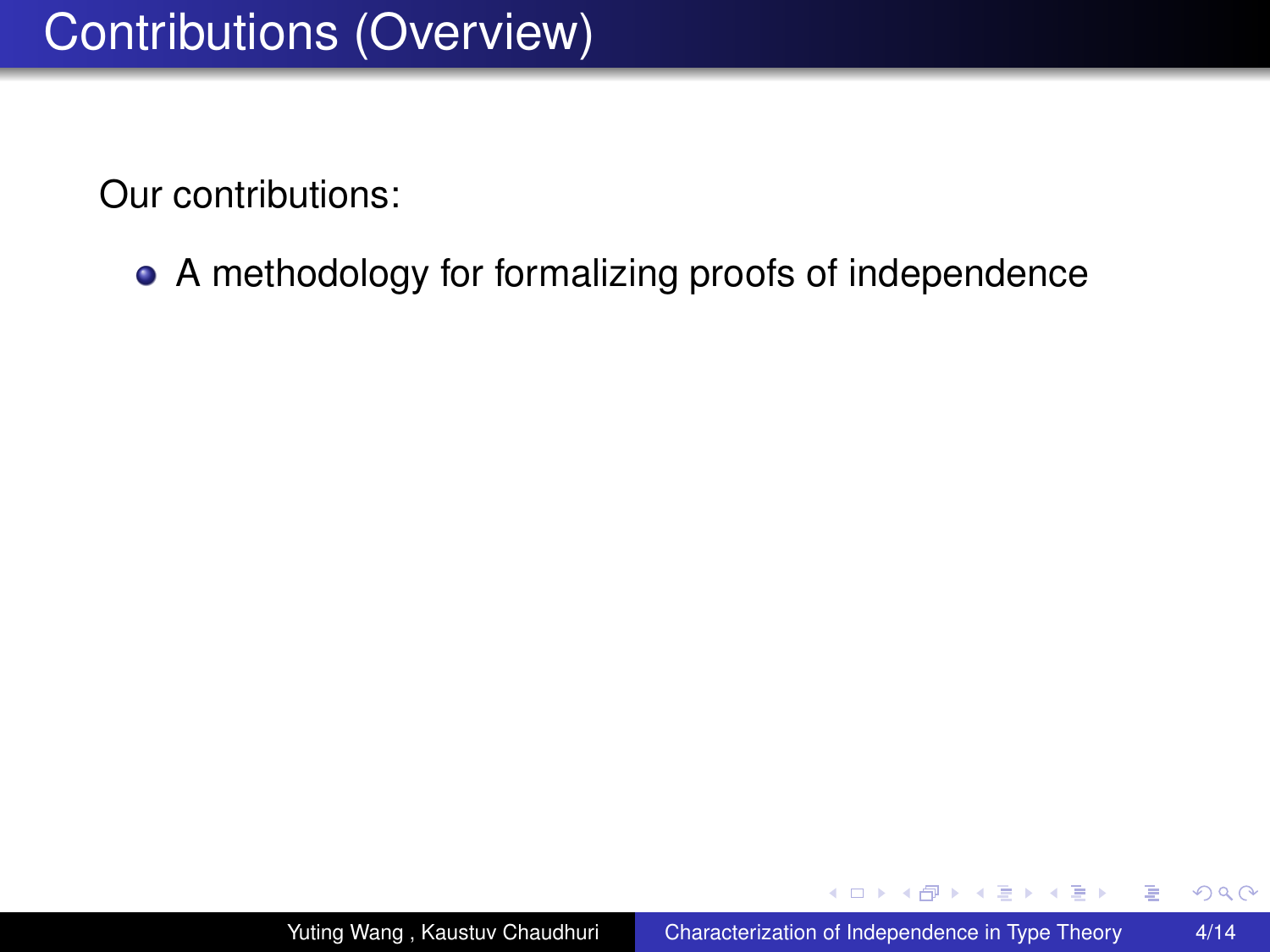# Contributions (Overview)

Our contributions:

- A methodology for formalizing proofs of independence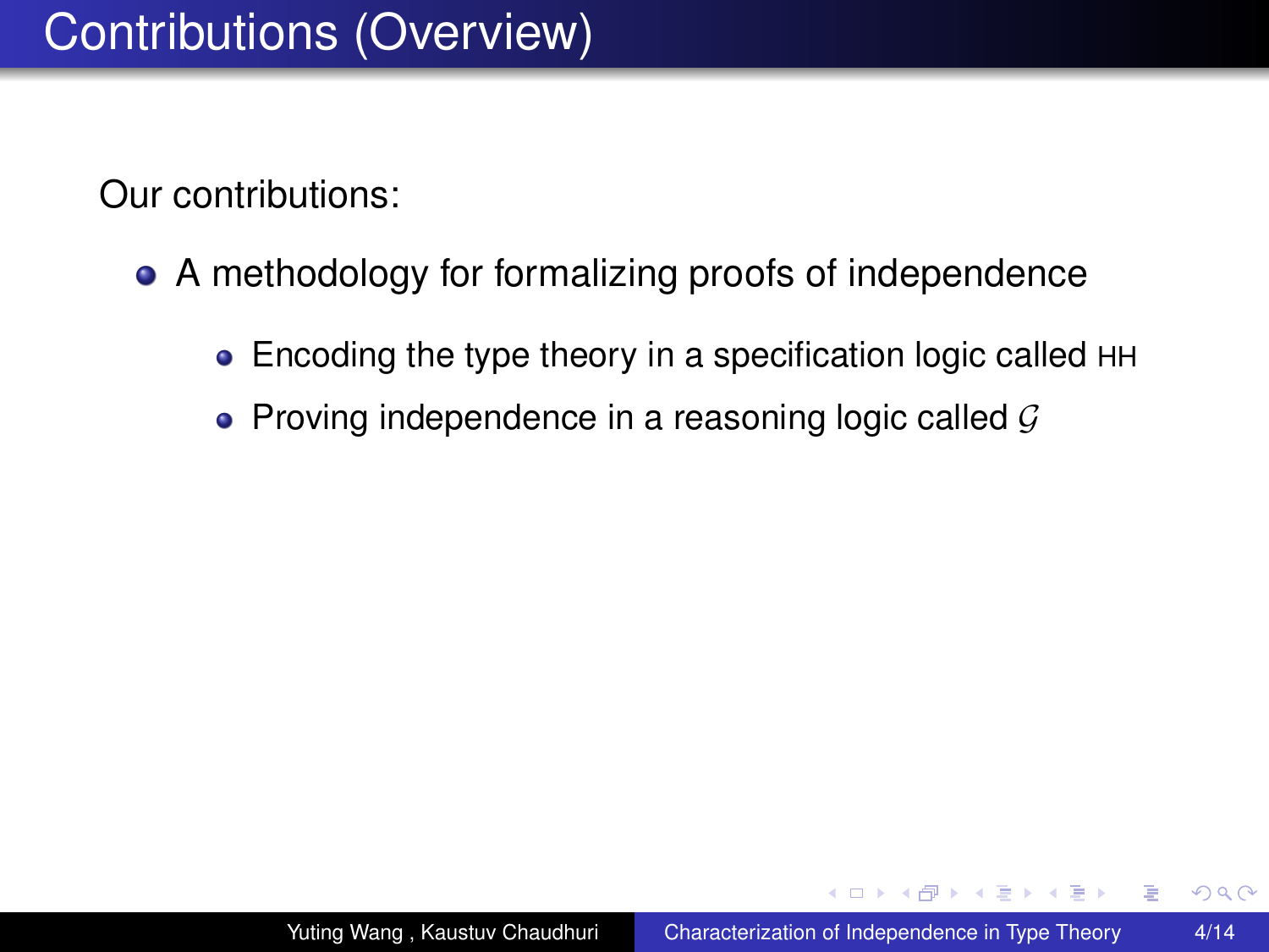# Contributions (Overview)

Our contributions:

- A methodology for formalizing proofs of independence
  - Encoding the type theory in a specification logic called HH
  - Proving independence in a reasoning logic called $\mathcal{G}$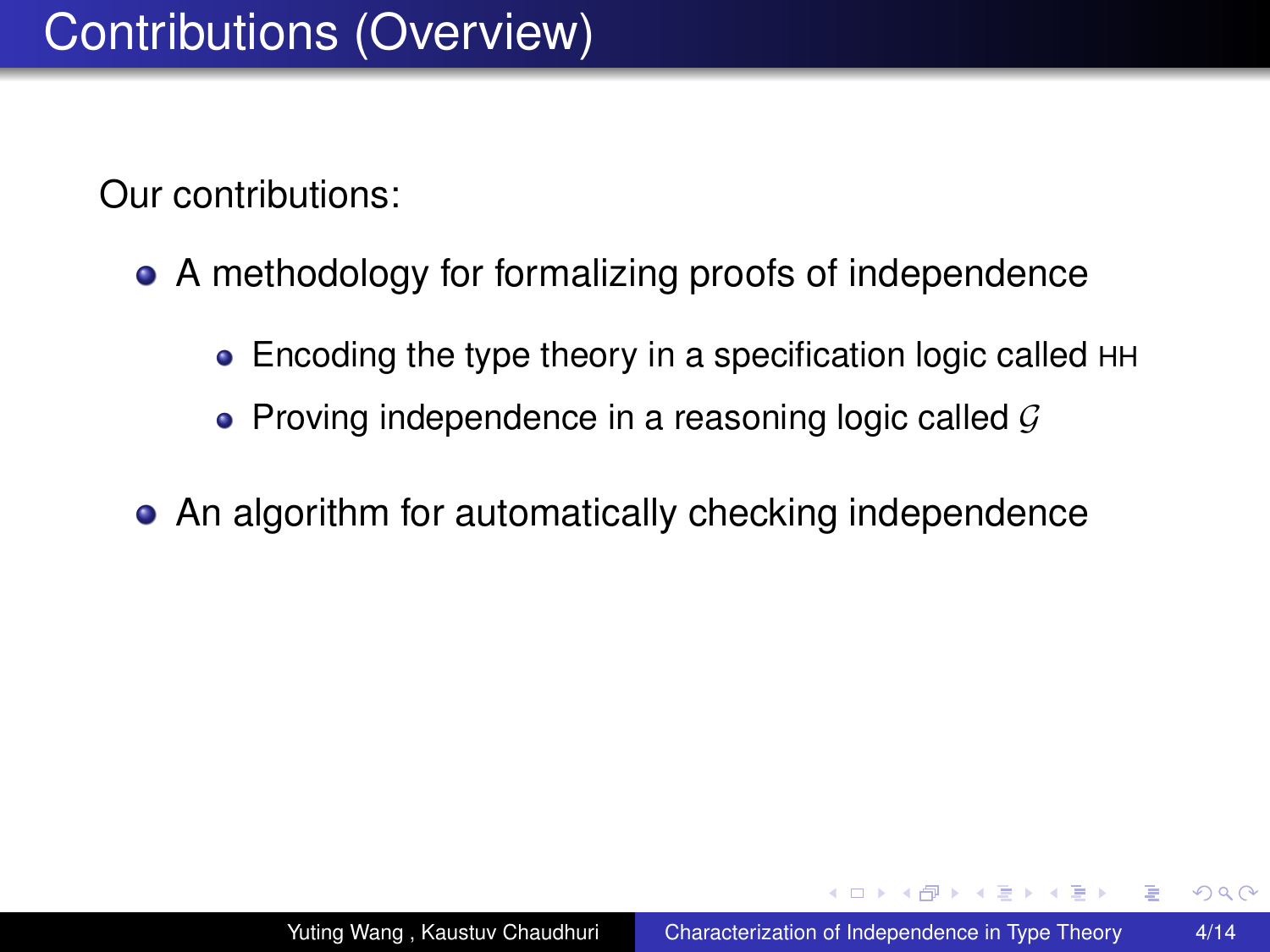# Contributions (Overview)

Our contributions:

- A methodology for formalizing proofs of independence
  - Encoding the type theory in a specification logic called HH
  - Proving independence in a reasoning logic called $\mathcal{G}$
- An algorithm for automatically checking independence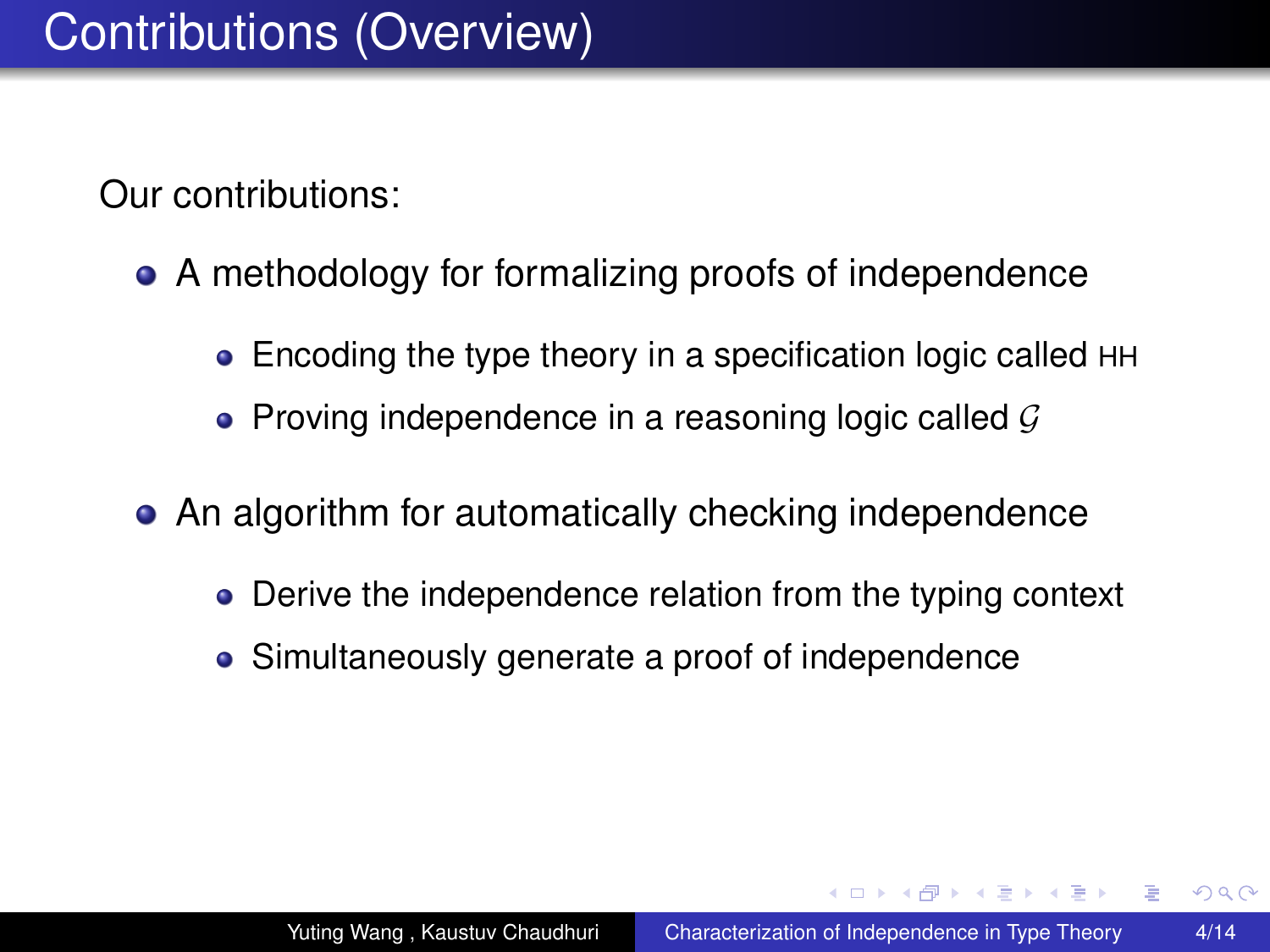# Contributions (Overview)

Our contributions:

- A methodology for formalizing proofs of independence
  - Encoding the type theory in a specification logic called HH
  - Proving independence in a reasoning logic called $\mathcal{G}$
- An algorithm for automatically checking independence
  - Derive the independence relation from the typing context
  - Simultaneously generate a proof of independence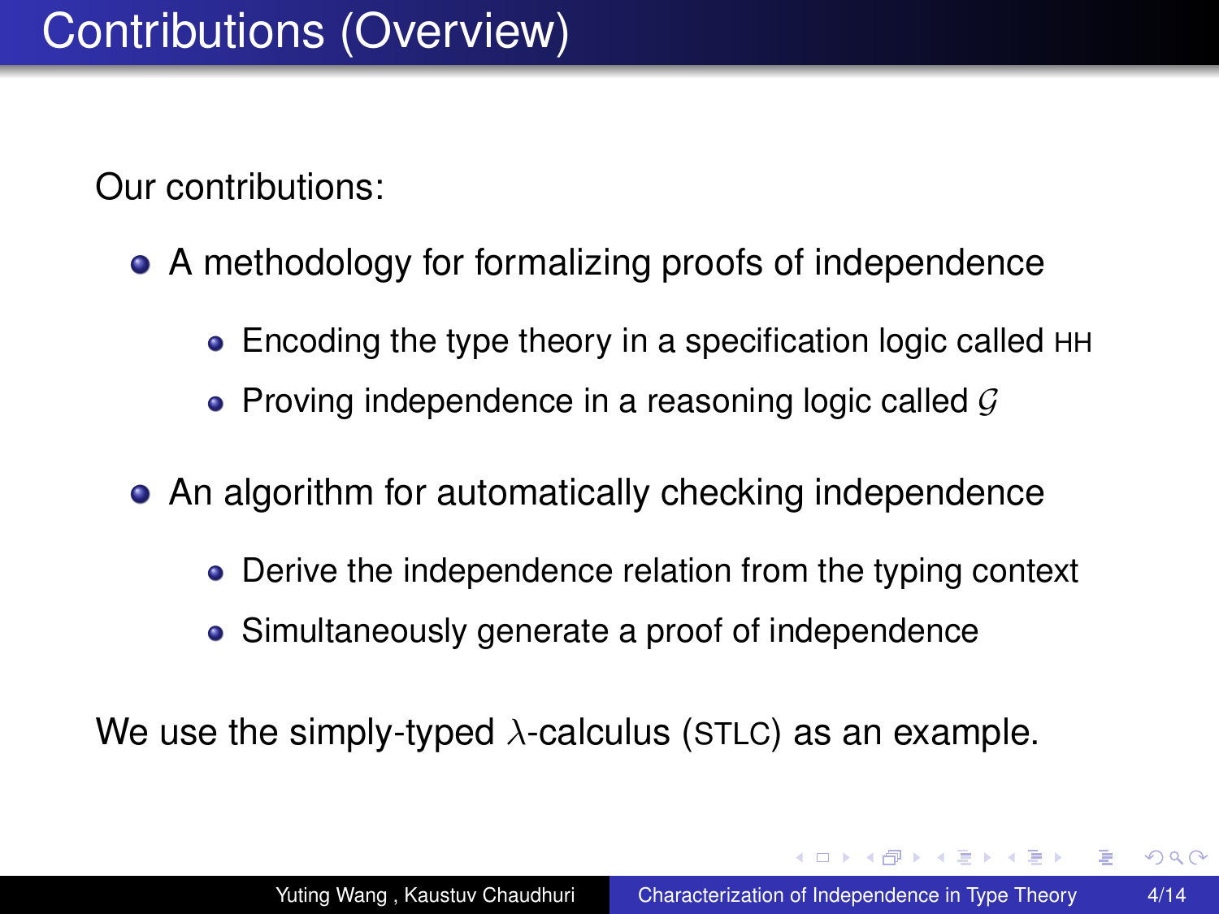# Contributions (Overview)

Our contributions:

- A methodology for formalizing proofs of independence
  - Encoding the type theory in a specification logic called HH
  - Proving independence in a reasoning logic called $\mathcal{G}$
- An algorithm for automatically checking independence
  - Derive the independence relation from the typing context
  - Simultaneously generate a proof of independence

We use the simply-typed $\lambda$-calculus (STLC) as an example.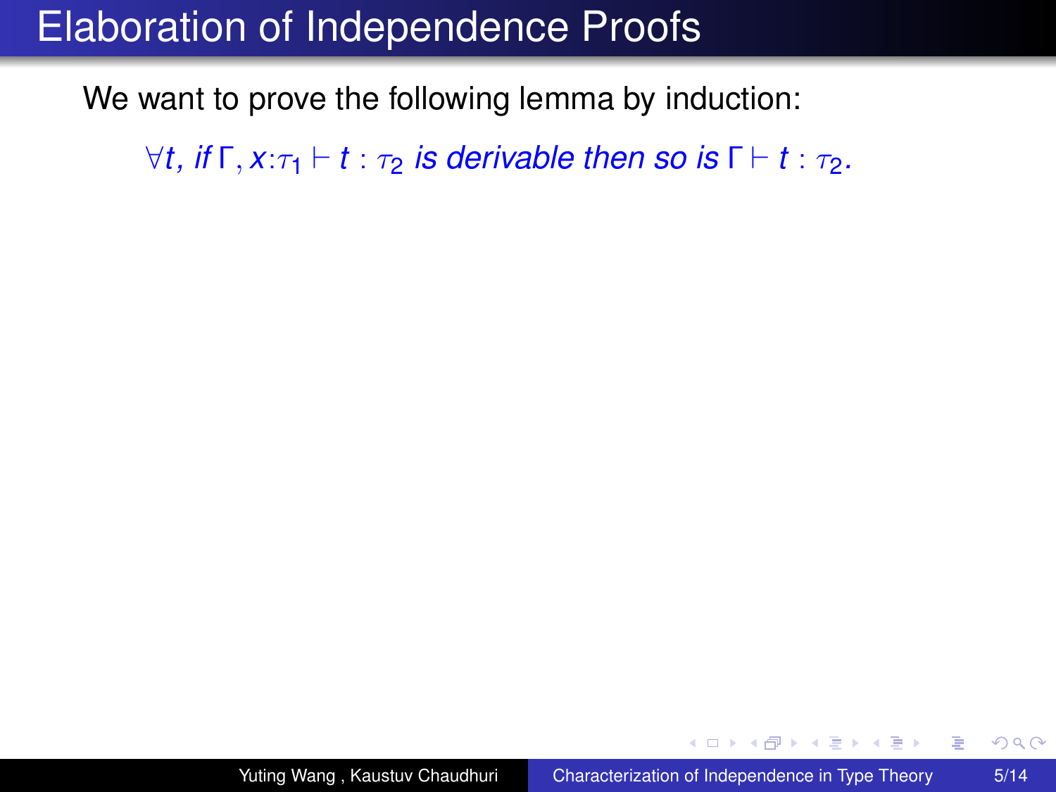# Elaboration of Independence Proofs

We want to prove the following lemma by induction:

> *$\forall t$, if $\Gamma, x{:}\tau_1 \vdash t : \tau_2$ is derivable then so is $\Gamma \vdash t : \tau_2$.*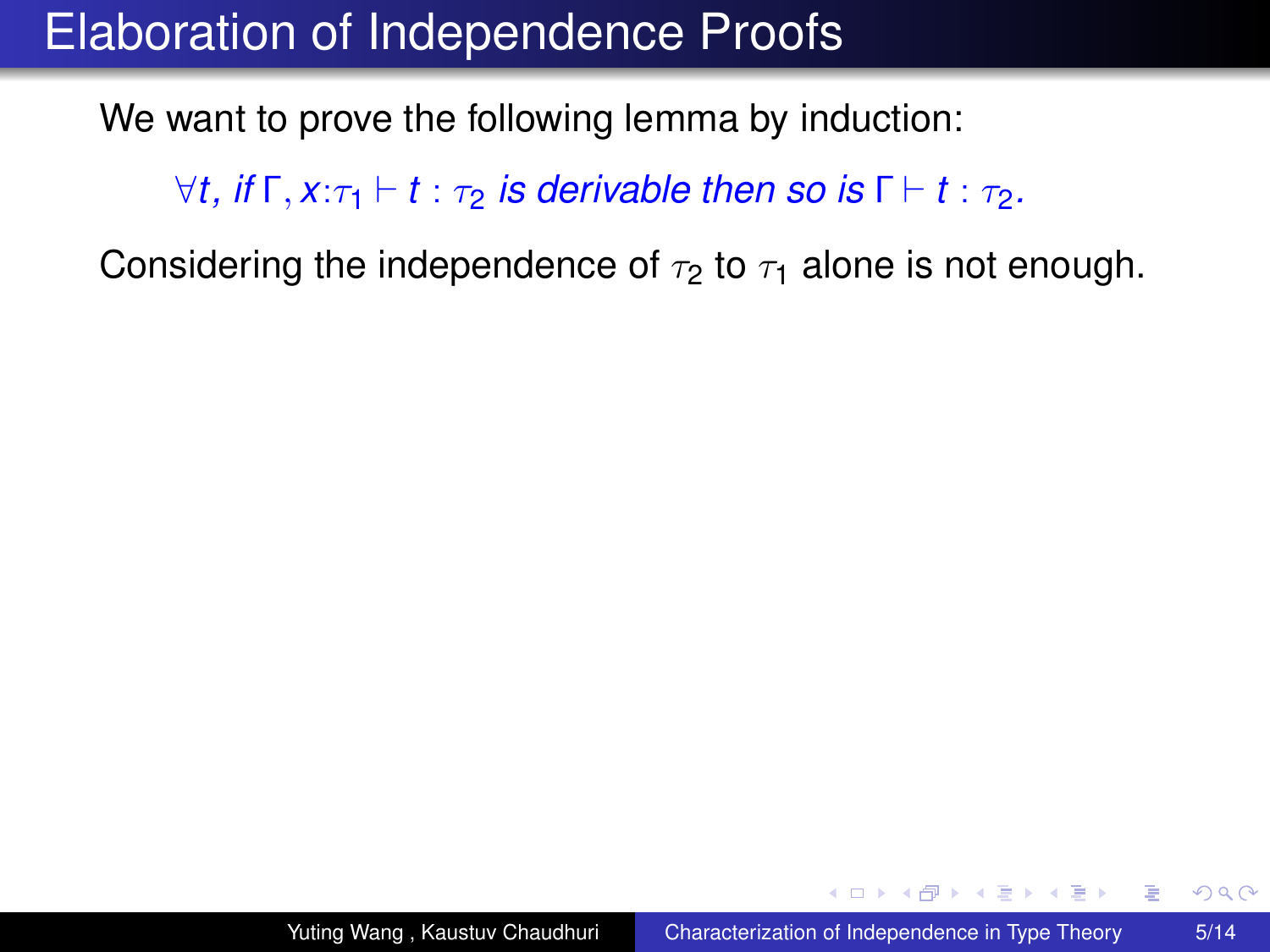# Elaboration of Independence Proofs

We want to prove the following lemma by induction:

> *$\forall t$, if $\Gamma, x{:}\tau_1 \vdash t : \tau_2$ is derivable then so is $\Gamma \vdash t : \tau_2$.*

Considering the independence of $\tau_2$ to $\tau_1$ alone is not enough.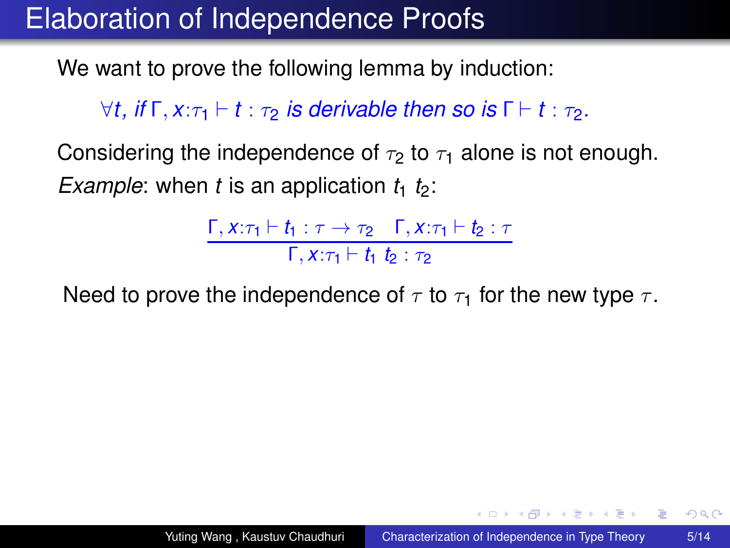# Elaboration of Independence Proofs

We want to prove the following lemma by induction:

> $\forall t$, *if* $\Gamma, x{:}\tau_1 \vdash t : \tau_2$ *is derivable then so is* $\Gamma \vdash t : \tau_2$.

Considering the independence of $\tau_2$ to $\tau_1$ alone is not enough.

*Example*: when $t$ is an application $t_1\ t_2$:

$$\frac{\Gamma, x{:}\tau_1 \vdash t_1 : \tau \to \tau_2 \quad \Gamma, x{:}\tau_1 \vdash t_2 : \tau}{\Gamma, x{:}\tau_1 \vdash t_1\ t_2 : \tau_2}$$

Need to prove the independence of $\tau$ to $\tau_1$ for the new type $\tau$.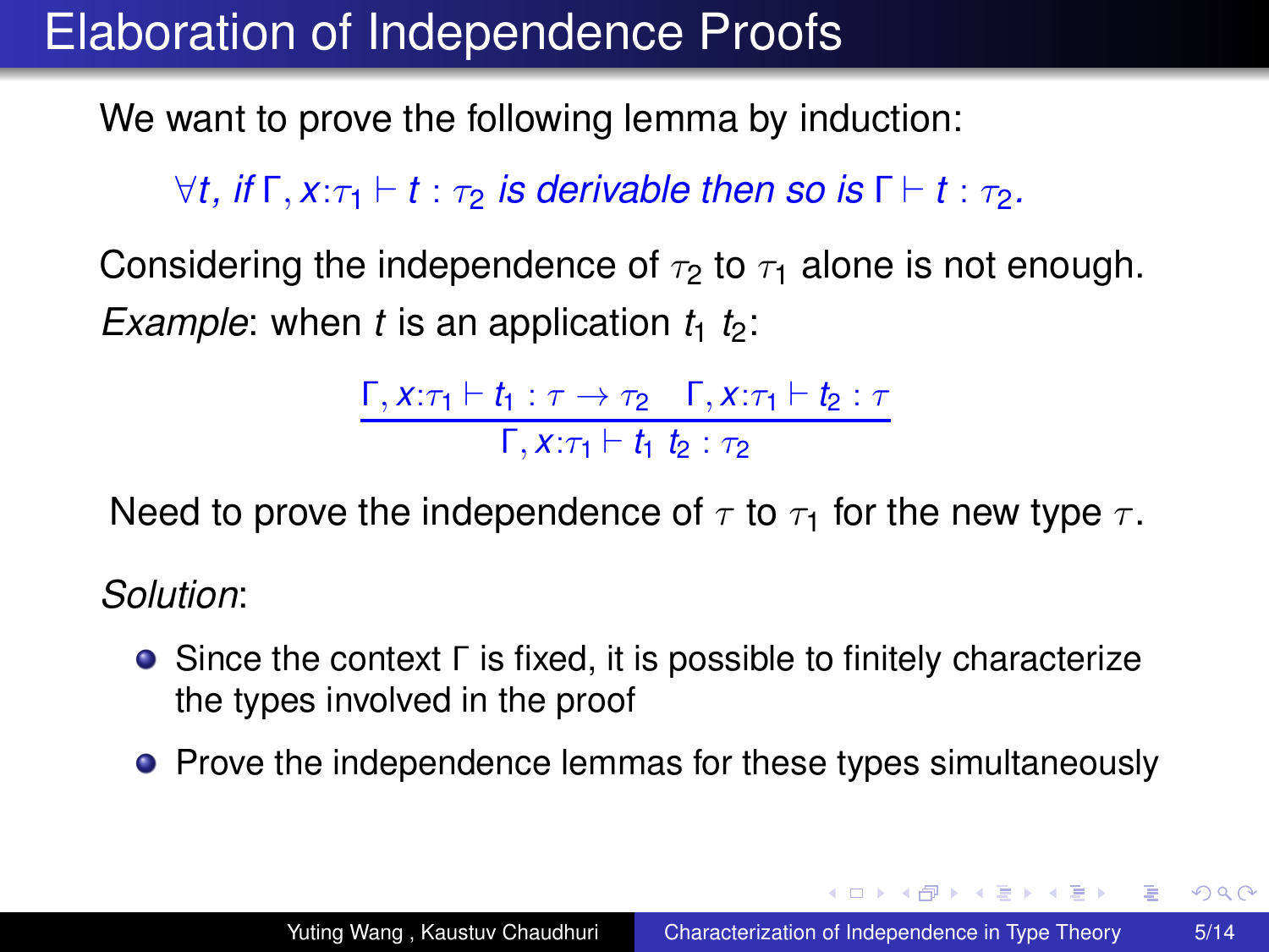# Elaboration of Independence Proofs

We want to prove the following lemma by induction:

> $\forall t$, *if* $\Gamma, x{:}\tau_1 \vdash t : \tau_2$ *is derivable then so is* $\Gamma \vdash t : \tau_2$.

Considering the independence of $\tau_2$ to $\tau_1$ alone is not enough.

*Example*: when $t$ is an application $t_1\ t_2$:

$$\frac{\Gamma, x{:}\tau_1 \vdash t_1 : \tau \to \tau_2 \quad \Gamma, x{:}\tau_1 \vdash t_2 : \tau}{\Gamma, x{:}\tau_1 \vdash t_1\ t_2 : \tau_2}$$

Need to prove the independence of $\tau$ to $\tau_1$ for the new type $\tau$.

*Solution*:

- Since the context $\Gamma$ is fixed, it is possible to finitely characterize the types involved in the proof
- Prove the independence lemmas for these types simultaneously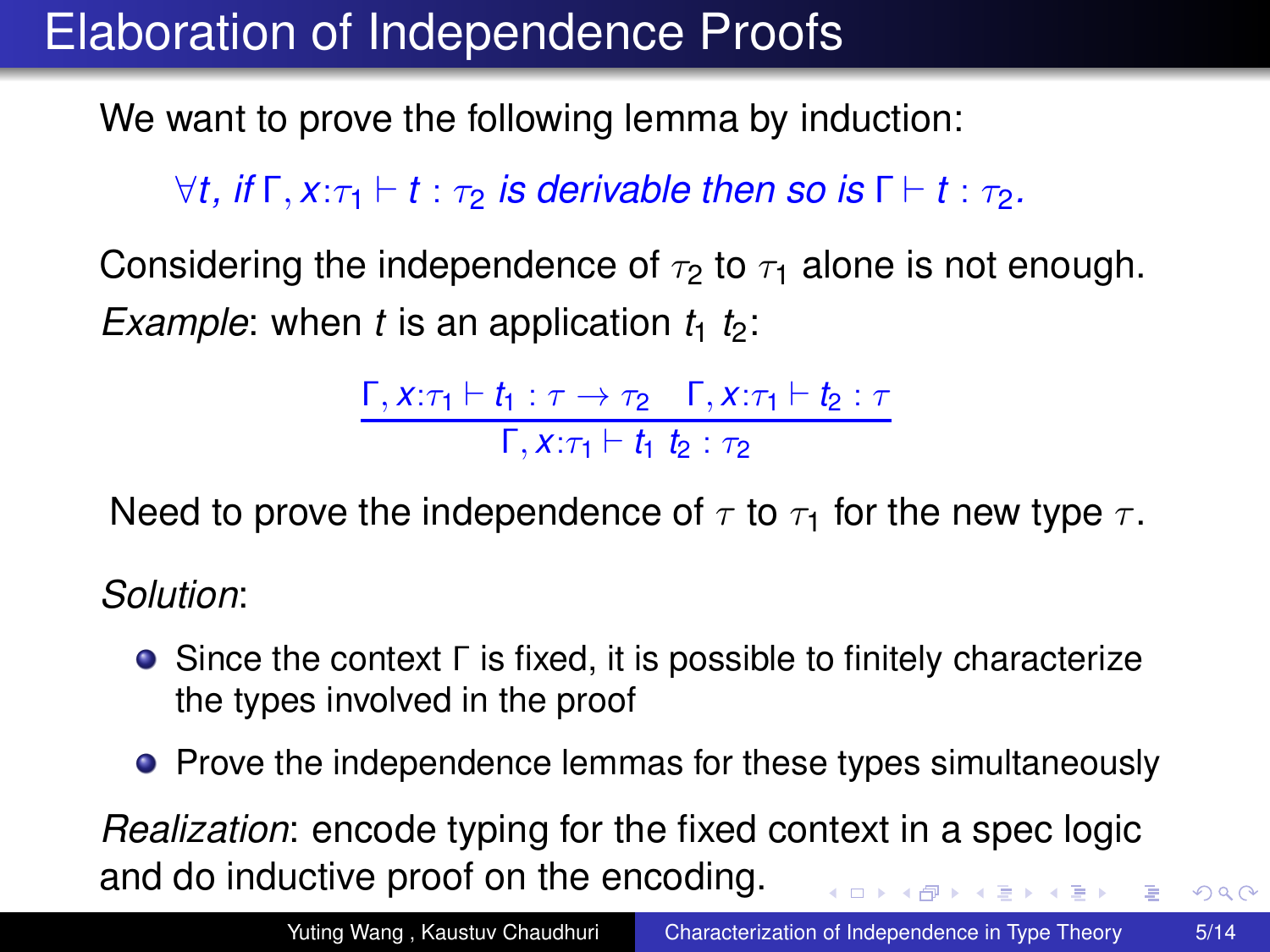# Elaboration of Independence Proofs

We want to prove the following lemma by induction:

> *$\forall t$, if $\Gamma, x{:}\tau_1 \vdash t : \tau_2$ is derivable then so is $\Gamma \vdash t : \tau_2$.*

Considering the independence of $\tau_2$ to $\tau_1$ alone is not enough.

*Example*: when $t$ is an application $t_1\ t_2$:

$$\frac{\Gamma, x{:}\tau_1 \vdash t_1 : \tau \to \tau_2 \quad \Gamma, x{:}\tau_1 \vdash t_2 : \tau}{\Gamma, x{:}\tau_1 \vdash t_1\ t_2 : \tau_2}$$

Need to prove the independence of $\tau$ to $\tau_1$ for the new type $\tau$.

*Solution*:

- Since the context $\Gamma$ is fixed, it is possible to finitely characterize the types involved in the proof
- Prove the independence lemmas for these types simultaneously

*Realization*: encode typing for the fixed context in a spec logic and do inductive proof on the encoding.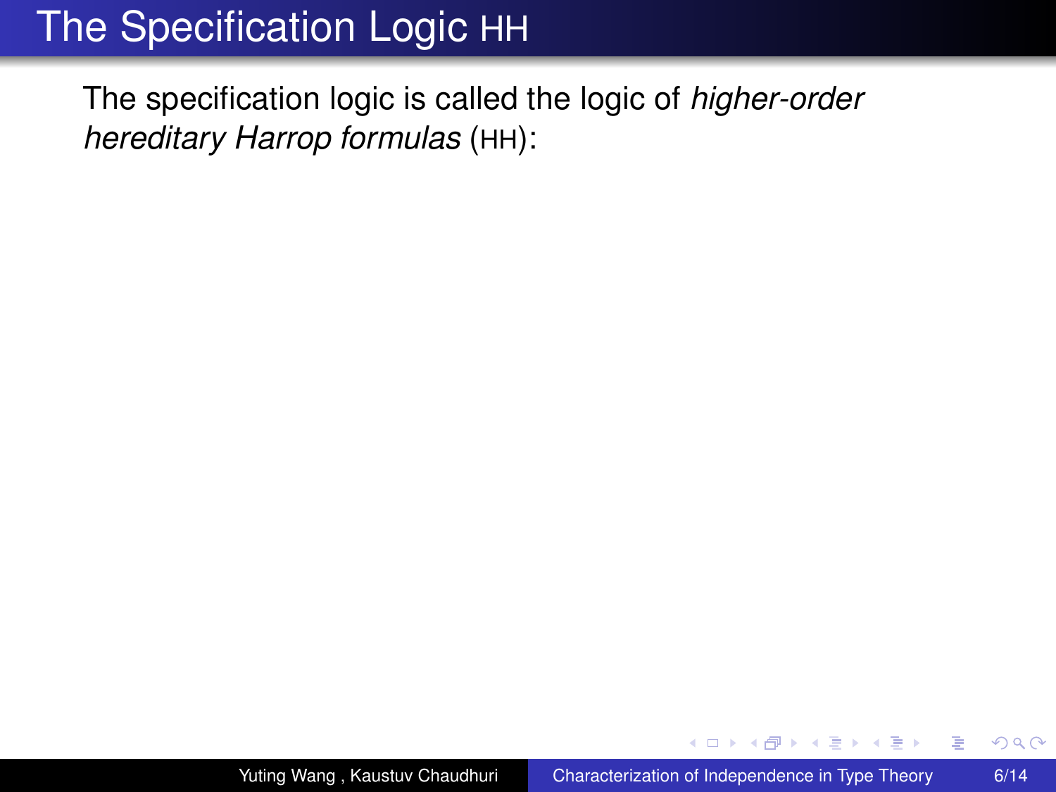# The Specification Logic HH

The specification logic is called the logic of *higher-order hereditary Harrop formulas* (HH):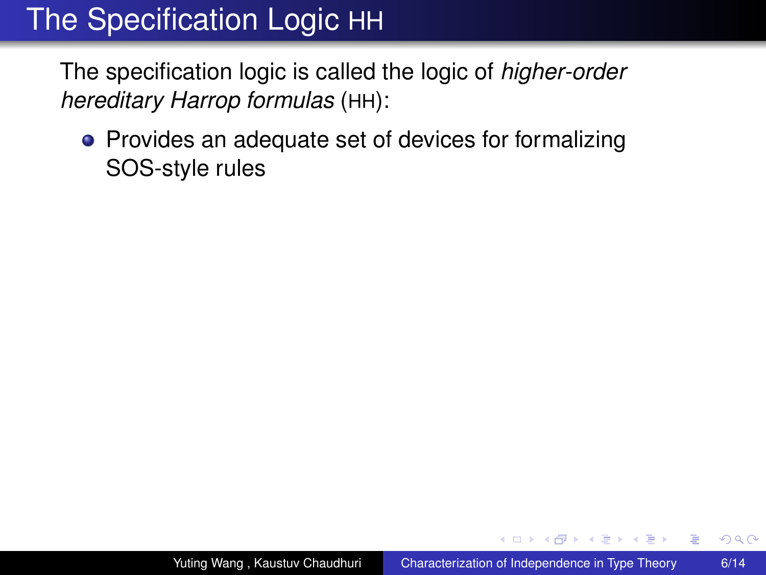# The Specification Logic HH

The specification logic is called the logic of *higher-order hereditary Harrop formulas* (HH):

- Provides an adequate set of devices for formalizing SOS-style rules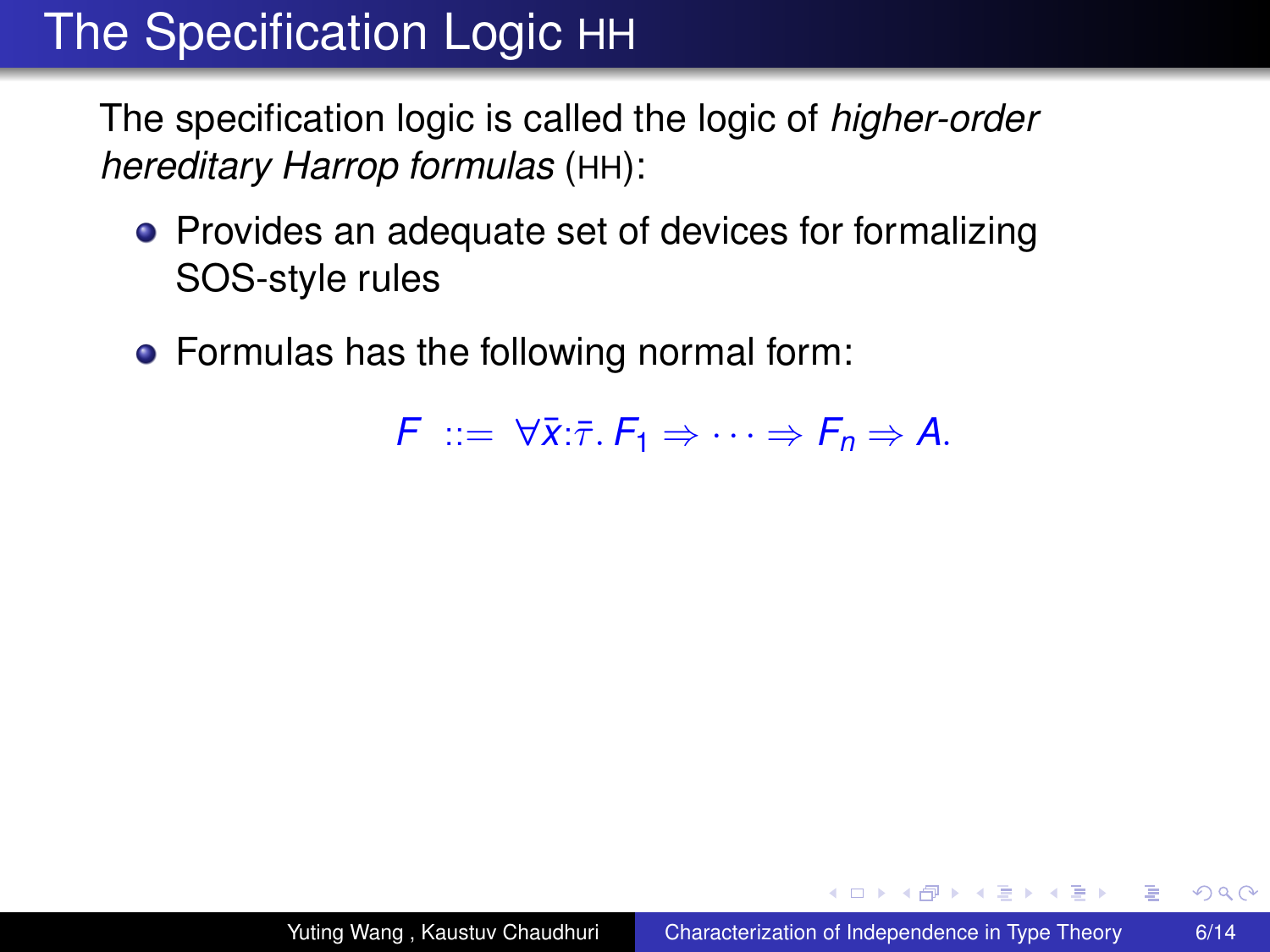# The Specification Logic HH

The specification logic is called the logic of *higher-order hereditary Harrop formulas* (HH):

- Provides an adequate set of devices for formalizing SOS-style rules
- Formulas has the following normal form:

$$F ::= \forall \bar{x}{:}\bar{\tau}.\, F_1 \Rightarrow \cdots \Rightarrow F_n \Rightarrow A.$$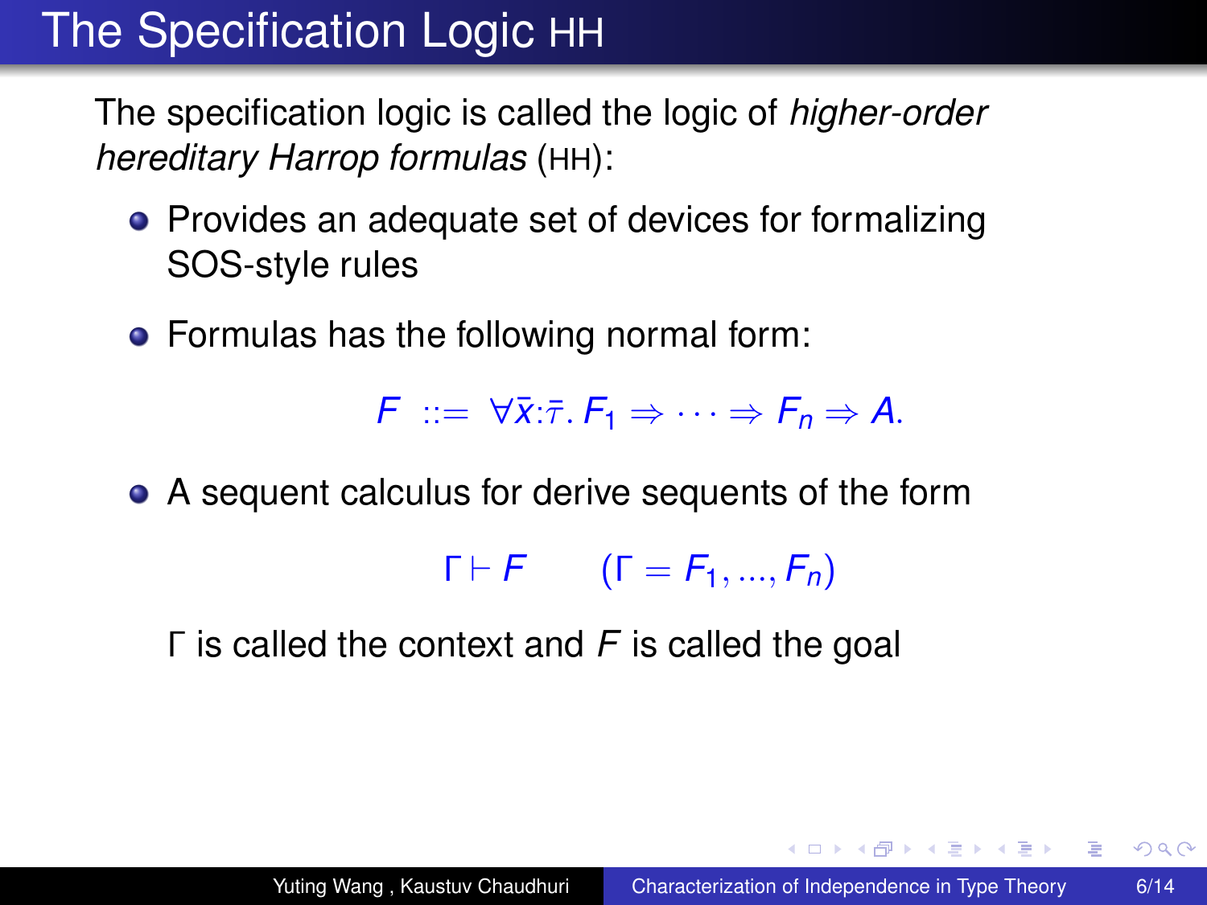# The Specification Logic HH

The specification logic is called the logic of *higher-order hereditary Harrop formulas* (HH):

- Provides an adequate set of devices for formalizing SOS-style rules
- Formulas has the following normal form:

$$F \ ::= \ \forall \bar{x}{:}\bar{\tau}.\, F_1 \Rightarrow \cdots \Rightarrow F_n \Rightarrow A.$$

- A sequent calculus for derive sequents of the form

$$\Gamma \vdash F \qquad (\Gamma = F_1, ..., F_n)$$

  $\Gamma$ is called the context and $F$ is called the goal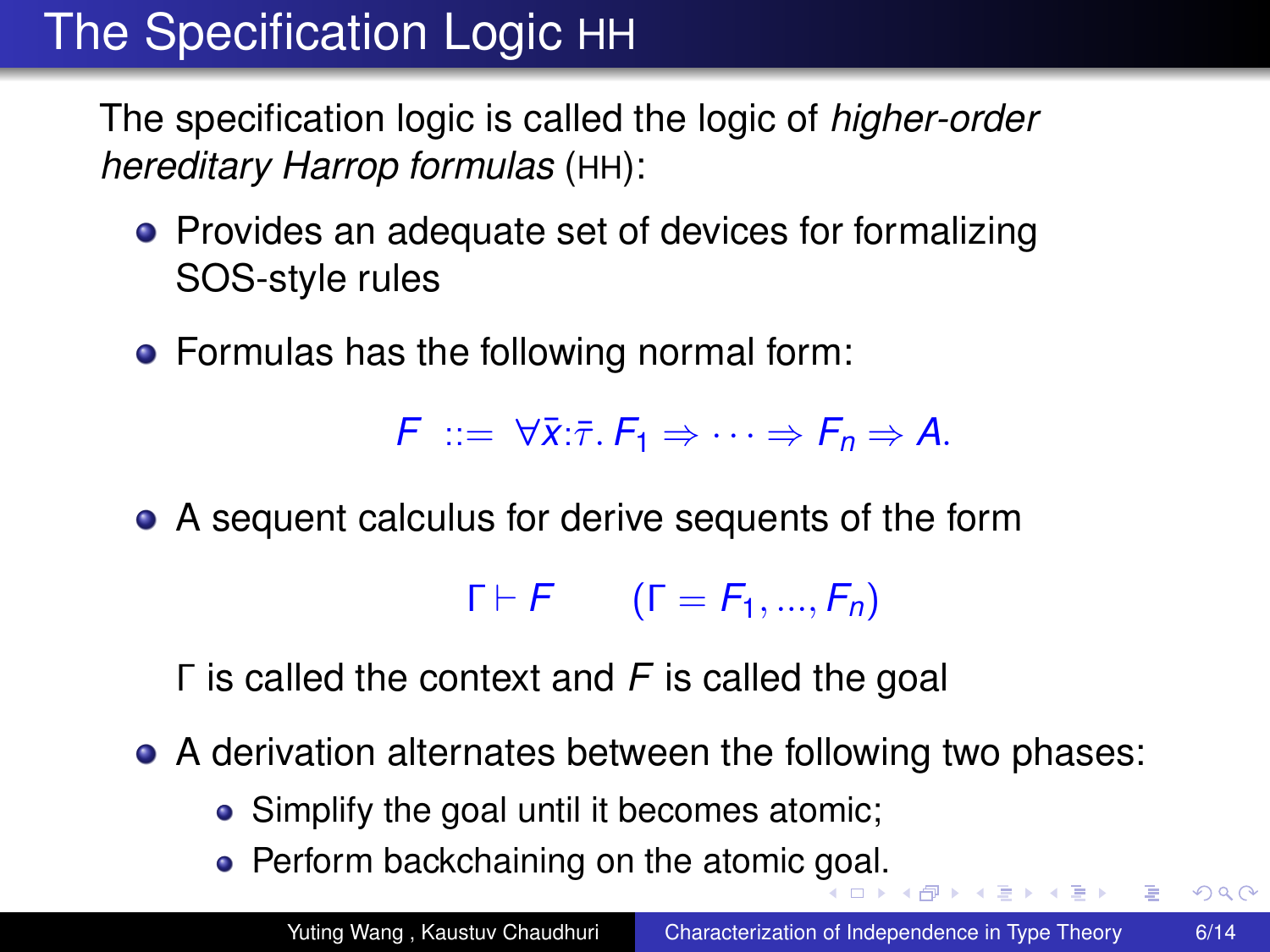# The Specification Logic HH

The specification logic is called the logic of *higher-order hereditary Harrop formulas* (HH):

- Provides an adequate set of devices for formalizing SOS-style rules
- Formulas has the following normal form:

$$F ::= \forall \bar{x}{:}\bar{\tau}.\, F_1 \Rightarrow \cdots \Rightarrow F_n \Rightarrow A.$$

- A sequent calculus for derive sequents of the form

$$\Gamma \vdash F \qquad (\Gamma = F_1, ..., F_n)$$

  $\Gamma$ is called the context and $F$ is called the goal

- A derivation alternates between the following two phases:
  - Simplify the goal until it becomes atomic;
  - Perform backchaining on the atomic goal.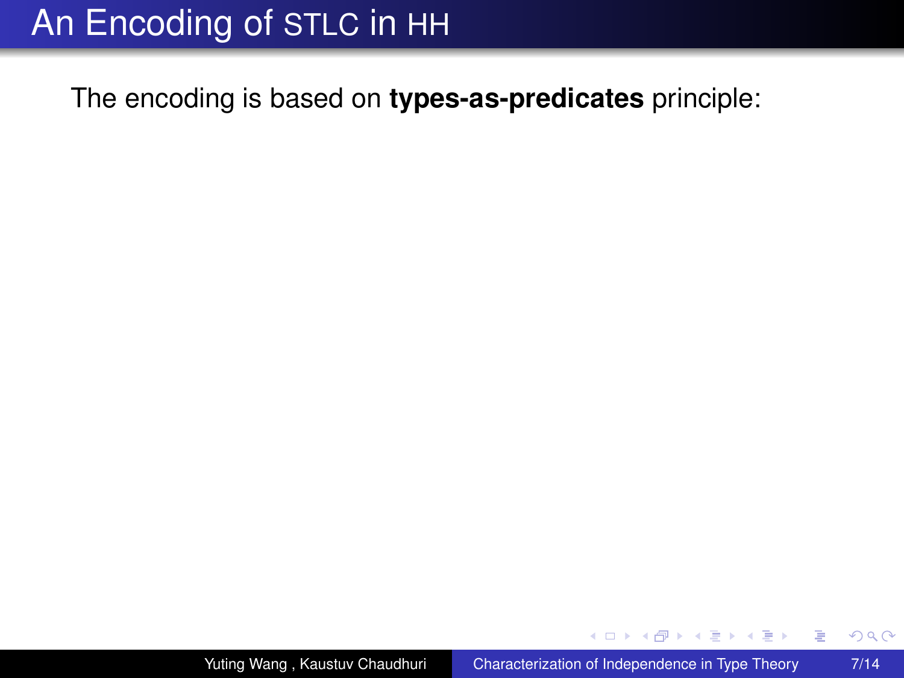# An Encoding of STLC in HH

The encoding is based on **types-as-predicates** principle: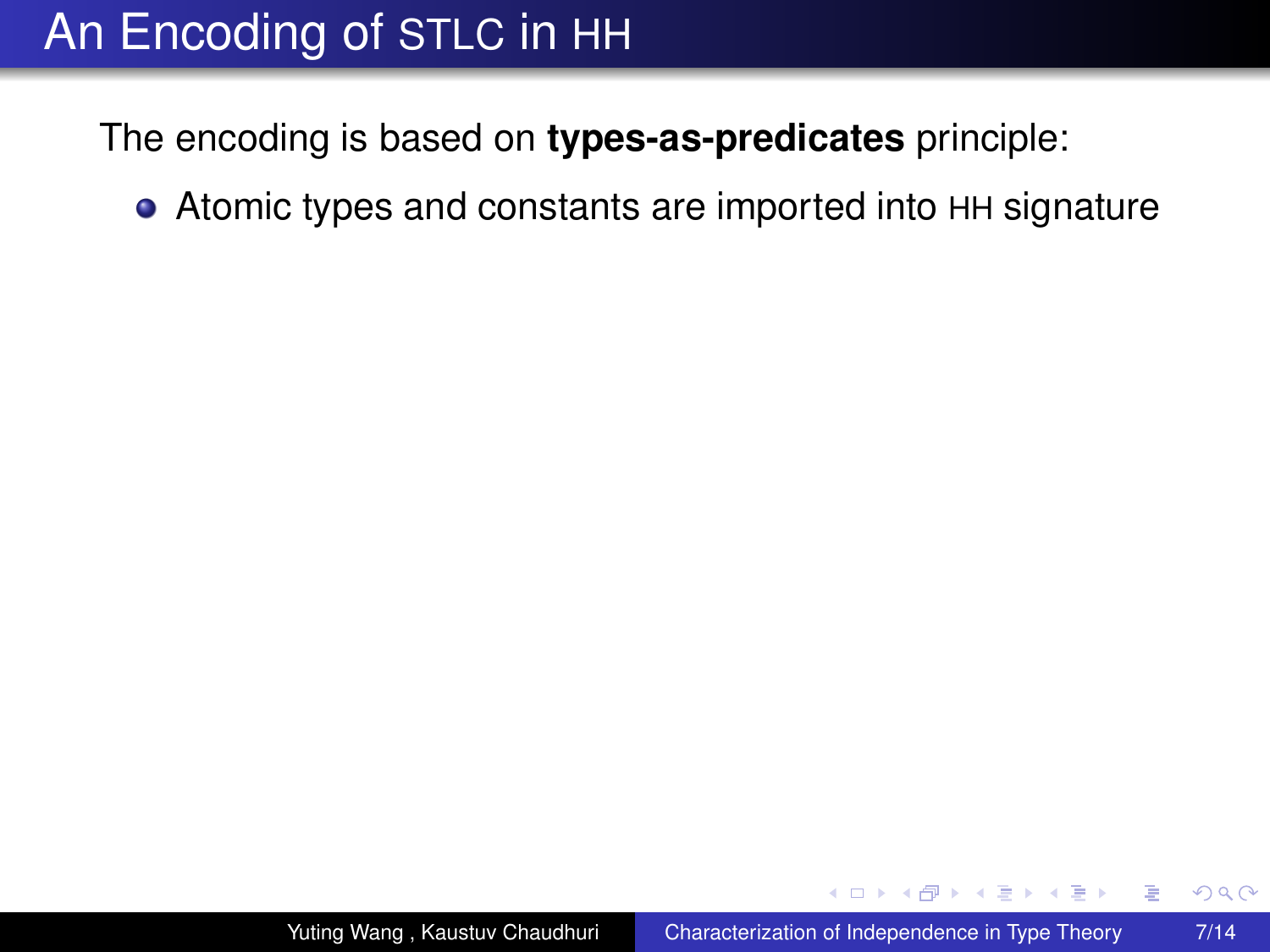# An Encoding of STLC in HH

The encoding is based on **types-as-predicates** principle:

- Atomic types and constants are imported into HH signature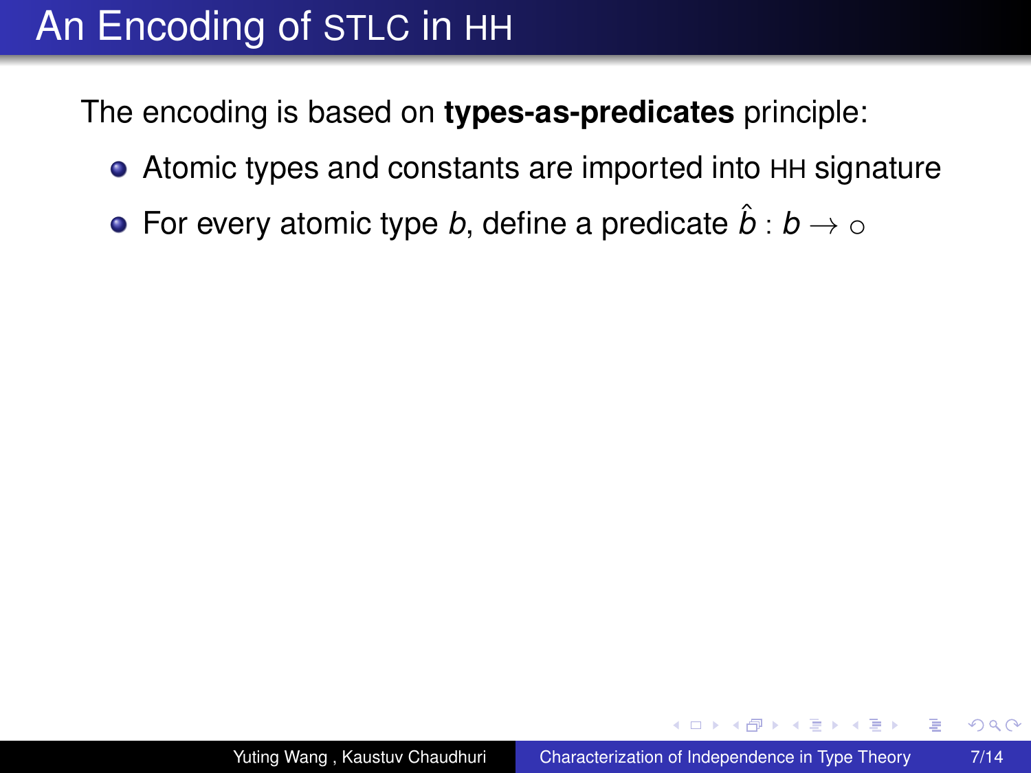# An Encoding of STLC in HH

The encoding is based on **types-as-predicates** principle:

- Atomic types and constants are imported into HH signature
- For every atomic type $b$, define a predicate $\hat{b} : b \to \circ$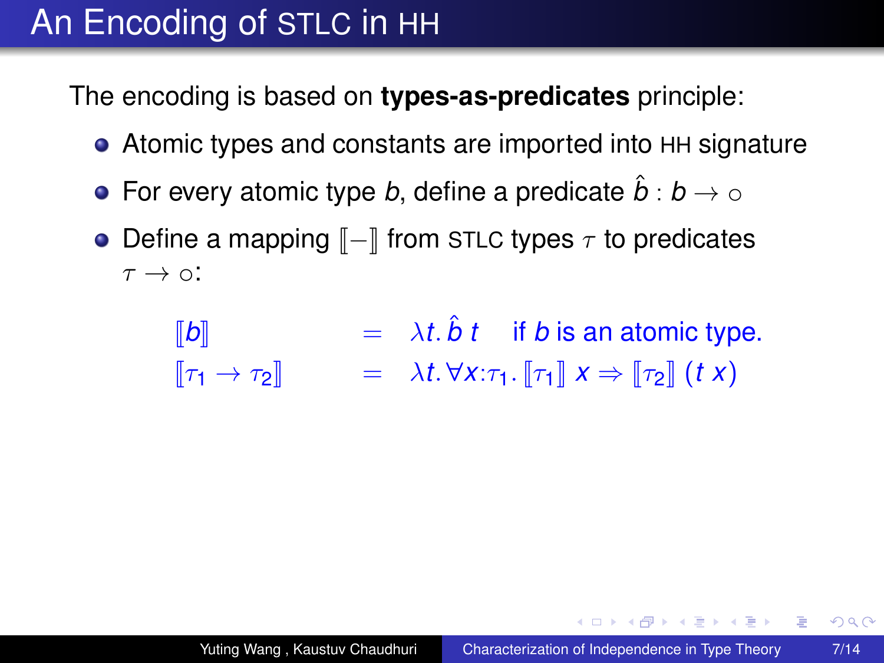# An Encoding of STLC in HH

The encoding is based on **types-as-predicates** principle:

- Atomic types and constants are imported into HH signature
- For every atomic type $b$, define a predicate $\hat{b} : b \to \circ$
- Define a mapping $[\![-]\!]$ from STLC types $\tau$ to predicates $\tau \to \circ$:

$$
\begin{aligned}
[\![b]\!] &= \lambda t.\, \hat{b}\ t \quad \text{if } b \text{ is an atomic type.} \\
[\![\tau_1 \to \tau_2]\!] &= \lambda t.\, \forall x{:}\tau_1.\, [\![\tau_1]\!]\ x \Rightarrow [\![\tau_2]\!]\ (t\ x)
\end{aligned}
$$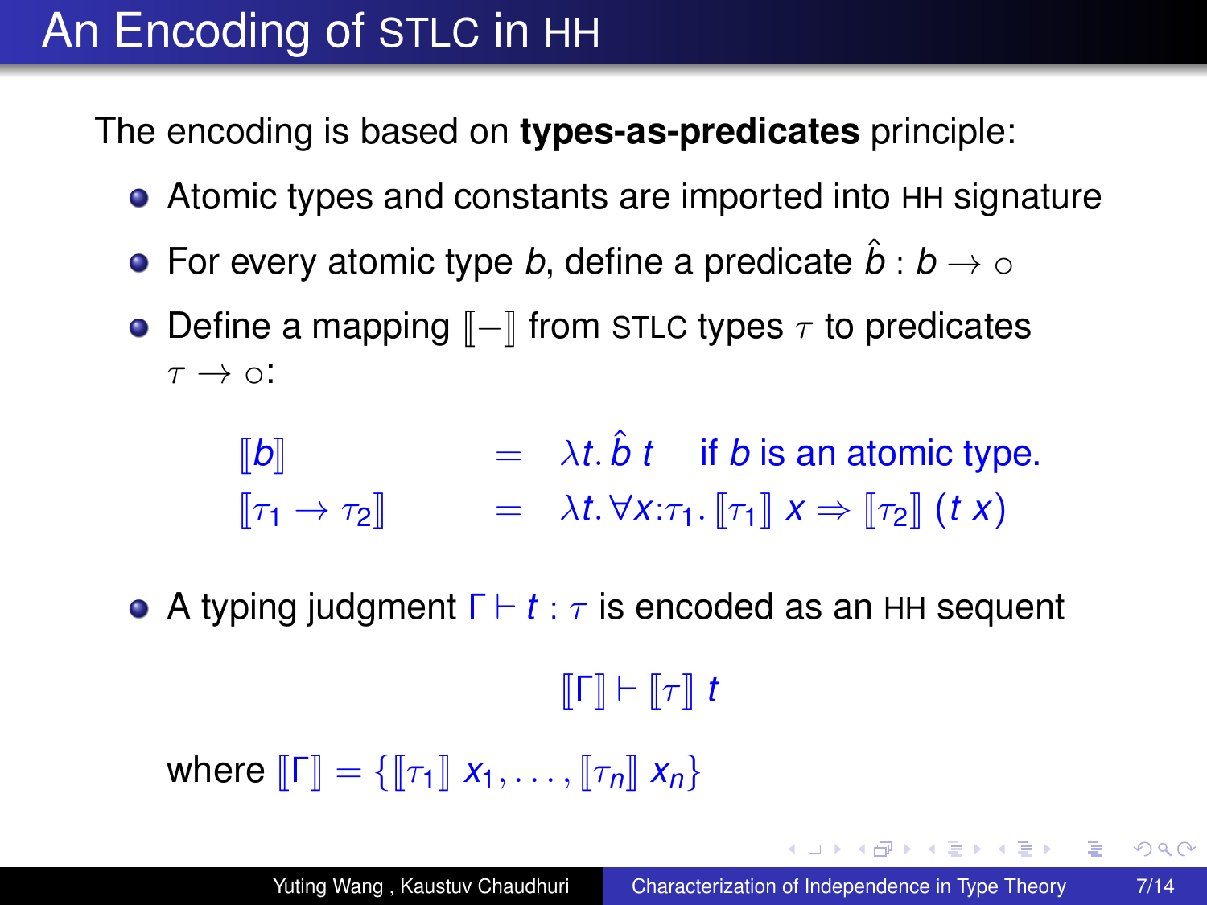# An Encoding of STLC in HH

The encoding is based on **types-as-predicates** principle:

- Atomic types and constants are imported into HH signature
- For every atomic type $b$, define a predicate $\hat{b} : b \to \circ$
- Define a mapping $[\![-]\!]$ from STLC types $\tau$ to predicates $\tau \to \circ$:

$$
\begin{aligned}
[\![b]\!] &= \lambda t.\, \hat{b}\; t \quad \text{if } b \text{ is an atomic type.} \\
[\![\tau_1 \to \tau_2]\!] &= \lambda t.\, \forall x{:}\tau_1.\, [\![\tau_1]\!]\; x \Rightarrow [\![\tau_2]\!]\; (t\; x)
\end{aligned}
$$

- A typing judgment $\Gamma \vdash t : \tau$ is encoded as an HH sequent

$$[\![\Gamma]\!] \vdash [\![\tau]\!]\; t$$

where $[\![\Gamma]\!] = \{[\![\tau_1]\!]\; x_1, \ldots, [\![\tau_n]\!]\; x_n\}$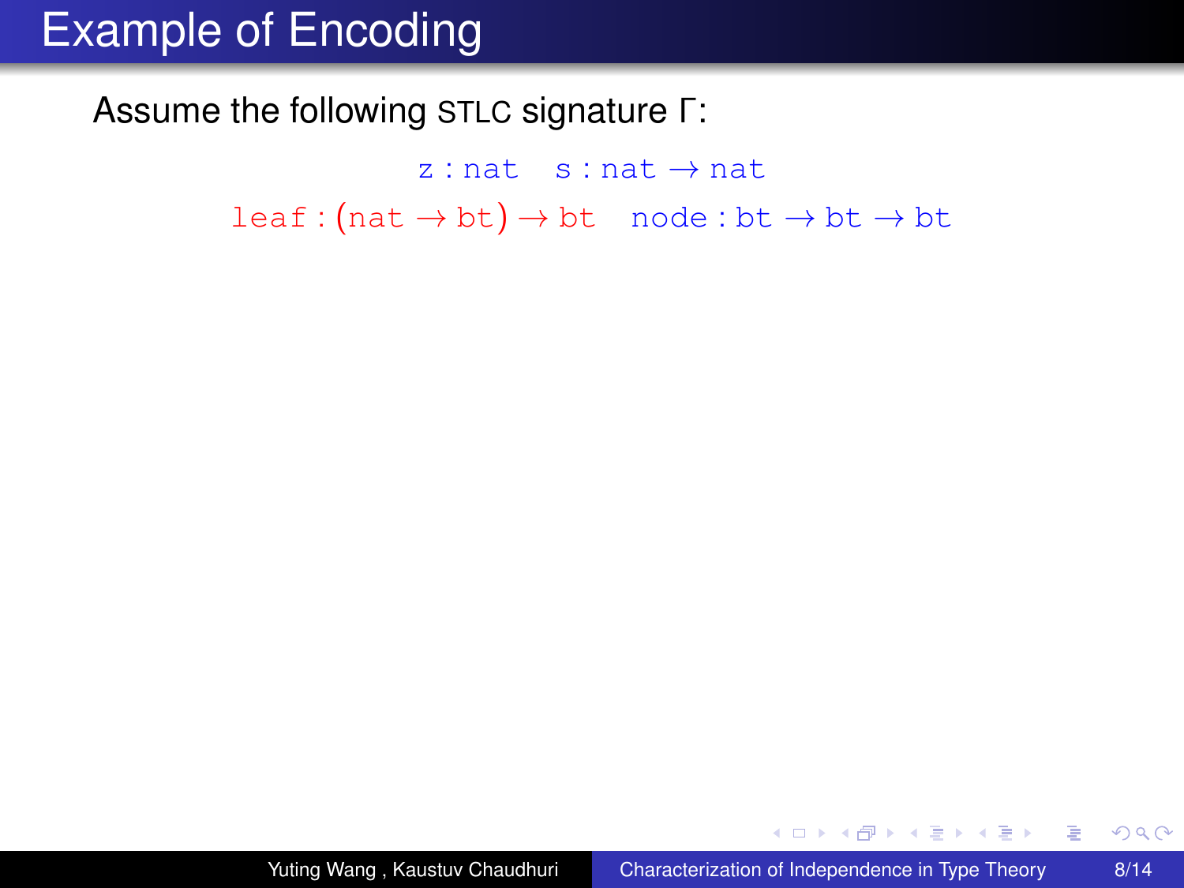# Example of Encoding

Assume the following STLC signature $\Gamma$:

$$\mathtt{z} : \mathtt{nat} \quad \mathtt{s} : \mathtt{nat} \to \mathtt{nat}$$

$$\mathtt{leaf} : (\mathtt{nat} \to \mathtt{bt}) \to \mathtt{bt} \quad \mathtt{node} : \mathtt{bt} \to \mathtt{bt} \to \mathtt{bt}$$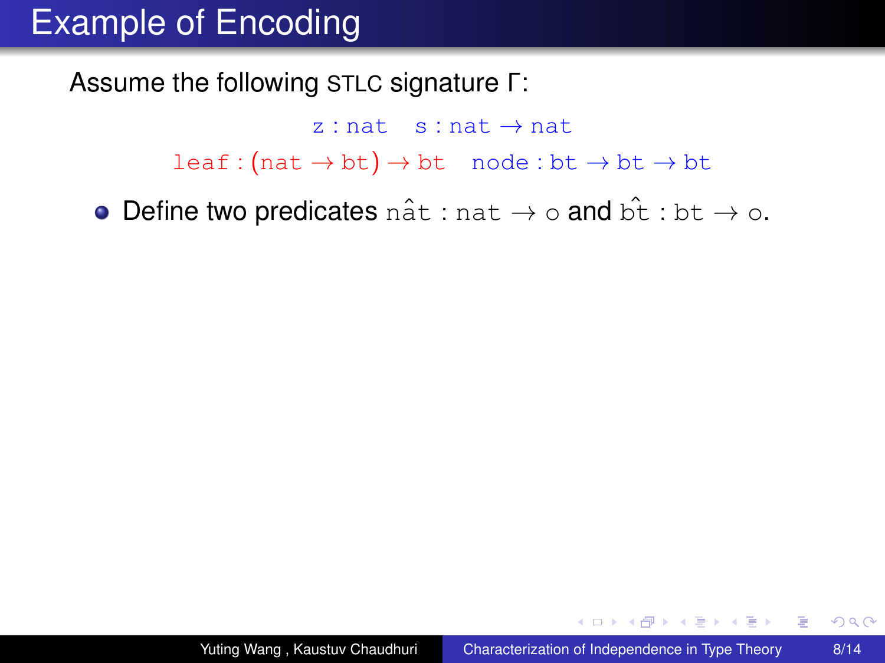# Example of Encoding

Assume the following STLC signature $\Gamma$:

$$\mathtt{z} : \mathtt{nat} \quad \mathtt{s} : \mathtt{nat} \rightarrow \mathtt{nat}$$

$$\mathtt{leaf} : (\mathtt{nat} \rightarrow \mathtt{bt}) \rightarrow \mathtt{bt} \quad \mathtt{node} : \mathtt{bt} \rightarrow \mathtt{bt} \rightarrow \mathtt{bt}$$

- Define two predicates $\hat{\mathtt{nat}} : \mathtt{nat} \rightarrow \mathrm{o}$ and $\hat{\mathtt{bt}} : \mathtt{bt} \rightarrow \mathrm{o}$.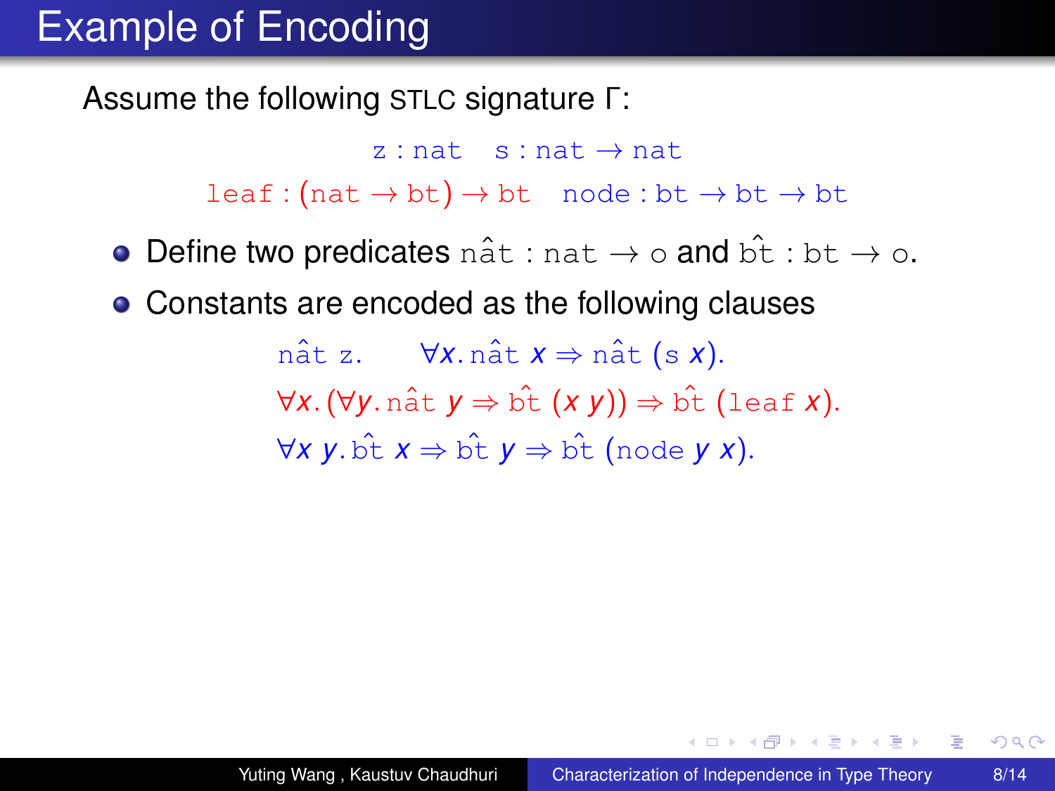# Example of Encoding

Assume the following STLC signature $\Gamma$:

$$\mathtt{z} : \mathtt{nat} \quad \mathtt{s} : \mathtt{nat} \to \mathtt{nat}$$

$$\mathtt{leaf} : (\mathtt{nat} \to \mathtt{bt}) \to \mathtt{bt} \quad \mathtt{node} : \mathtt{bt} \to \mathtt{bt} \to \mathtt{bt}$$

- Define two predicates $\hat{\mathtt{nat}} : \mathtt{nat} \to o$ and $\hat{\mathtt{bt}} : \mathtt{bt} \to o$.
- Constants are encoded as the following clauses

$$\hat{\mathtt{nat}}\ \mathtt{z}. \qquad \forall x. \hat{\mathtt{nat}}\ x \Rightarrow \hat{\mathtt{nat}}\ (\mathtt{s}\ x).$$

$$\forall x. (\forall y. \hat{\mathtt{nat}}\ y \Rightarrow \hat{\mathtt{bt}}\ (x\ y)) \Rightarrow \hat{\mathtt{bt}}\ (\mathtt{leaf}\ x).$$

$$\forall x\ y. \hat{\mathtt{bt}}\ x \Rightarrow \hat{\mathtt{bt}}\ y \Rightarrow \hat{\mathtt{bt}}\ (\mathtt{node}\ y\ x).$$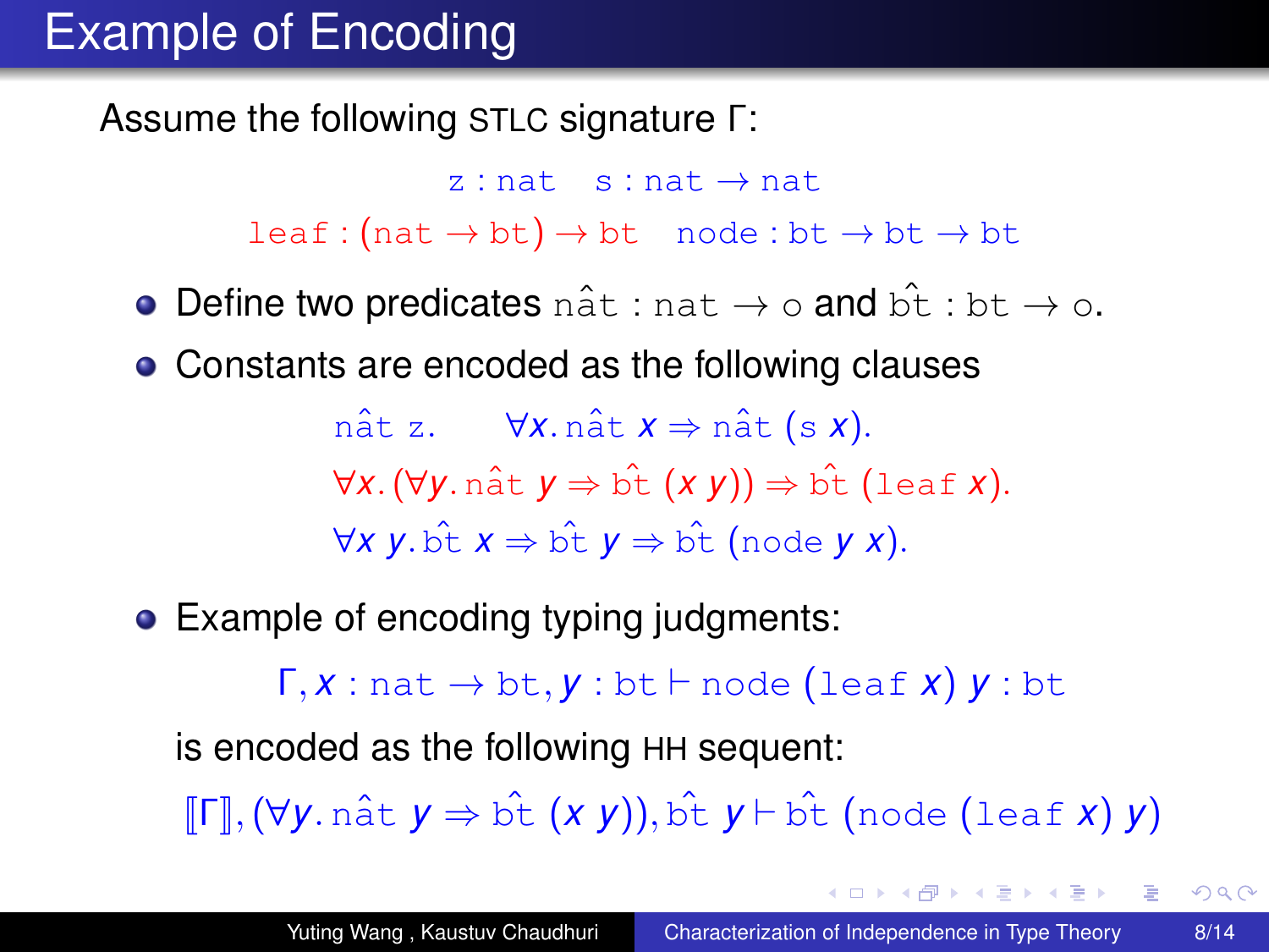# Example of Encoding

Assume the following STLC signature $\Gamma$:

$$\mathtt{z} : \mathtt{nat} \quad \mathtt{s} : \mathtt{nat} \to \mathtt{nat}$$

$$\mathtt{leaf} : (\mathtt{nat} \to \mathtt{bt}) \to \mathtt{bt} \quad \mathtt{node} : \mathtt{bt} \to \mathtt{bt} \to \mathtt{bt}$$

- Define two predicates $\hat{\mathtt{nat}} : \mathtt{nat} \to \mathtt{o}$ and $\hat{\mathtt{bt}} : \mathtt{bt} \to \mathtt{o}$.
- Constants are encoded as the following clauses

$$\hat{\mathtt{nat}}\ \mathtt{z}. \qquad \forall x. \hat{\mathtt{nat}}\ x \Rightarrow \hat{\mathtt{nat}}\ (\mathtt{s}\ x).$$

$$\forall x. (\forall y. \hat{\mathtt{nat}}\ y \Rightarrow \hat{\mathtt{bt}}\ (x\ y)) \Rightarrow \hat{\mathtt{bt}}\ (\mathtt{leaf}\ x).$$

$$\forall x\ y. \hat{\mathtt{bt}}\ x \Rightarrow \hat{\mathtt{bt}}\ y \Rightarrow \hat{\mathtt{bt}}\ (\mathtt{node}\ y\ x).$$

- Example of encoding typing judgments:

$$\Gamma, x : \mathtt{nat} \to \mathtt{bt}, y : \mathtt{bt} \vdash \mathtt{node}\ (\mathtt{leaf}\ x)\ y : \mathtt{bt}$$

  is encoded as the following HH sequent:

$$[\![\Gamma]\!], (\forall y. \hat{\mathtt{nat}}\ y \Rightarrow \hat{\mathtt{bt}}\ (x\ y)), \hat{\mathtt{bt}}\ y \vdash \hat{\mathtt{bt}}\ (\mathtt{node}\ (\mathtt{leaf}\ x)\ y)$$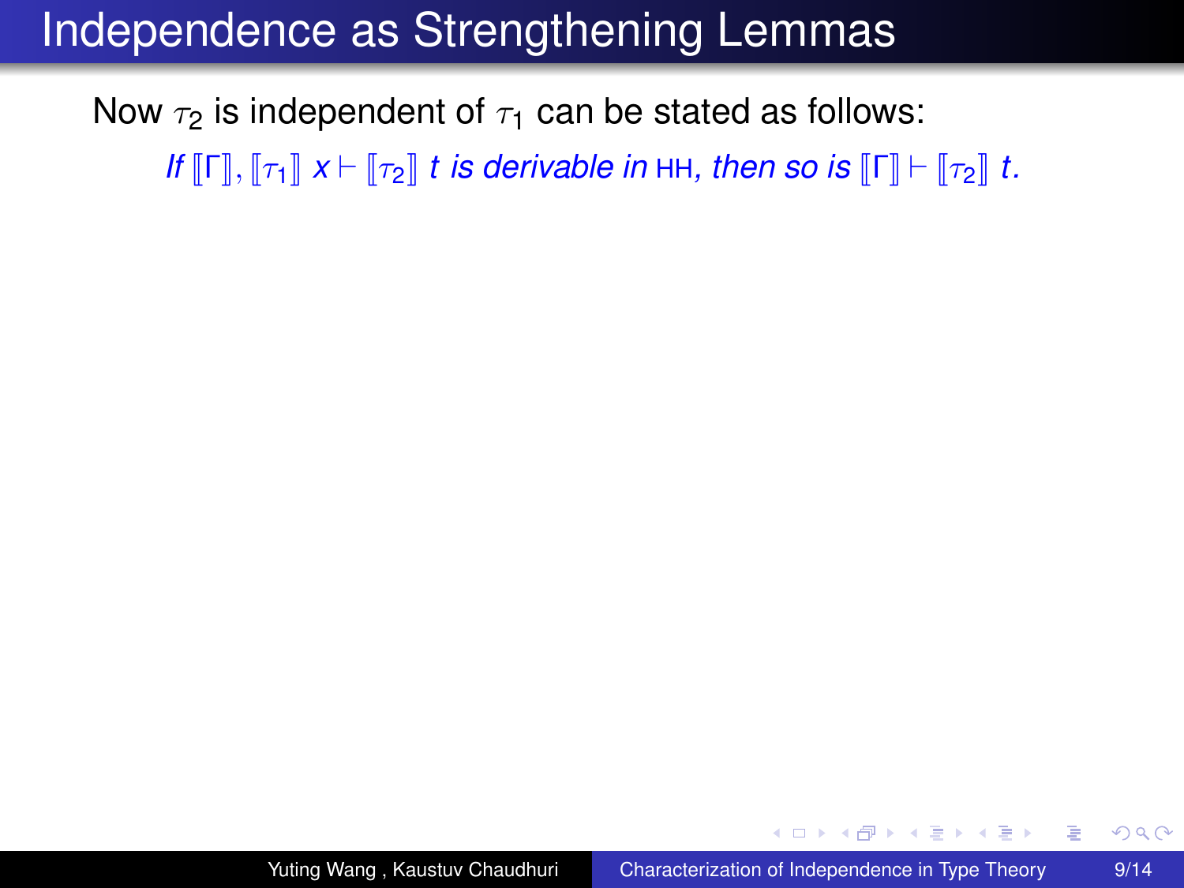# Independence as Strengthening Lemmas

Now $\tau_2$ is independent of $\tau_1$ can be stated as follows:

*If $[\![\Gamma]\!], [\![\tau_1]\!]\ x \vdash [\![\tau_2]\!]\ t$ is derivable in* HH*, then so is $[\![\Gamma]\!] \vdash [\![\tau_2]\!]\ t$.*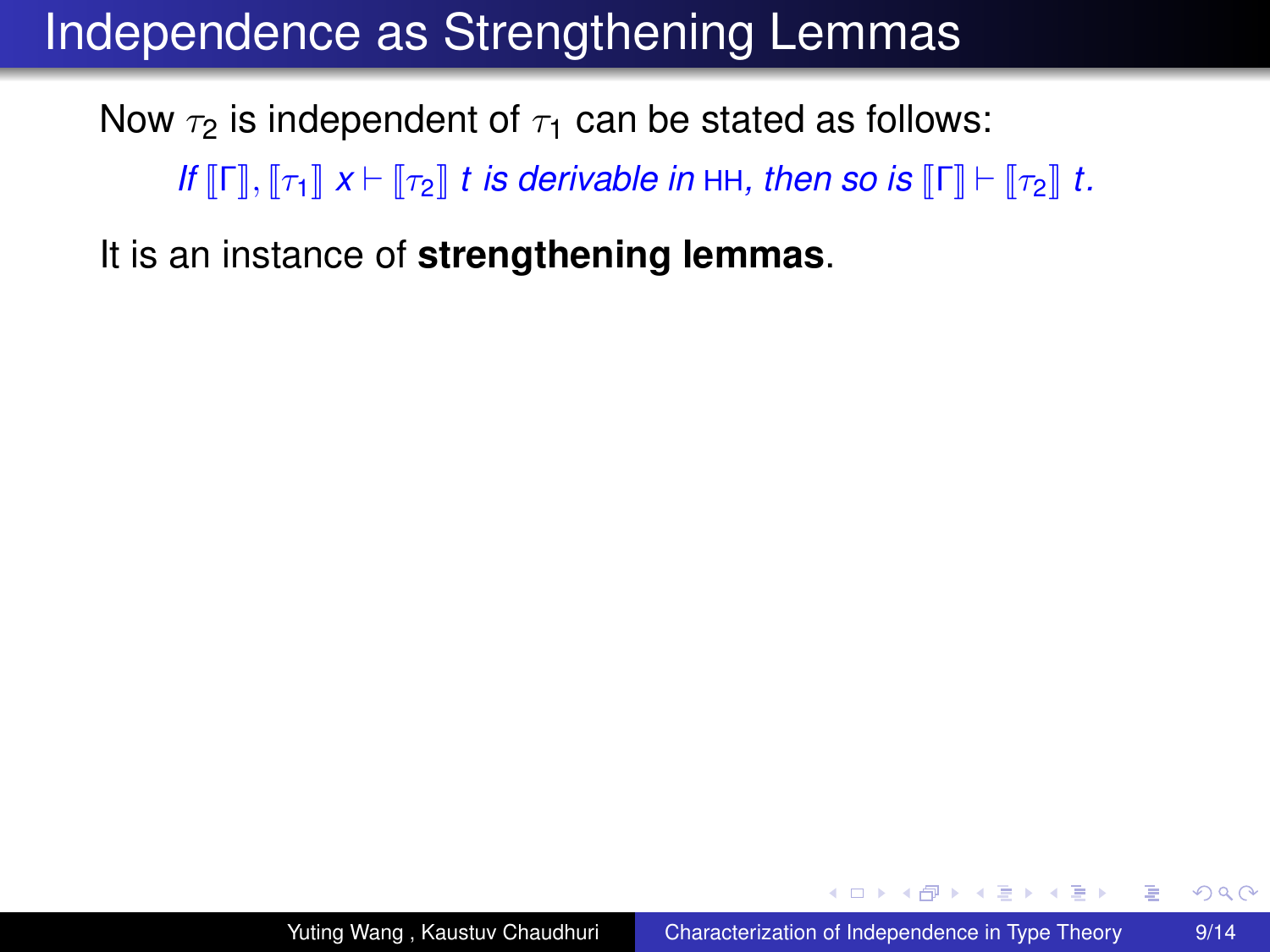# Independence as Strengthening Lemmas

Now $\tau_2$ is independent of $\tau_1$ can be stated as follows:

> *If* $[\![\Gamma]\!], [\![\tau_1]\!]\ x \vdash [\![\tau_2]\!]\ t$ *is derivable in* HH*, then so is* $[\![\Gamma]\!] \vdash [\![\tau_2]\!]\ t$*.*

It is an instance of **strengthening lemmas**.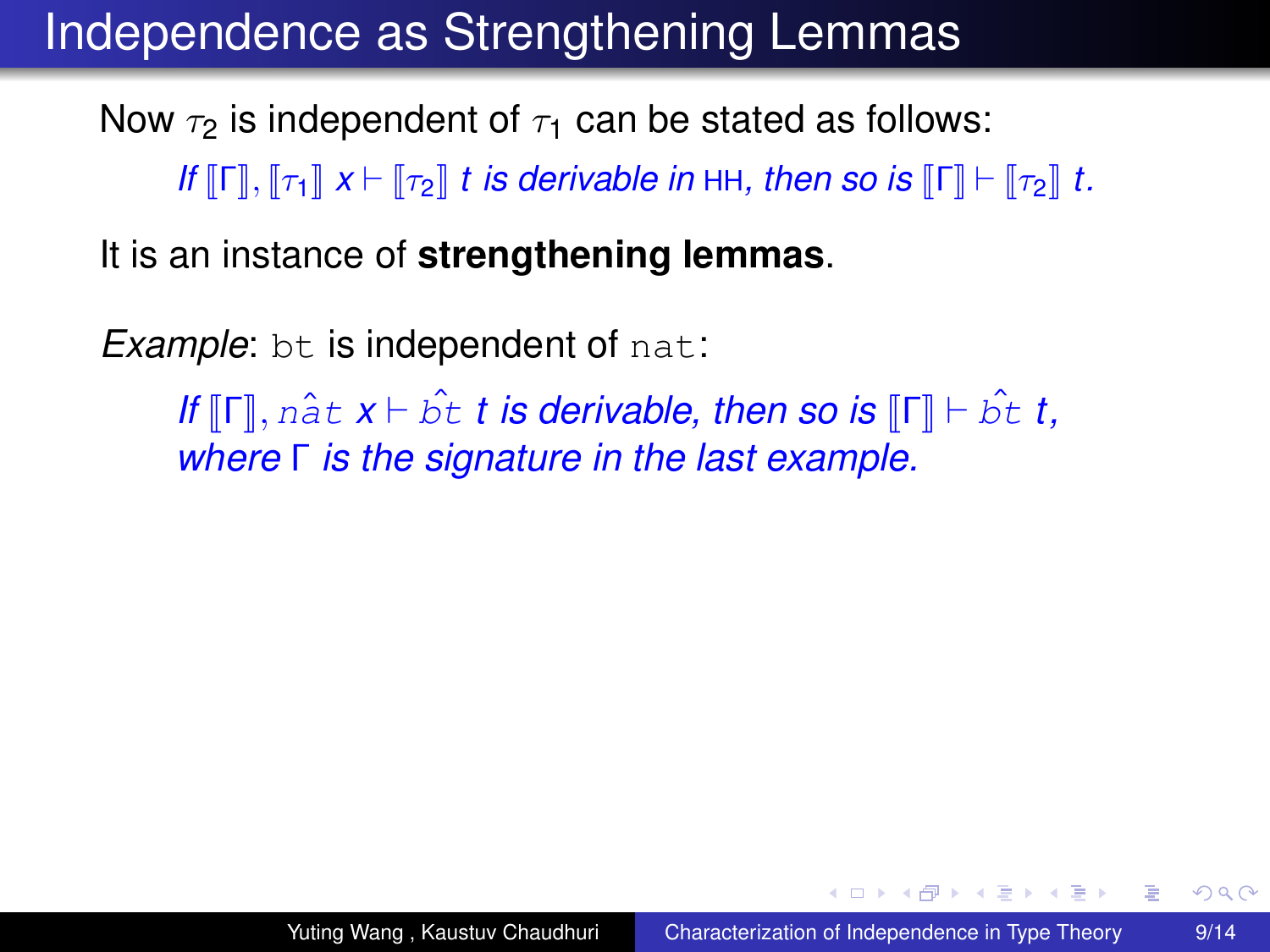# Independence as Strengthening Lemmas

Now $\tau_2$ is independent of $\tau_1$ can be stated as follows:

> *If $[\![\Gamma]\!], [\![\tau_1]\!]\ x \vdash [\![\tau_2]\!]\ t$ is derivable in* HH*, then so is $[\![\Gamma]\!] \vdash [\![\tau_2]\!]\ t$.*

It is an instance of **strengthening lemmas**.

*Example*: `bt` is independent of `nat`:

> *If $[\![\Gamma]\!], \hat{\texttt{nat}}\ x \vdash \hat{\texttt{bt}}\ t$ is derivable, then so is $[\![\Gamma]\!] \vdash \hat{\texttt{bt}}\ t$, where $\Gamma$ is the signature in the last example.*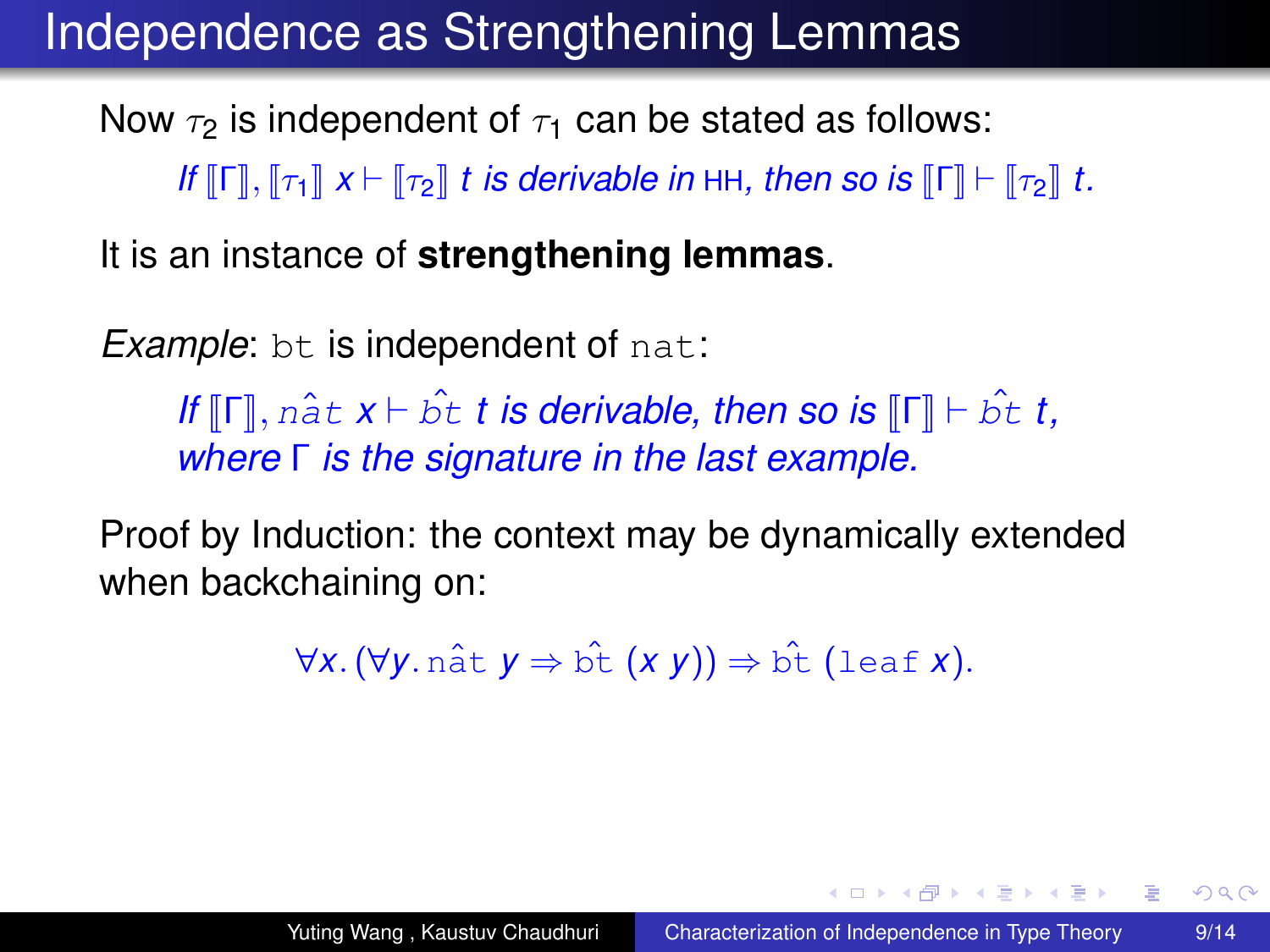# Independence as Strengthening Lemmas

Now $\tau_2$ is independent of $\tau_1$ can be stated as follows:

> *If* $[\![\Gamma]\!], [\![\tau_1]\!]\ x \vdash [\![\tau_2]\!]\ t$ *is derivable in* HH*, then so is* $[\![\Gamma]\!] \vdash [\![\tau_2]\!]\ t$*.*

It is an instance of **strengthening lemmas**.

*Example*: `bt` is independent of `nat`:

> *If* $[\![\Gamma]\!], \hat{\mathtt{nat}}\ x \vdash \hat{\mathtt{bt}}\ t$ *is derivable, then so is* $[\![\Gamma]\!] \vdash \hat{\mathtt{bt}}\ t$*, where* $\Gamma$ *is the signature in the last example.*

Proof by Induction: the context may be dynamically extended when backchaining on:

$$\forall x. (\forall y. \hat{\mathtt{nat}}\ y \Rightarrow \hat{\mathtt{bt}}\ (x\ y)) \Rightarrow \hat{\mathtt{bt}}\ (\mathtt{leaf}\ x).$$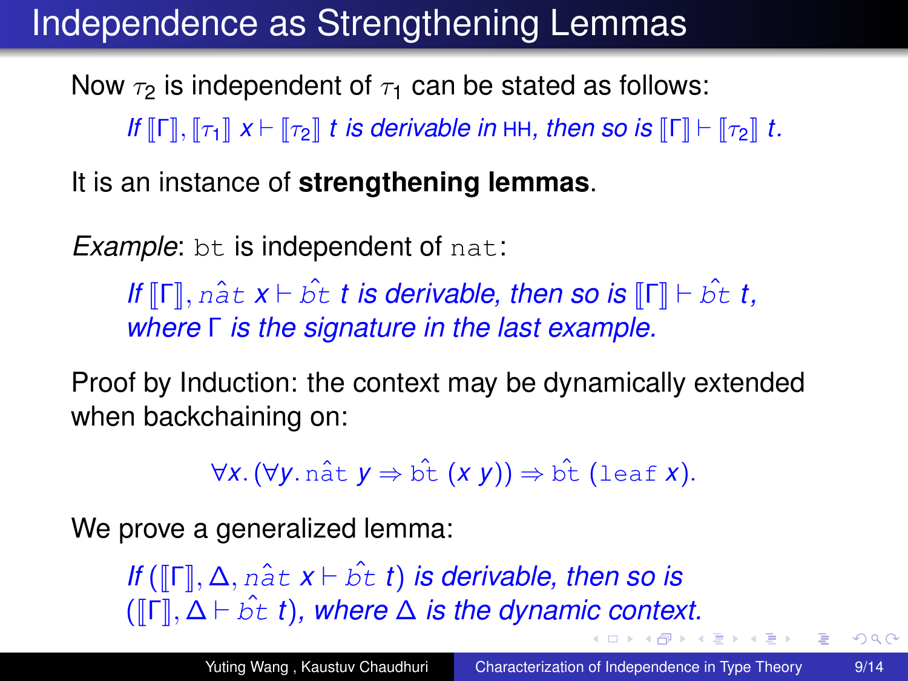# Independence as Strengthening Lemmas

Now $\tau_2$ is independent of $\tau_1$ can be stated as follows:

*If $[\![\Gamma]\!], [\![\tau_1]\!]\ x \vdash [\![\tau_2]\!]\ t$ is derivable in* HH*, then so is $[\![\Gamma]\!] \vdash [\![\tau_2]\!]\ t$.*

It is an instance of **strengthening lemmas**.

*Example*: `bt` is independent of `nat`:

*If $[\![\Gamma]\!], \hat{\mathtt{nat}}\ x \vdash \hat{\mathtt{bt}}\ t$ is derivable, then so is $[\![\Gamma]\!] \vdash \hat{\mathtt{bt}}\ t$, where $\Gamma$ is the signature in the last example.*

Proof by Induction: the context may be dynamically extended when backchaining on:

$$\forall x. (\forall y. \hat{\mathtt{nat}}\ y \Rightarrow \hat{\mathtt{bt}}\ (x\ y)) \Rightarrow \hat{\mathtt{bt}}\ (\mathtt{leaf}\ x).$$

We prove a generalized lemma:

*If $([\![\Gamma]\!], \Delta, \hat{\mathtt{nat}}\ x \vdash \hat{\mathtt{bt}}\ t)$ is derivable, then so is $([\![\Gamma]\!], \Delta \vdash \hat{\mathtt{bt}}\ t)$, where $\Delta$ is the dynamic context.*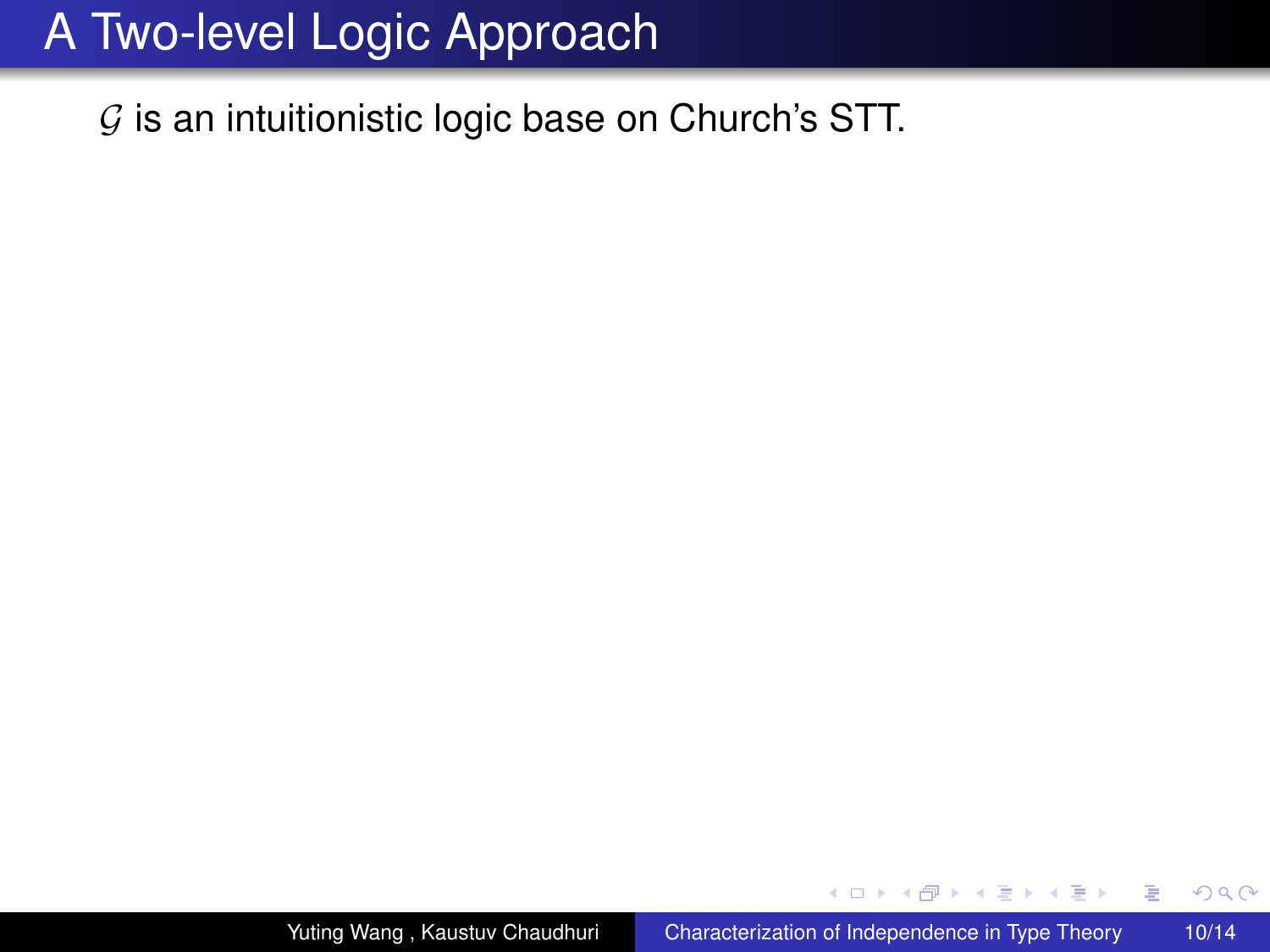# A Two-level Logic Approach

$\mathcal{G}$ is an intuitionistic logic base on Church's STT.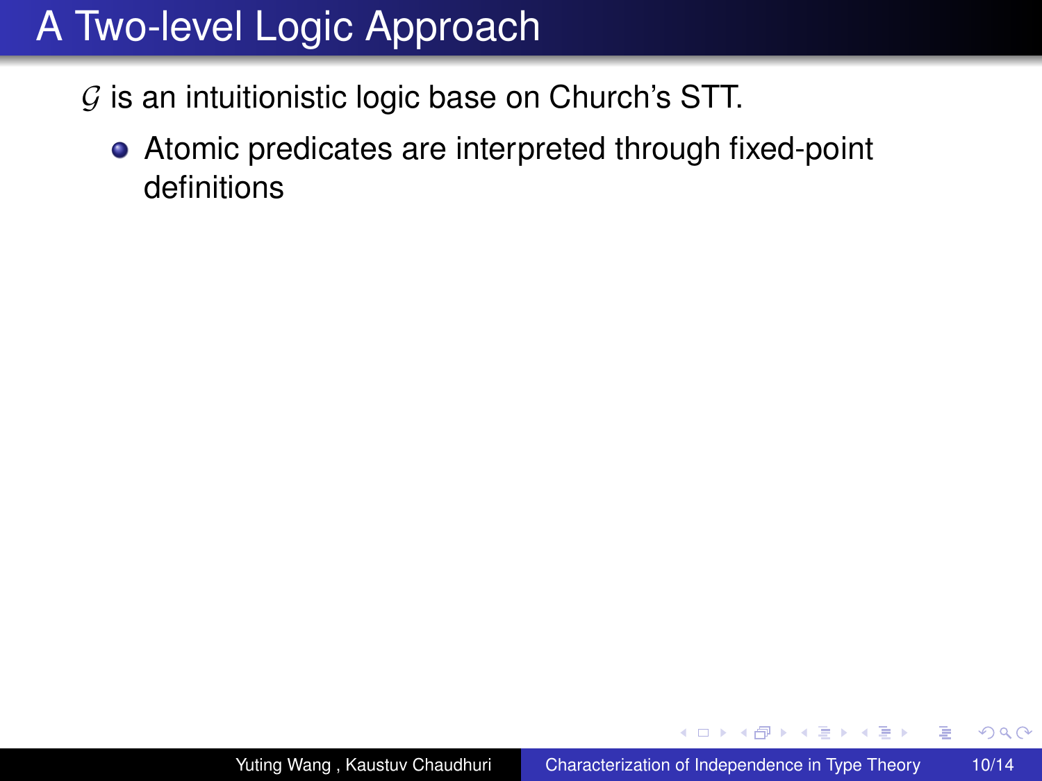# A Two-level Logic Approach

$\mathcal{G}$ is an intuitionistic logic base on Church's STT.

- Atomic predicates are interpreted through fixed-point definitions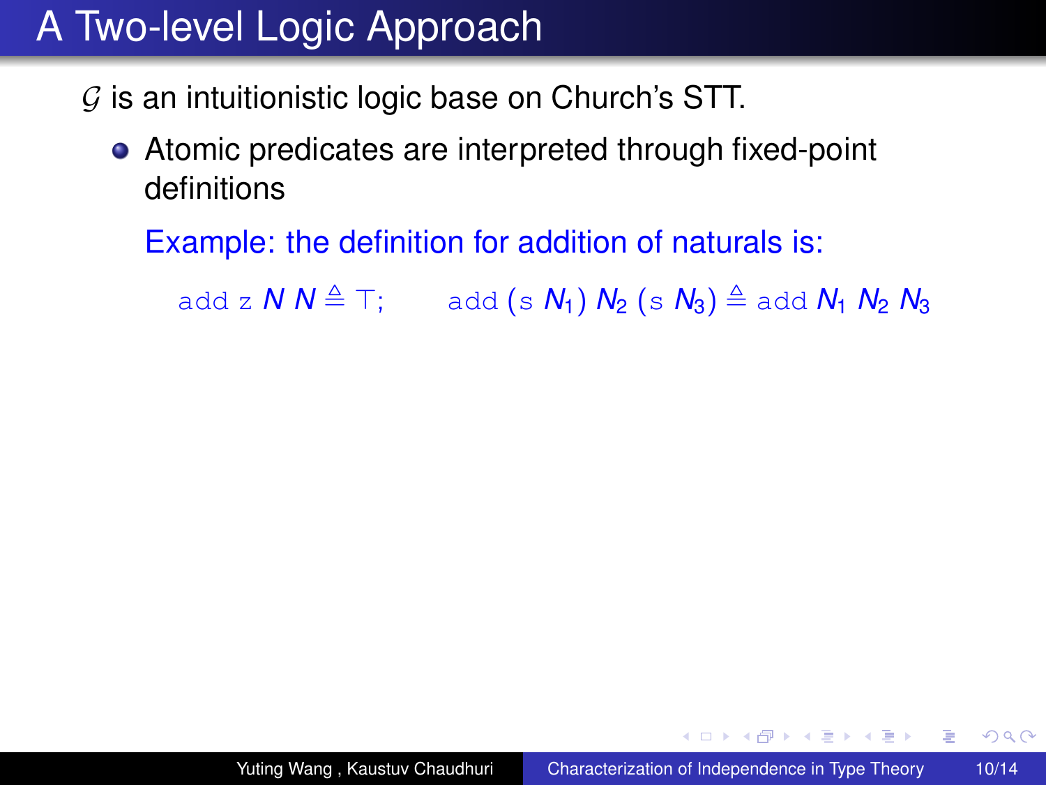# A Two-level Logic Approach

$\mathcal{G}$ is an intuitionistic logic base on Church's STT.

- Atomic predicates are interpreted through fixed-point definitions

  Example: the definition for addition of naturals is:

  $$\mathtt{add}\ \mathtt{z}\ N\ N \triangleq \top; \qquad \mathtt{add}\ (\mathtt{s}\ N_1)\ N_2\ (\mathtt{s}\ N_3) \triangleq \mathtt{add}\ N_1\ N_2\ N_3$$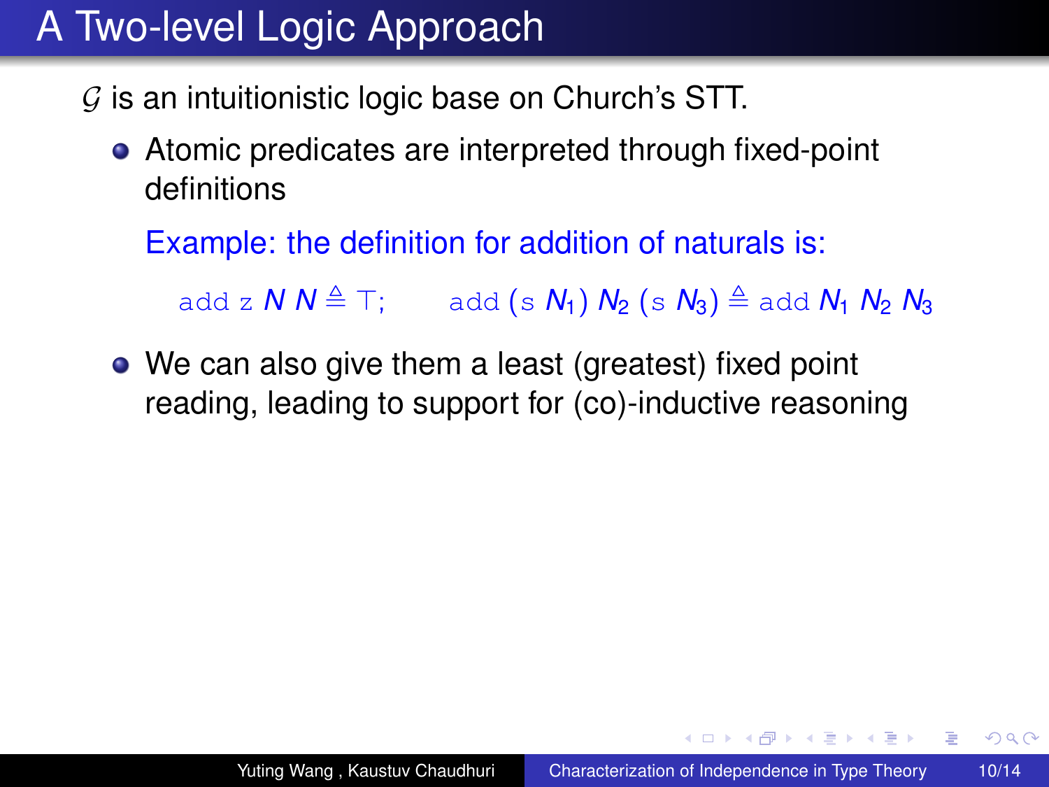# A Two-level Logic Approach

$\mathcal{G}$ is an intuitionistic logic base on Church's STT.

- Atomic predicates are interpreted through fixed-point definitions

  Example: the definition for addition of naturals is:

  $$\mathtt{add}\ \mathtt{z}\ N\ N \triangleq \top; \qquad \mathtt{add}\ (\mathtt{s}\ N_1)\ N_2\ (\mathtt{s}\ N_3) \triangleq \mathtt{add}\ N_1\ N_2\ N_3$$

- We can also give them a least (greatest) fixed point reading, leading to support for (co)-inductive reasoning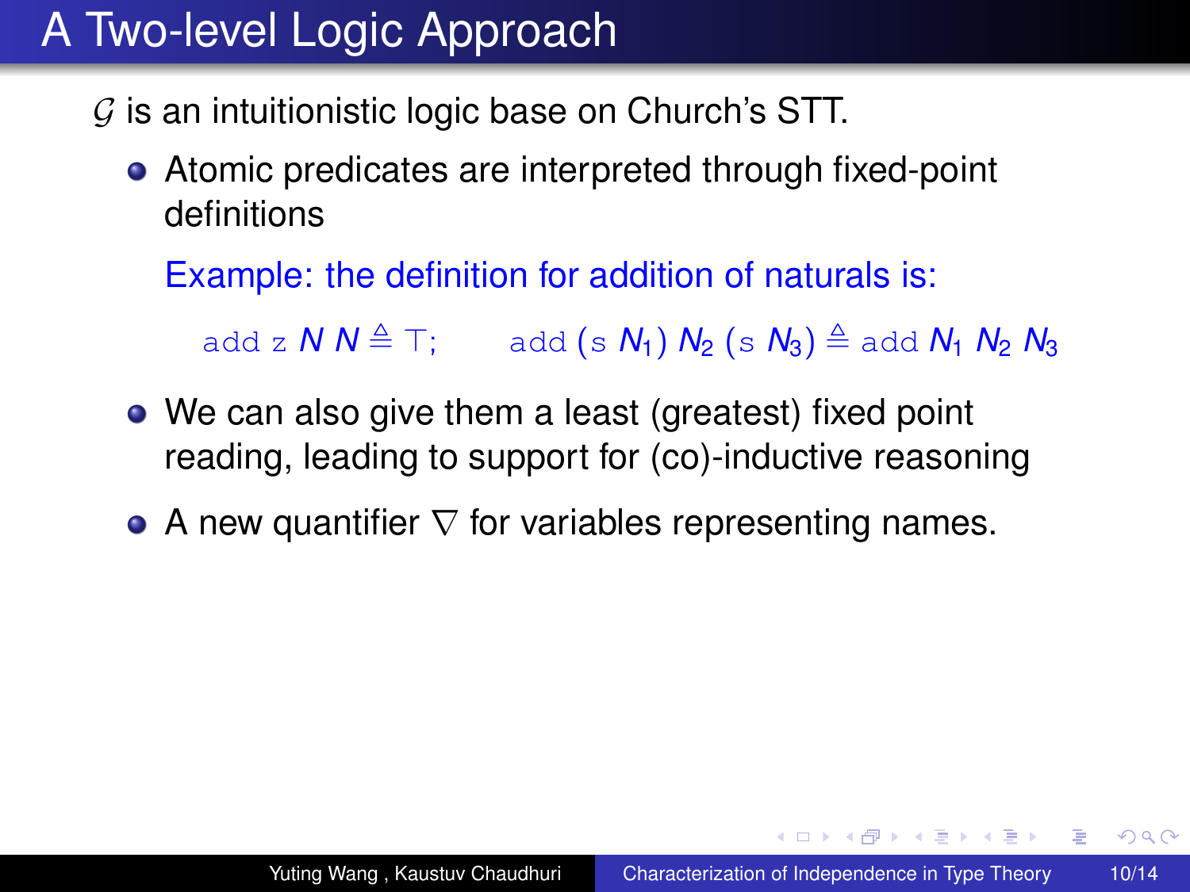# A Two-level Logic Approach

$\mathcal{G}$ is an intuitionistic logic base on Church's STT.

- Atomic predicates are interpreted through fixed-point definitions

  Example: the definition for addition of naturals is:

  $$\mathtt{add}\ \mathtt{z}\ N\ N \triangleq \top; \qquad \mathtt{add}\ (\mathtt{s}\ N_1)\ N_2\ (\mathtt{s}\ N_3) \triangleq \mathtt{add}\ N_1\ N_2\ N_3$$

- We can also give them a least (greatest) fixed point reading, leading to support for (co)-inductive reasoning
- A new quantifier $\nabla$ for variables representing names.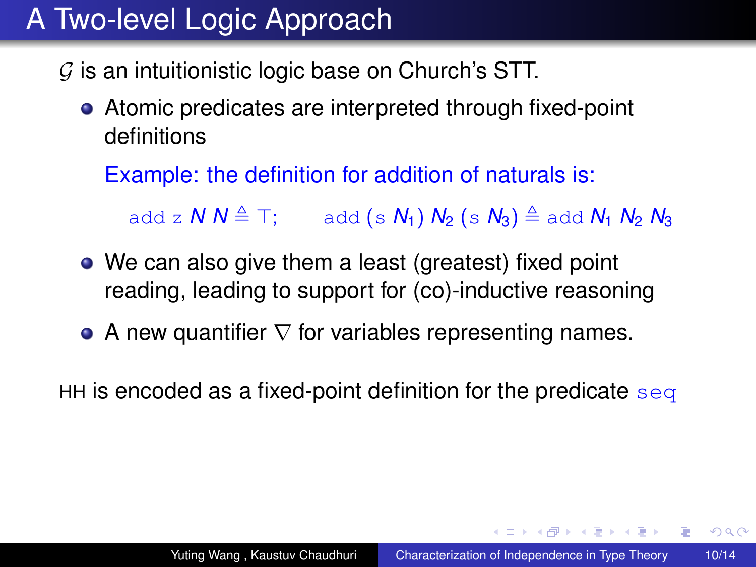# A Two-level Logic Approach

$\mathcal{G}$ is an intuitionistic logic base on Church's STT.

- Atomic predicates are interpreted through fixed-point definitions

  Example: the definition for addition of naturals is:

  $$\texttt{add}\ \texttt{z}\ N\ N \triangleq \top; \qquad \texttt{add}\ (\texttt{s}\ N_1)\ N_2\ (\texttt{s}\ N_3) \triangleq \texttt{add}\ N_1\ N_2\ N_3$$

- We can also give them a least (greatest) fixed point reading, leading to support for (co)-inductive reasoning
- A new quantifier $\nabla$ for variables representing names.

HH is encoded as a fixed-point definition for the predicate `seq`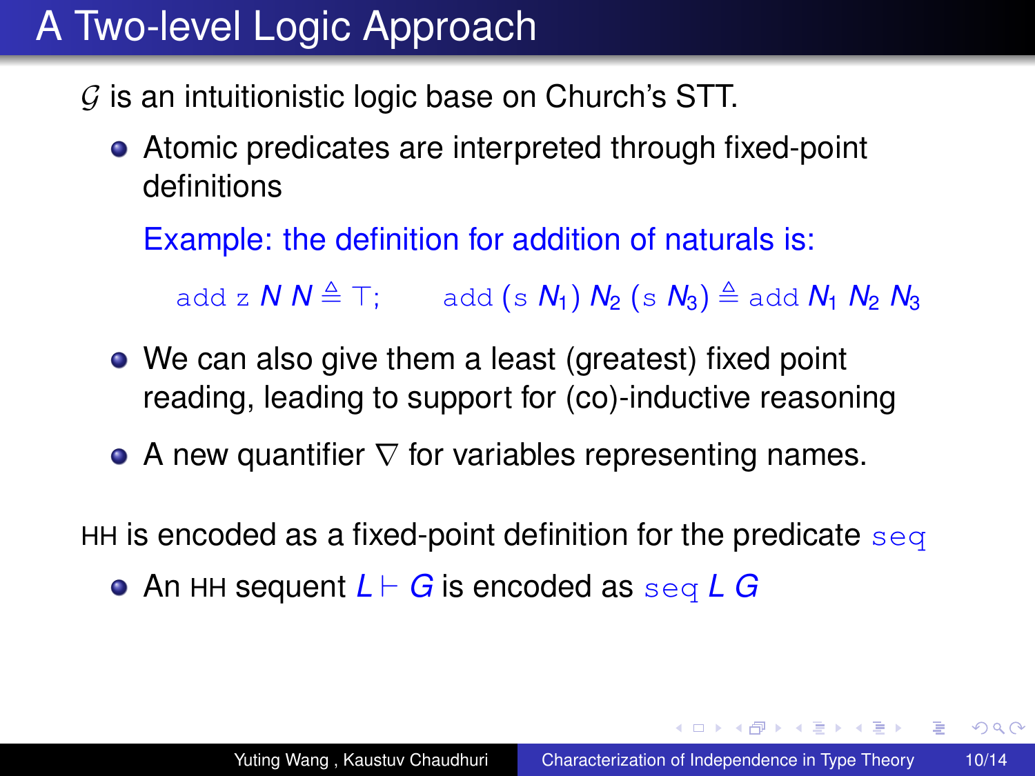# A Two-level Logic Approach

$\mathcal{G}$ is an intuitionistic logic base on Church's STT.

- Atomic predicates are interpreted through fixed-point definitions

  Example: the definition for addition of naturals is:

  $$\texttt{add}\ \texttt{z}\ N\ N \triangleq \top; \qquad \texttt{add}\ (\texttt{s}\ N_1)\ N_2\ (\texttt{s}\ N_3) \triangleq \texttt{add}\ N_1\ N_2\ N_3$$

- We can also give them a least (greatest) fixed point reading, leading to support for (co)-inductive reasoning
- A new quantifier $\nabla$ for variables representing names.

HH is encoded as a fixed-point definition for the predicate $\texttt{seq}$

- An HH sequent $L \vdash G$ is encoded as $\texttt{seq}\ L\ G$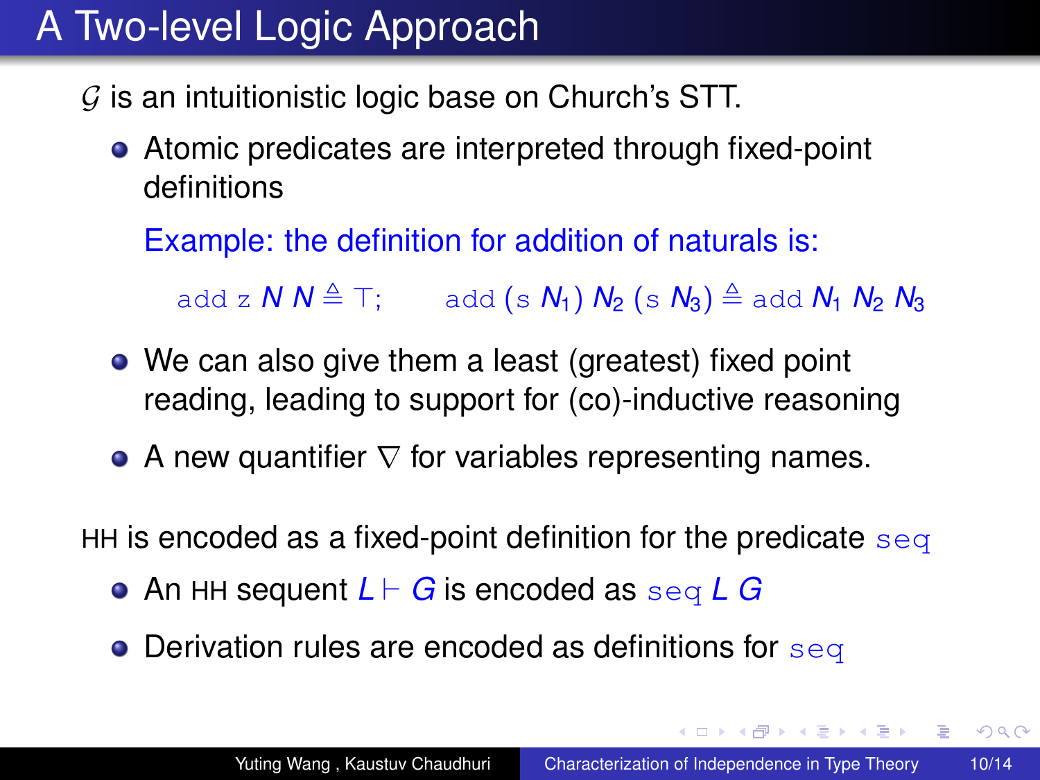# A Two-level Logic Approach

$\mathcal{G}$ is an intuitionistic logic base on Church's STT.

- Atomic predicates are interpreted through fixed-point definitions

  Example: the definition for addition of naturals is:

  $$\texttt{add}\ \texttt{z}\ N\ N \triangleq \top; \qquad \texttt{add}\ (\texttt{s}\ N_1)\ N_2\ (\texttt{s}\ N_3) \triangleq \texttt{add}\ N_1\ N_2\ N_3$$

- We can also give them a least (greatest) fixed point reading, leading to support for (co)-inductive reasoning
- A new quantifier $\nabla$ for variables representing names.

HH is encoded as a fixed-point definition for the predicate `seq`

- An HH sequent $L \vdash G$ is encoded as $\texttt{seq}\ L\ G$
- Derivation rules are encoded as definitions for `seq`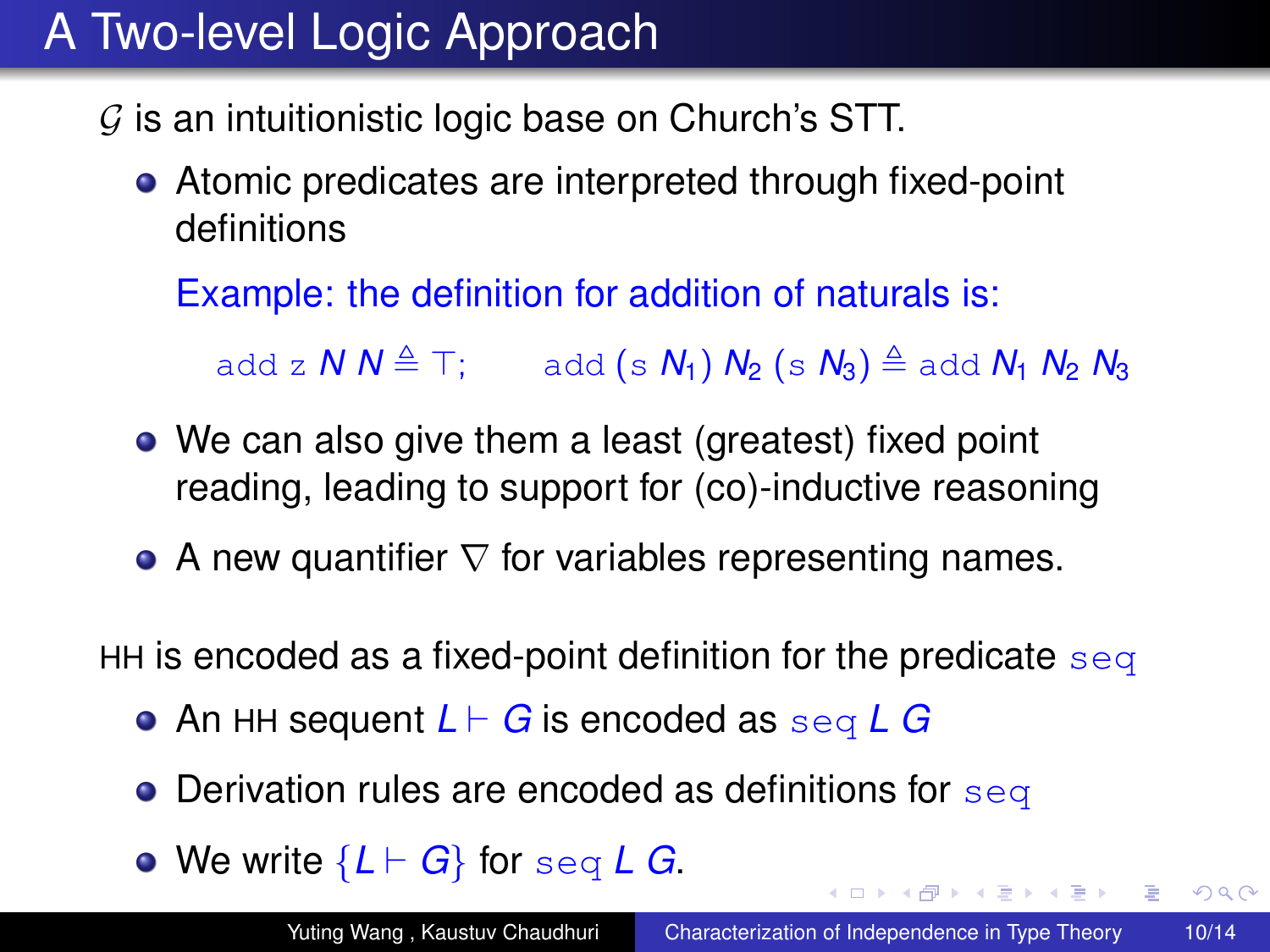# A Two-level Logic Approach

$\mathcal{G}$ is an intuitionistic logic base on Church's STT.

- Atomic predicates are interpreted through fixed-point definitions

  Example: the definition for addition of naturals is:

  $$\texttt{add}\ \texttt{z}\ N\ N \triangleq \top; \qquad \texttt{add}\ (\texttt{s}\ N_1)\ N_2\ (\texttt{s}\ N_3) \triangleq \texttt{add}\ N_1\ N_2\ N_3$$

- We can also give them a least (greatest) fixed point reading, leading to support for (co)-inductive reasoning
- A new quantifier $\nabla$ for variables representing names.

HH is encoded as a fixed-point definition for the predicate `seq`

- An HH sequent $L \vdash G$ is encoded as $\texttt{seq}\ L\ G$
- Derivation rules are encoded as definitions for `seq`
- We write $\{L \vdash G\}$ for $\texttt{seq}\ L\ G$.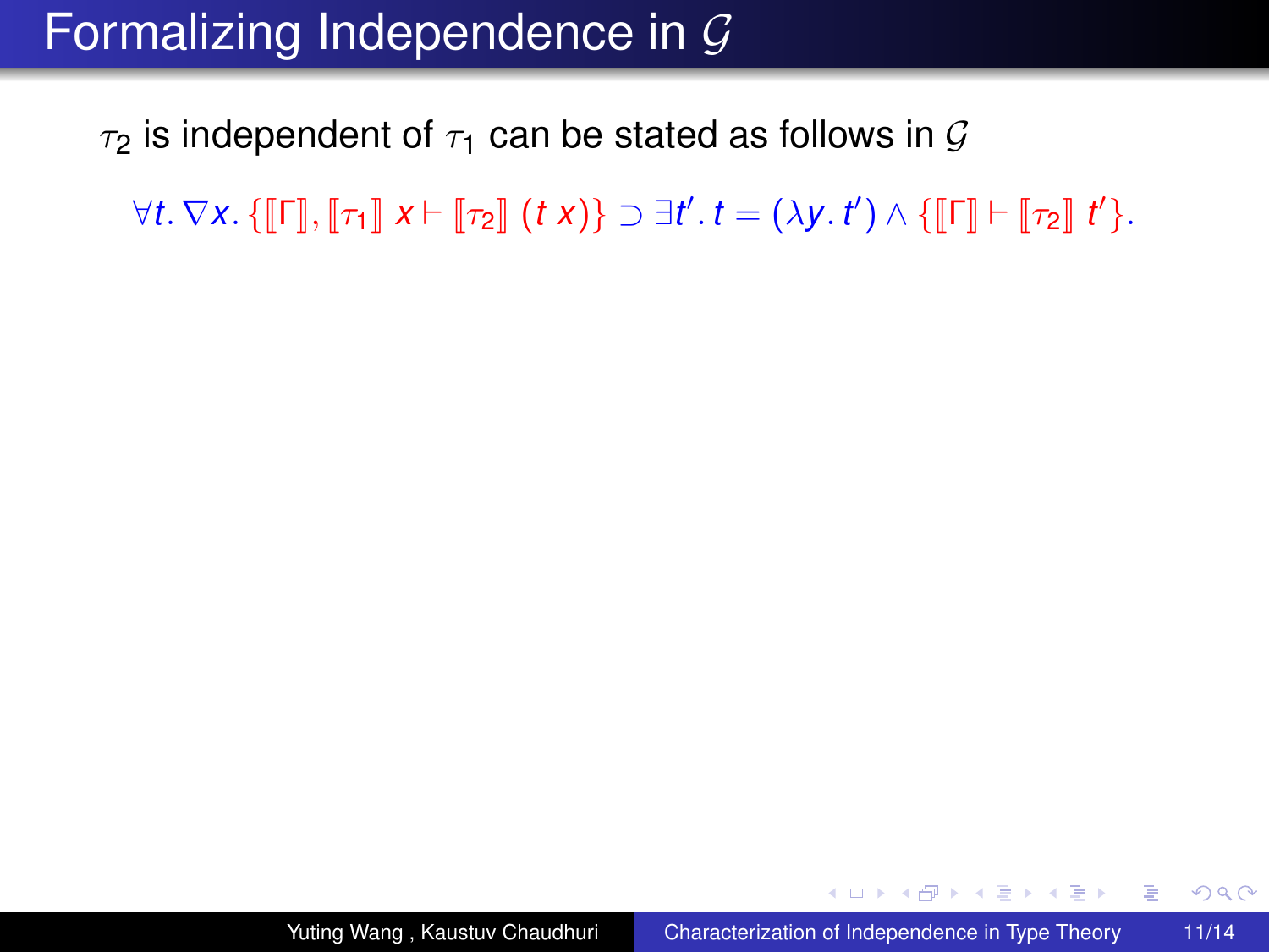# Formalizing Independence in $\mathcal{G}$

$\tau_2$ is independent of $\tau_1$ can be stated as follows in $\mathcal{G}$

$$\forall t.\, \nabla x.\, \{[\![\Gamma]\!], [\![\tau_1]\!]\ x \vdash [\![\tau_2]\!]\ (t\ x)\} \supset \exists t'.\, t = (\lambda y.\, t') \wedge \{[\![\Gamma]\!] \vdash [\![\tau_2]\!]\ t'\}.$$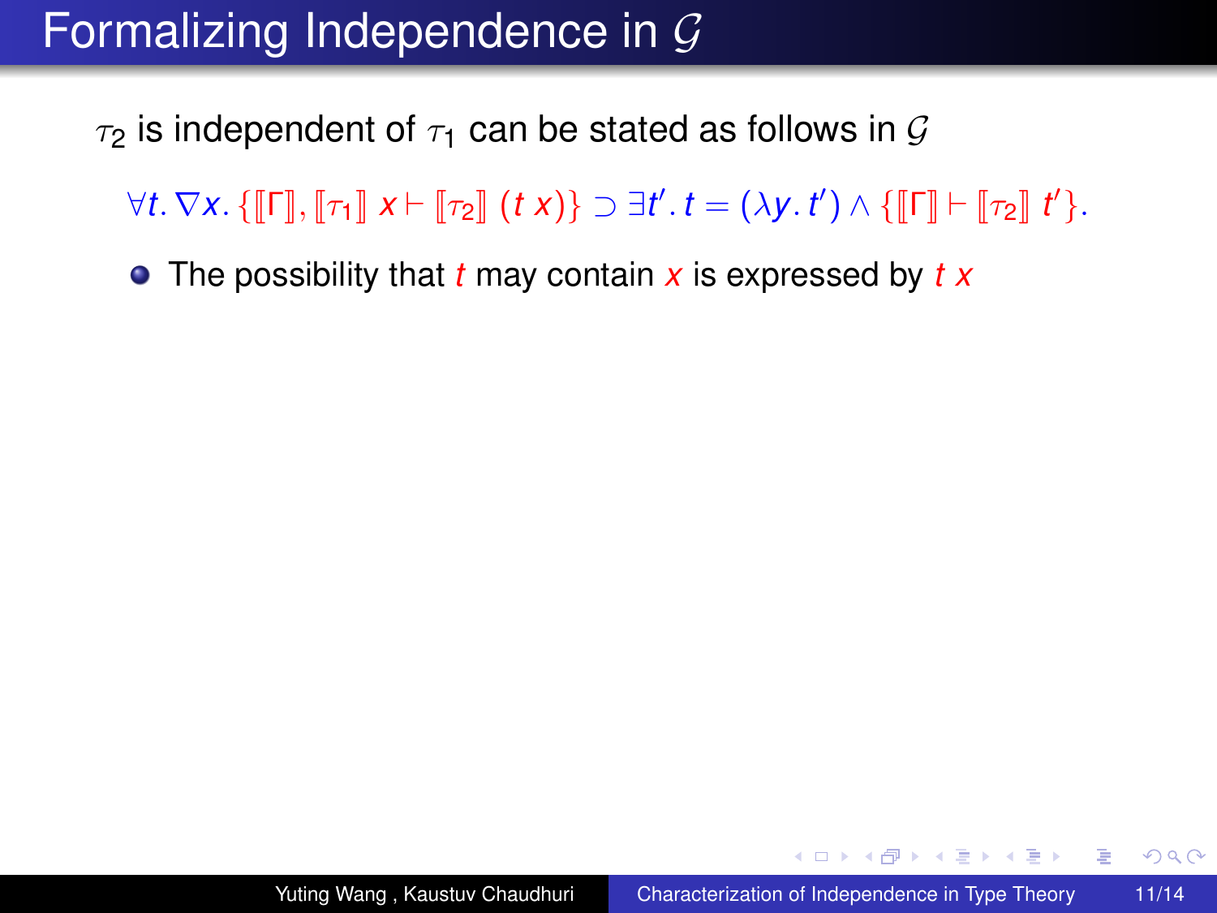# Formalizing Independence in $\mathcal{G}$

$\tau_2$ is independent of $\tau_1$ can be stated as follows in $\mathcal{G}$

$$\forall t.\, \nabla x.\, \{[\![\Gamma]\!], [\![\tau_1]\!]\ x \vdash [\![\tau_2]\!]\ (t\ x)\} \supset \exists t'.\, t = (\lambda y.\, t') \wedge \{[\![\Gamma]\!] \vdash [\![\tau_2]\!]\ t'\}.$$

- The possibility that $t$ may contain $x$ is expressed by $t\ x$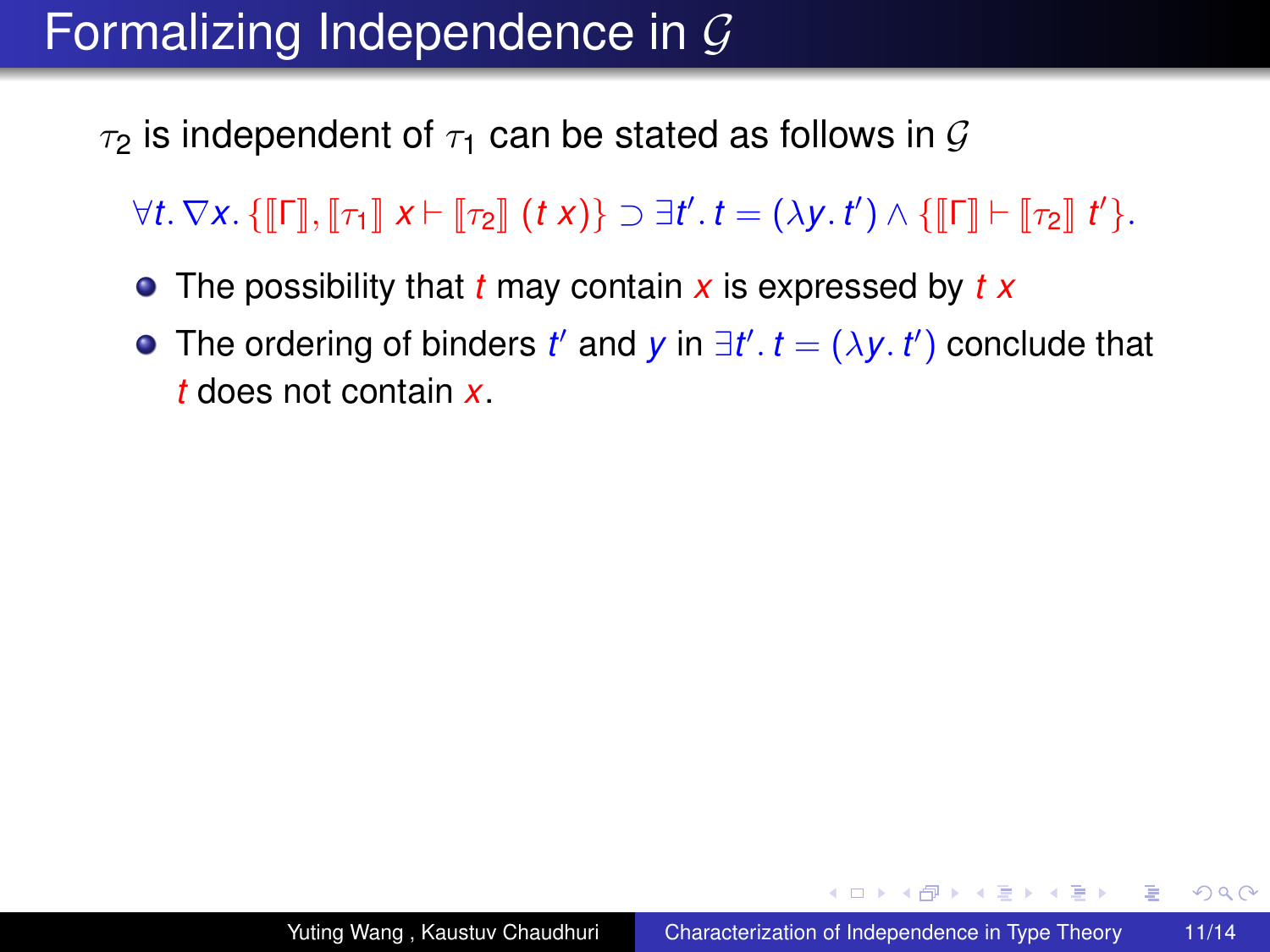# Formalizing Independence in $\mathcal{G}$

$\tau_2$ is independent of $\tau_1$ can be stated as follows in $\mathcal{G}$

$$\forall t.\, \nabla x.\, \{[\![\Gamma]\!], [\![\tau_1]\!]\ x \vdash [\![\tau_2]\!]\ (t\ x)\} \supset \exists t'.\, t = (\lambda y.\, t') \wedge \{[\![\Gamma]\!] \vdash [\![\tau_2]\!]\ t'\}.$$

- The possibility that $t$ may contain $x$ is expressed by $t\ x$
- The ordering of binders $t'$ and $y$ in $\exists t'.\, t = (\lambda y.\, t')$ conclude that $t$ does not contain $x$.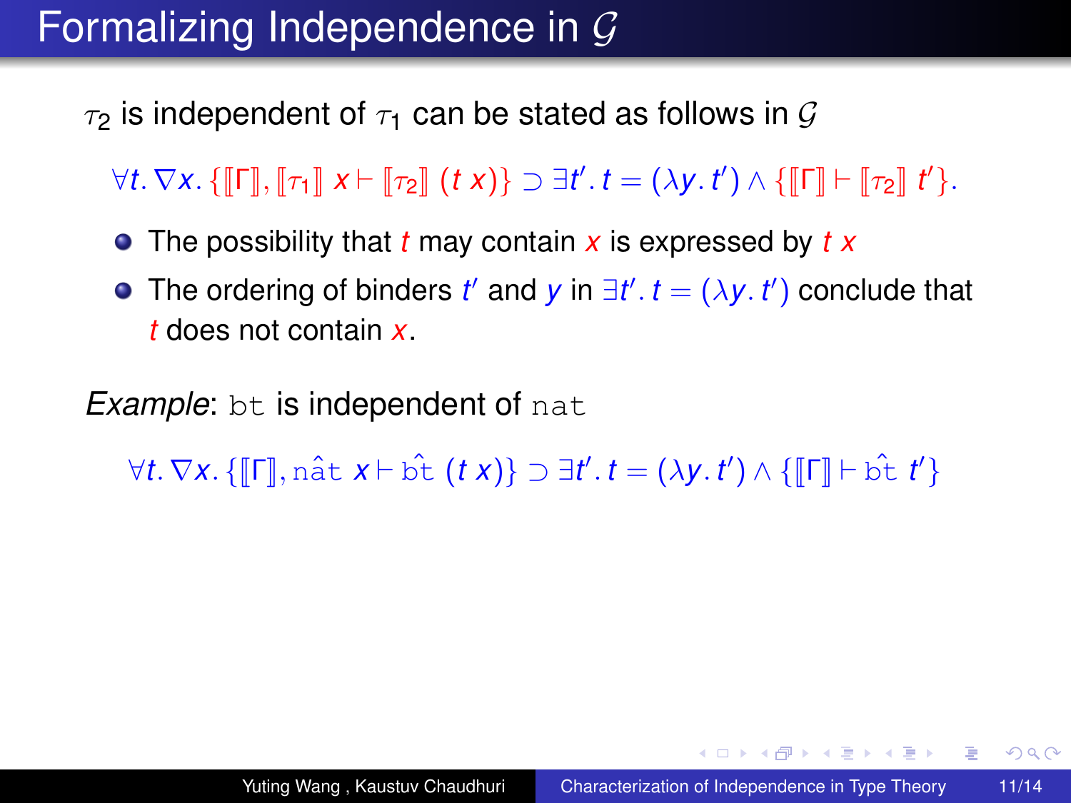# Formalizing Independence in $\mathcal{G}$

$\tau_2$ is independent of $\tau_1$ can be stated as follows in $\mathcal{G}$

$$\forall t.\, \nabla x.\, \{[\![\Gamma]\!], [\![\tau_1]\!]\ x \vdash [\![\tau_2]\!]\ (t\ x)\} \supset \exists t'.\, t = (\lambda y.\, t') \wedge \{[\![\Gamma]\!] \vdash [\![\tau_2]\!]\ t'\}.$$

- The possibility that $t$ may contain $x$ is expressed by $t\ x$
- The ordering of binders $t'$ and $y$ in $\exists t'.\, t = (\lambda y.\, t')$ conclude that $t$ does not contain $x$.

*Example*: `bt` is independent of `nat`

$$\forall t.\, \nabla x.\, \{[\![\Gamma]\!], \hat{\texttt{nat}}\ x \vdash \hat{\texttt{bt}}\ (t\ x)\} \supset \exists t'.\, t = (\lambda y.\, t') \wedge \{[\![\Gamma]\!] \vdash \hat{\texttt{bt}}\ t'\}$$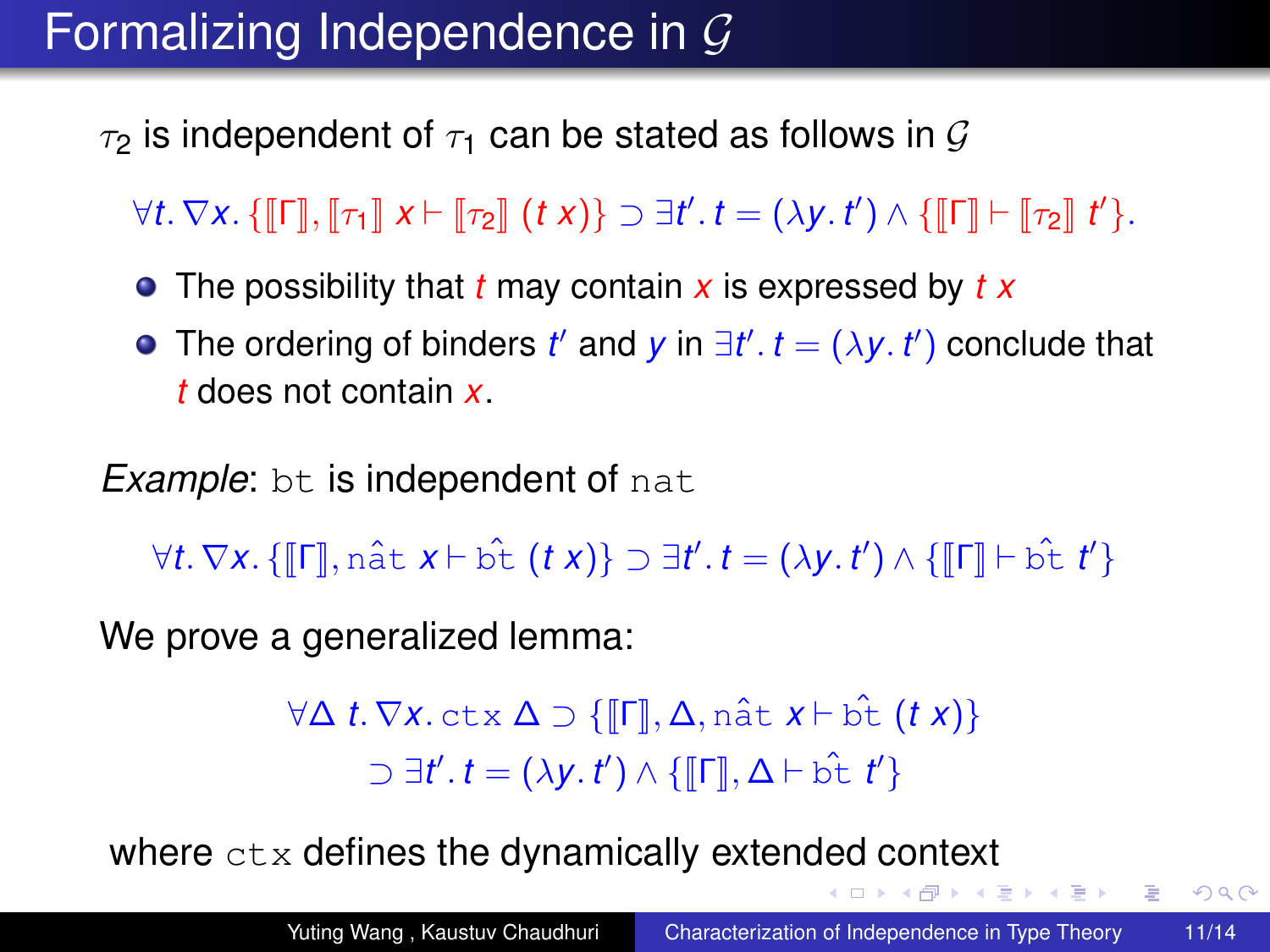# Formalizing Independence in $\mathcal{G}$

$\tau_2$ is independent of $\tau_1$ can be stated as follows in $\mathcal{G}$

$$\forall t. \nabla x. \{[\![\Gamma]\!], [\![\tau_1]\!]\ x \vdash [\![\tau_2]\!]\ (t\ x)\} \supset \exists t'. t = (\lambda y. t') \wedge \{[\![\Gamma]\!] \vdash [\![\tau_2]\!]\ t'\}.$$

- The possibility that $t$ may contain $x$ is expressed by $t\ x$
- The ordering of binders $t'$ and $y$ in $\exists t'. t = (\lambda y. t')$ conclude that $t$ does not contain $x$.

*Example*: `bt` is independent of `nat`

$$\forall t. \nabla x. \{[\![\Gamma]\!], \hat{\mathtt{nat}}\ x \vdash \hat{\mathtt{bt}}\ (t\ x)\} \supset \exists t'. t = (\lambda y. t') \wedge \{[\![\Gamma]\!] \vdash \hat{\mathtt{bt}}\ t'\}$$

We prove a generalized lemma:

$$\forall \Delta\ t. \nabla x. \mathtt{ctx}\ \Delta \supset \{[\![\Gamma]\!], \Delta, \hat{\mathtt{nat}}\ x \vdash \hat{\mathtt{bt}}\ (t\ x)\}$$
$$\supset \exists t'. t = (\lambda y. t') \wedge \{[\![\Gamma]\!], \Delta \vdash \hat{\mathtt{bt}}\ t'\}$$

where `ctx` defines the dynamically extended context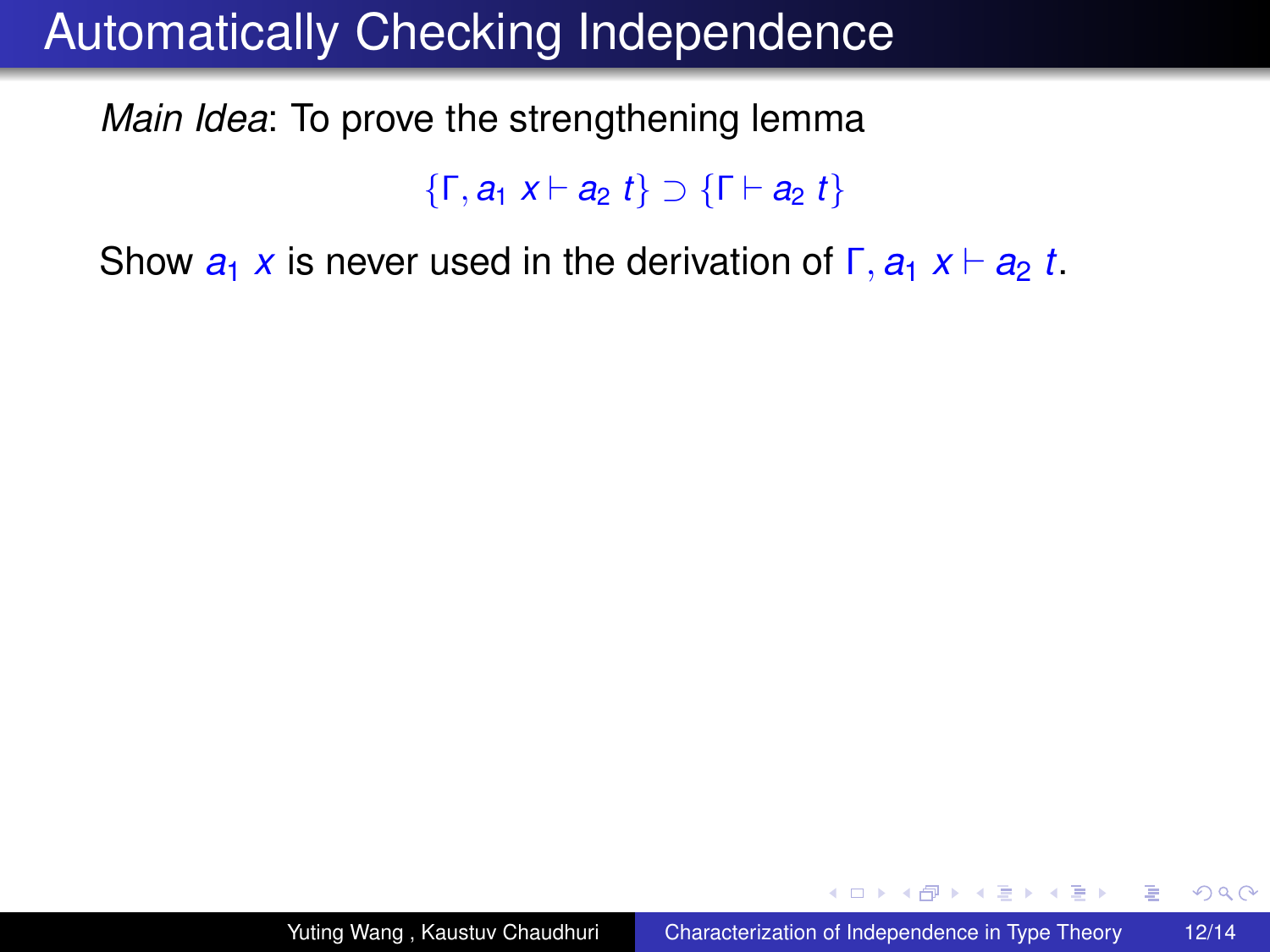# Automatically Checking Independence

*Main Idea*: To prove the strengthening lemma

$$\{\Gamma, a_1\ x \vdash a_2\ t\} \supset \{\Gamma \vdash a_2\ t\}$$

Show $a_1\ x$ is never used in the derivation of $\Gamma, a_1\ x \vdash a_2\ t$.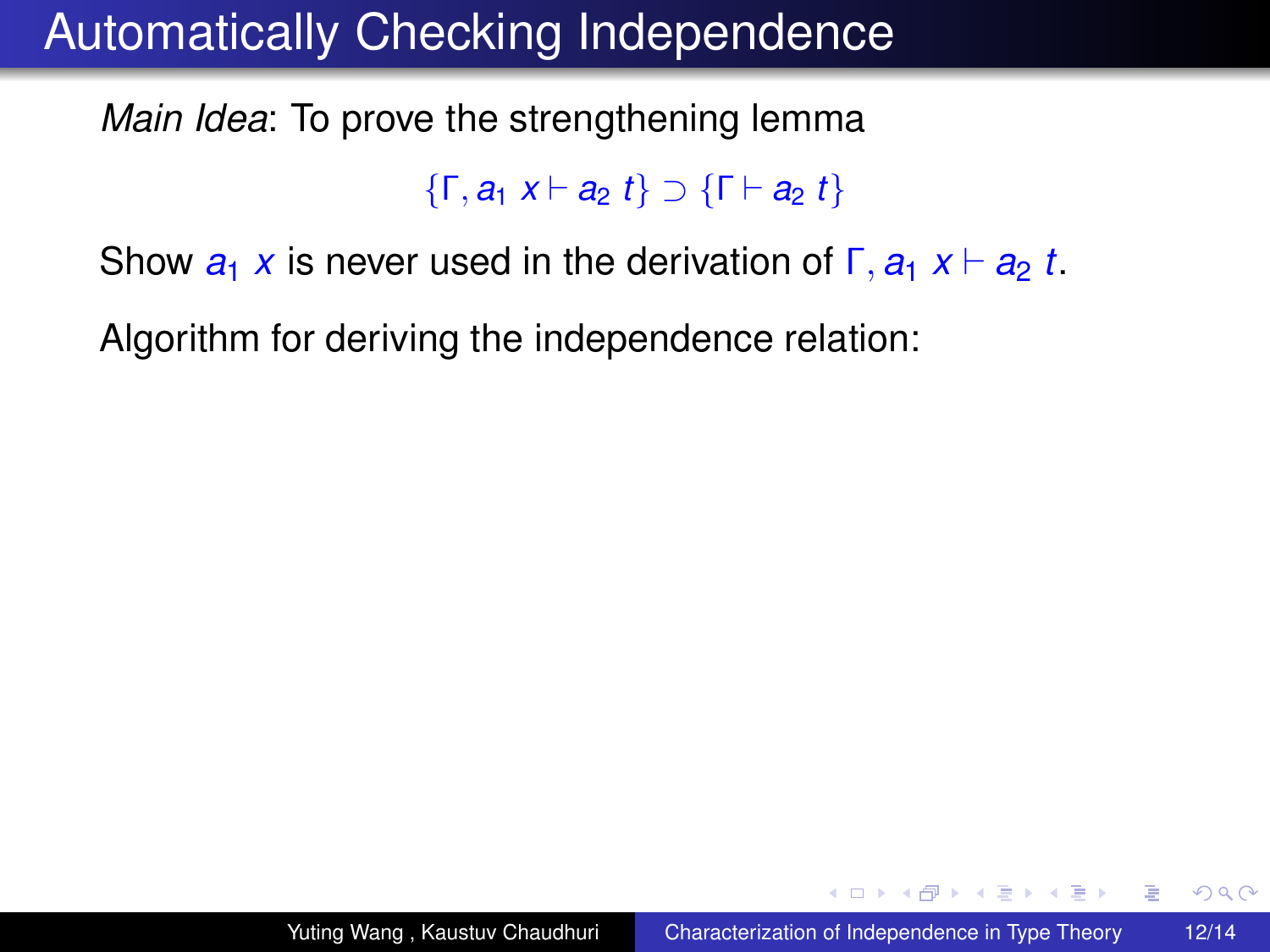# Automatically Checking Independence

*Main Idea*: To prove the strengthening lemma

$$\{\Gamma, a_1\ x \vdash a_2\ t\} \supset \{\Gamma \vdash a_2\ t\}$$

Show $a_1\ x$ is never used in the derivation of $\Gamma, a_1\ x \vdash a_2\ t$.

Algorithm for deriving the independence relation: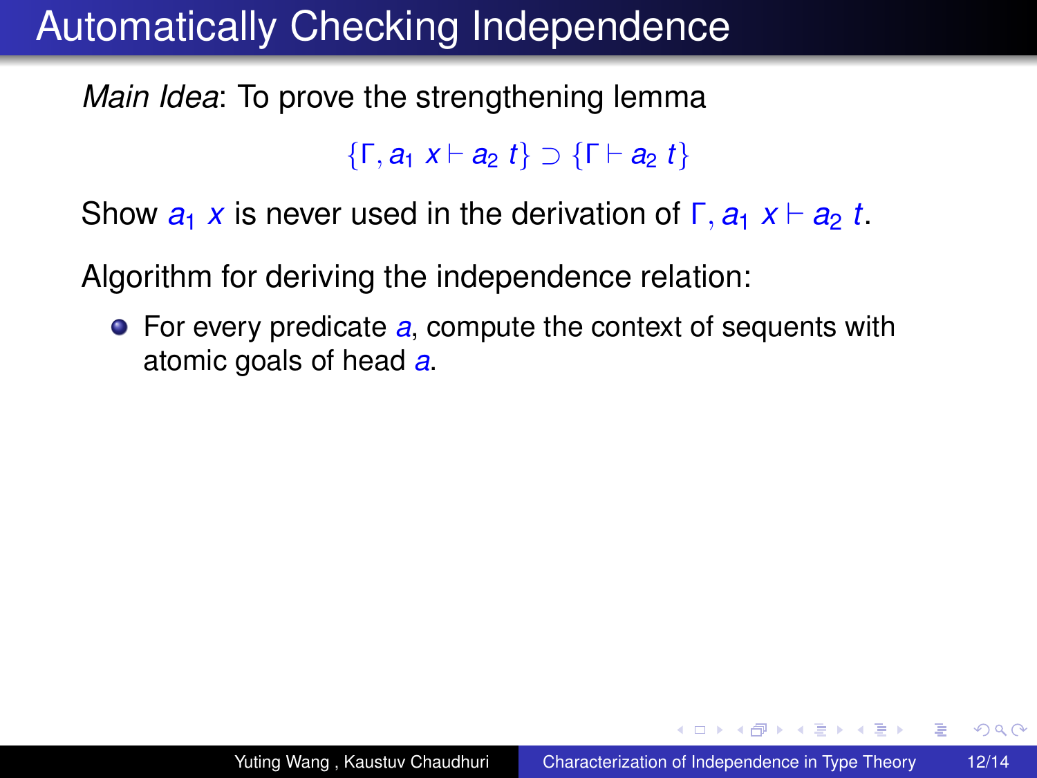# Automatically Checking Independence

*Main Idea*: To prove the strengthening lemma

$$\{\Gamma, a_1\ x \vdash a_2\ t\} \supset \{\Gamma \vdash a_2\ t\}$$

Show $a_1\ x$ is never used in the derivation of $\Gamma, a_1\ x \vdash a_2\ t$.

Algorithm for deriving the independence relation:

- For every predicate $a$, compute the context of sequents with atomic goals of head $a$.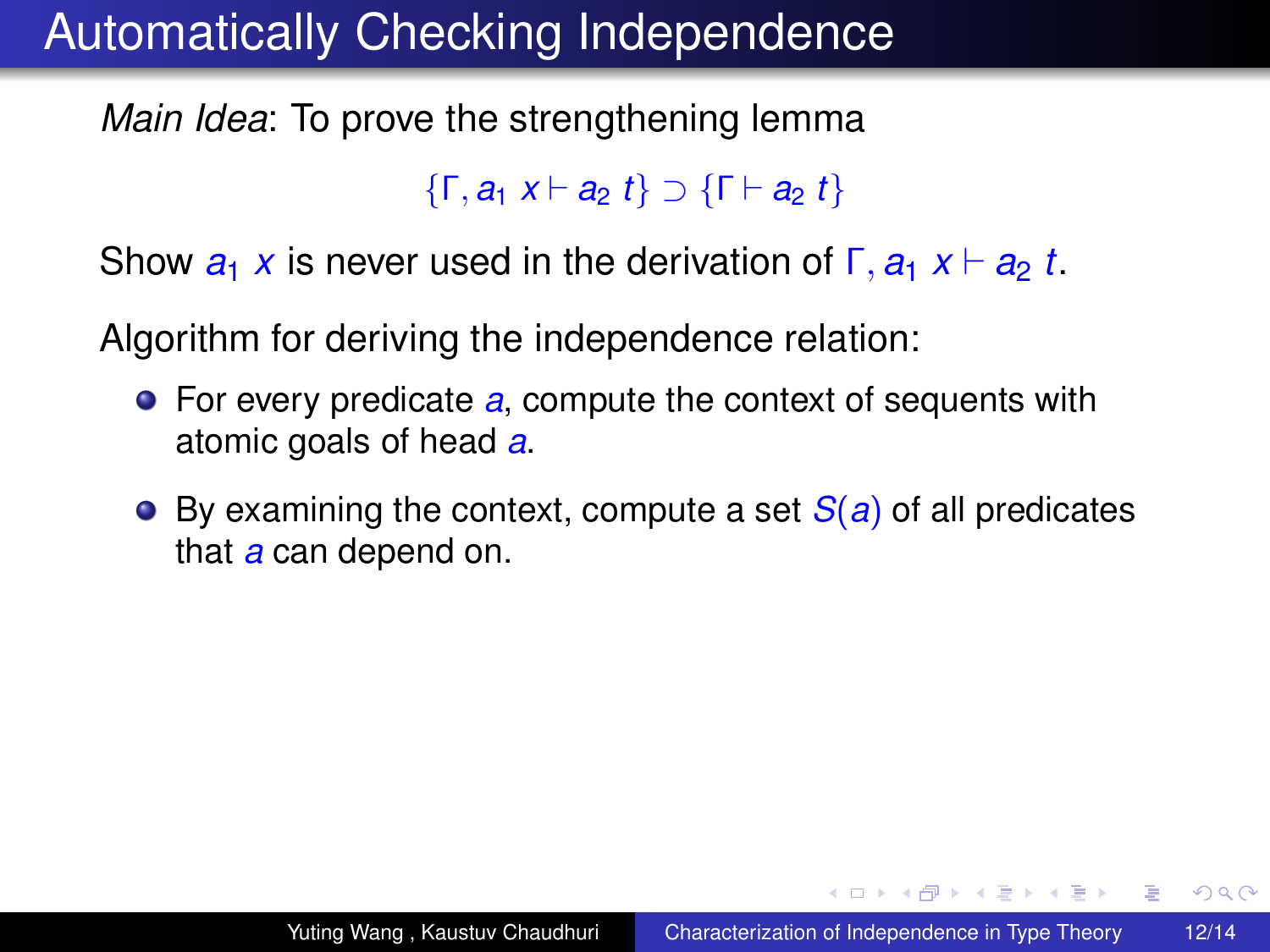# Automatically Checking Independence

*Main Idea*: To prove the strengthening lemma

$$\{\Gamma, a_1\ x \vdash a_2\ t\} \supset \{\Gamma \vdash a_2\ t\}$$

Show $a_1\ x$ is never used in the derivation of $\Gamma, a_1\ x \vdash a_2\ t$.

Algorithm for deriving the independence relation:

- For every predicate $a$, compute the context of sequents with atomic goals of head $a$.
- By examining the context, compute a set $S(a)$ of all predicates that $a$ can depend on.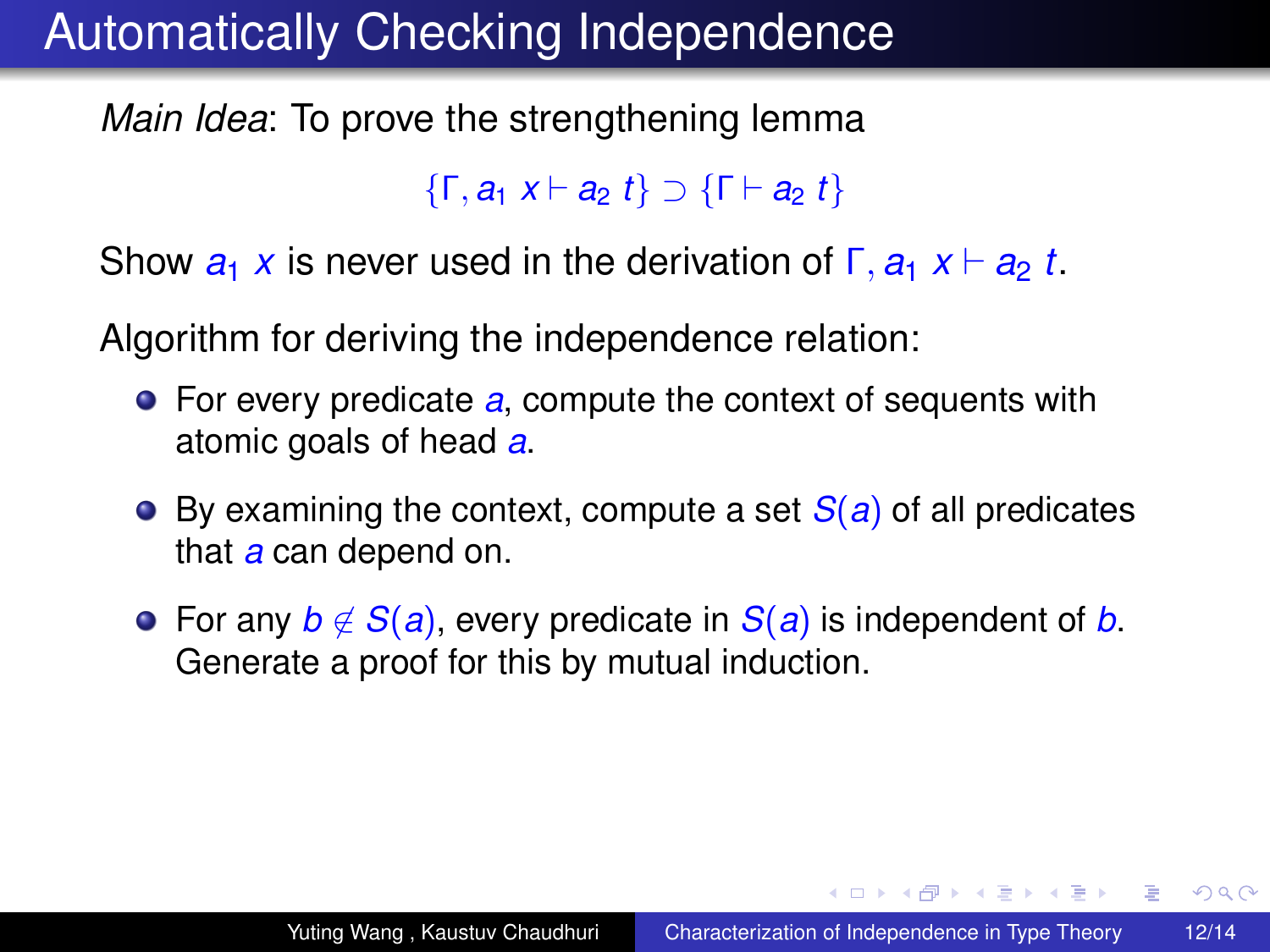# Automatically Checking Independence

*Main Idea*: To prove the strengthening lemma

$$\{\Gamma, a_1\ x \vdash a_2\ t\} \supset \{\Gamma \vdash a_2\ t\}$$

Show $a_1\ x$ is never used in the derivation of $\Gamma, a_1\ x \vdash a_2\ t$.

Algorithm for deriving the independence relation:

- For every predicate $a$, compute the context of sequents with atomic goals of head $a$.
- By examining the context, compute a set $S(a)$ of all predicates that $a$ can depend on.
- For any $b \notin S(a)$, every predicate in $S(a)$ is independent of $b$. Generate a proof for this by mutual induction.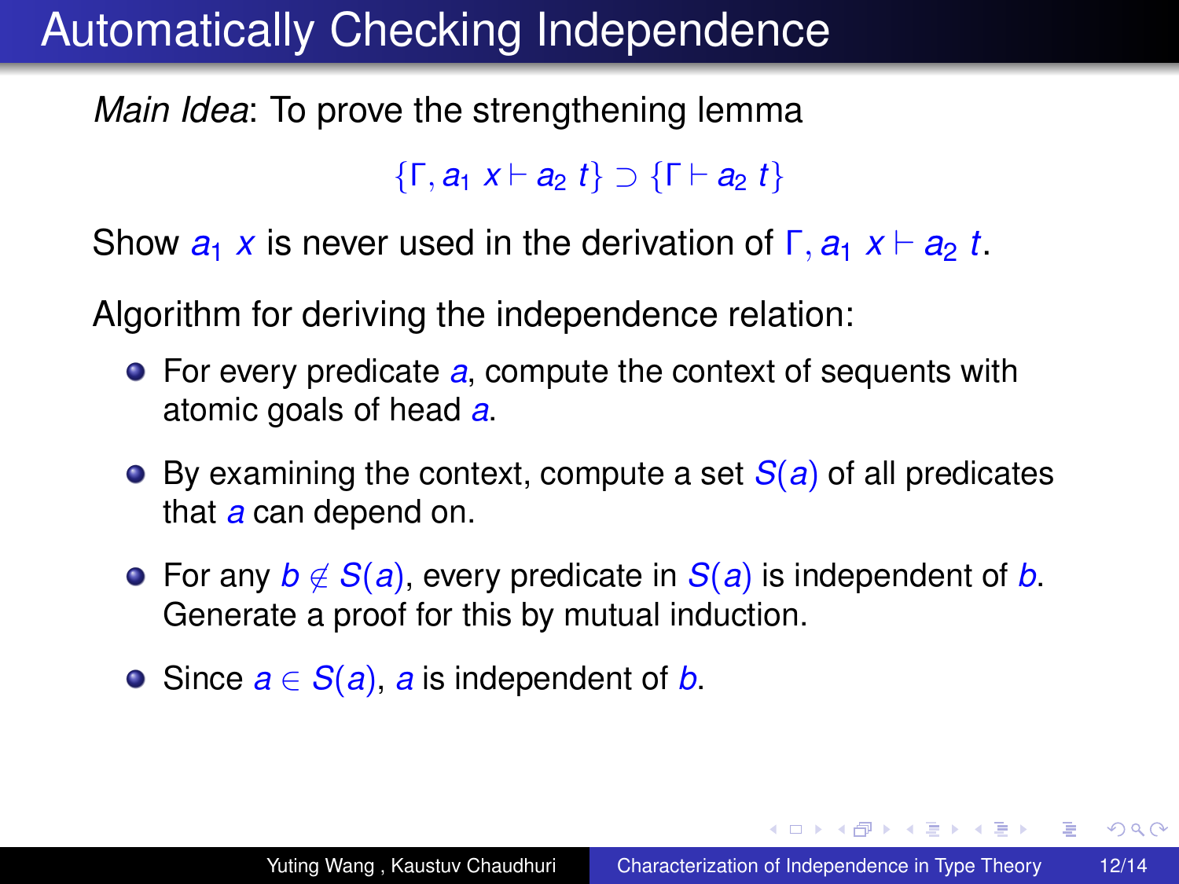# Automatically Checking Independence

*Main Idea*: To prove the strengthening lemma

$$\{\Gamma, a_1\ x \vdash a_2\ t\} \supset \{\Gamma \vdash a_2\ t\}$$

Show $a_1\ x$ is never used in the derivation of $\Gamma, a_1\ x \vdash a_2\ t$.

Algorithm for deriving the independence relation:

- For every predicate $a$, compute the context of sequents with atomic goals of head $a$.
- By examining the context, compute a set $S(a)$ of all predicates that $a$ can depend on.
- For any $b \notin S(a)$, every predicate in $S(a)$ is independent of $b$. Generate a proof for this by mutual induction.
- Since $a \in S(a)$, $a$ is independent of $b$.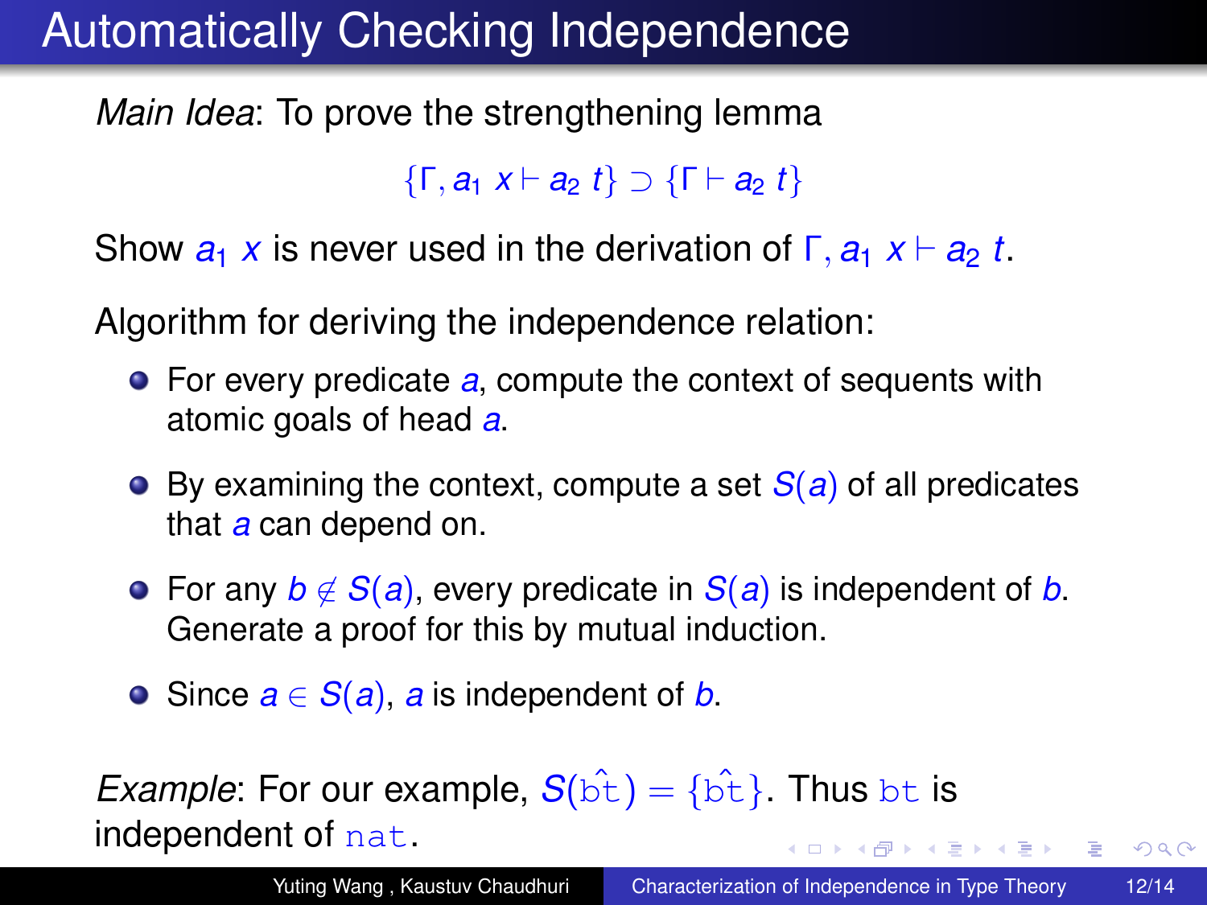# Automatically Checking Independence

*Main Idea*: To prove the strengthening lemma

$$\{\Gamma, a_1\ x \vdash a_2\ t\} \supset \{\Gamma \vdash a_2\ t\}$$

Show $a_1\ x$ is never used in the derivation of $\Gamma, a_1\ x \vdash a_2\ t$.

Algorithm for deriving the independence relation:

- For every predicate $a$, compute the context of sequents with atomic goals of head $a$.
- By examining the context, compute a set $S(a)$ of all predicates that $a$ can depend on.
- For any $b \notin S(a)$, every predicate in $S(a)$ is independent of $b$. Generate a proof for this by mutual induction.
- Since $a \in S(a)$, $a$ is independent of $b$.

*Example*: For our example, $S(\hat{\texttt{bt}}) = \{\hat{\texttt{bt}}\}$. Thus `bt` is independent of `nat`.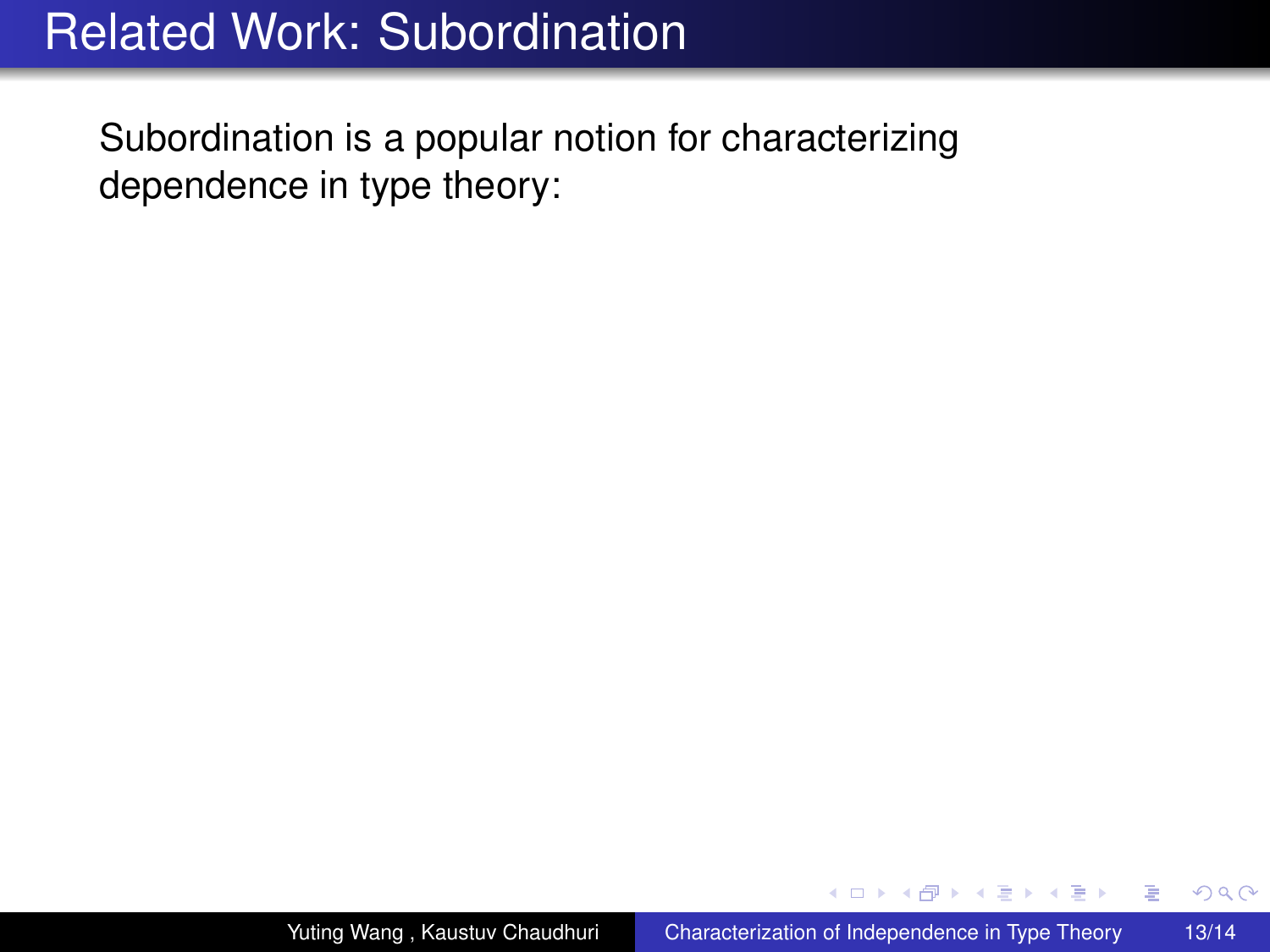# Related Work: Subordination

Subordination is a popular notion for characterizing dependence in type theory: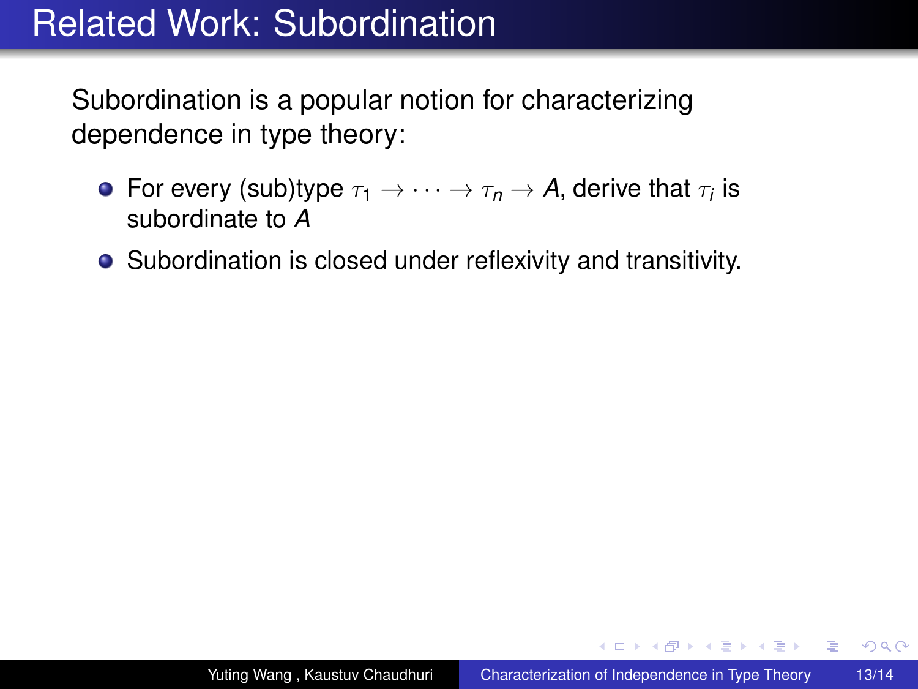# Related Work: Subordination

Subordination is a popular notion for characterizing dependence in type theory:

- For every (sub)type $\tau_1 \to \cdots \to \tau_n \to A$, derive that $\tau_i$ is subordinate to $A$
- Subordination is closed under reflexivity and transitivity.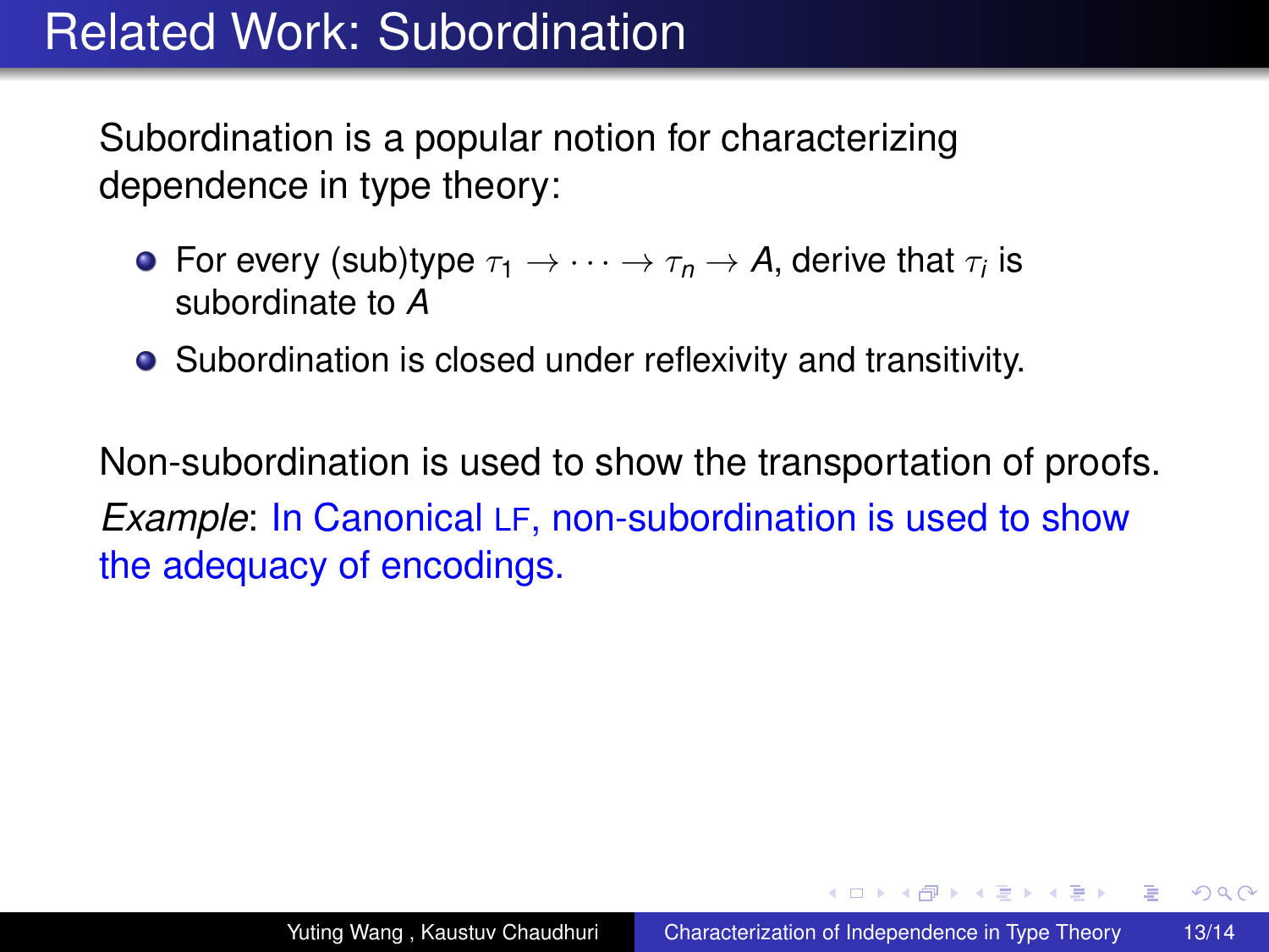# Related Work: Subordination

Subordination is a popular notion for characterizing dependence in type theory:

- For every (sub)type $\tau_1 \to \cdots \to \tau_n \to A$, derive that $\tau_i$ is subordinate to $A$
- Subordination is closed under reflexivity and transitivity.

Non-subordination is used to show the transportation of proofs.

*Example*: In Canonical LF, non-subordination is used to show the adequacy of encodings.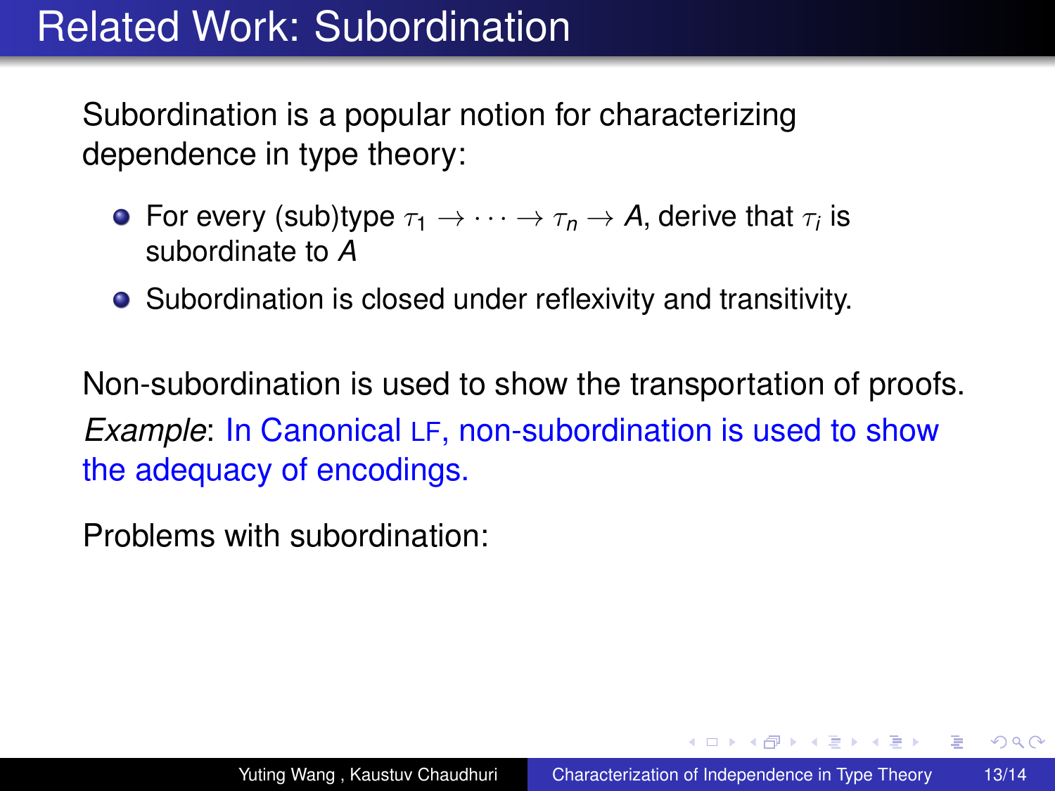# Related Work: Subordination

Subordination is a popular notion for characterizing dependence in type theory:

- For every (sub)type $\tau_1 \to \cdots \to \tau_n \to A$, derive that $\tau_i$ is subordinate to $A$
- Subordination is closed under reflexivity and transitivity.

Non-subordination is used to show the transportation of proofs.

*Example*: In Canonical LF, non-subordination is used to show the adequacy of encodings.

Problems with subordination: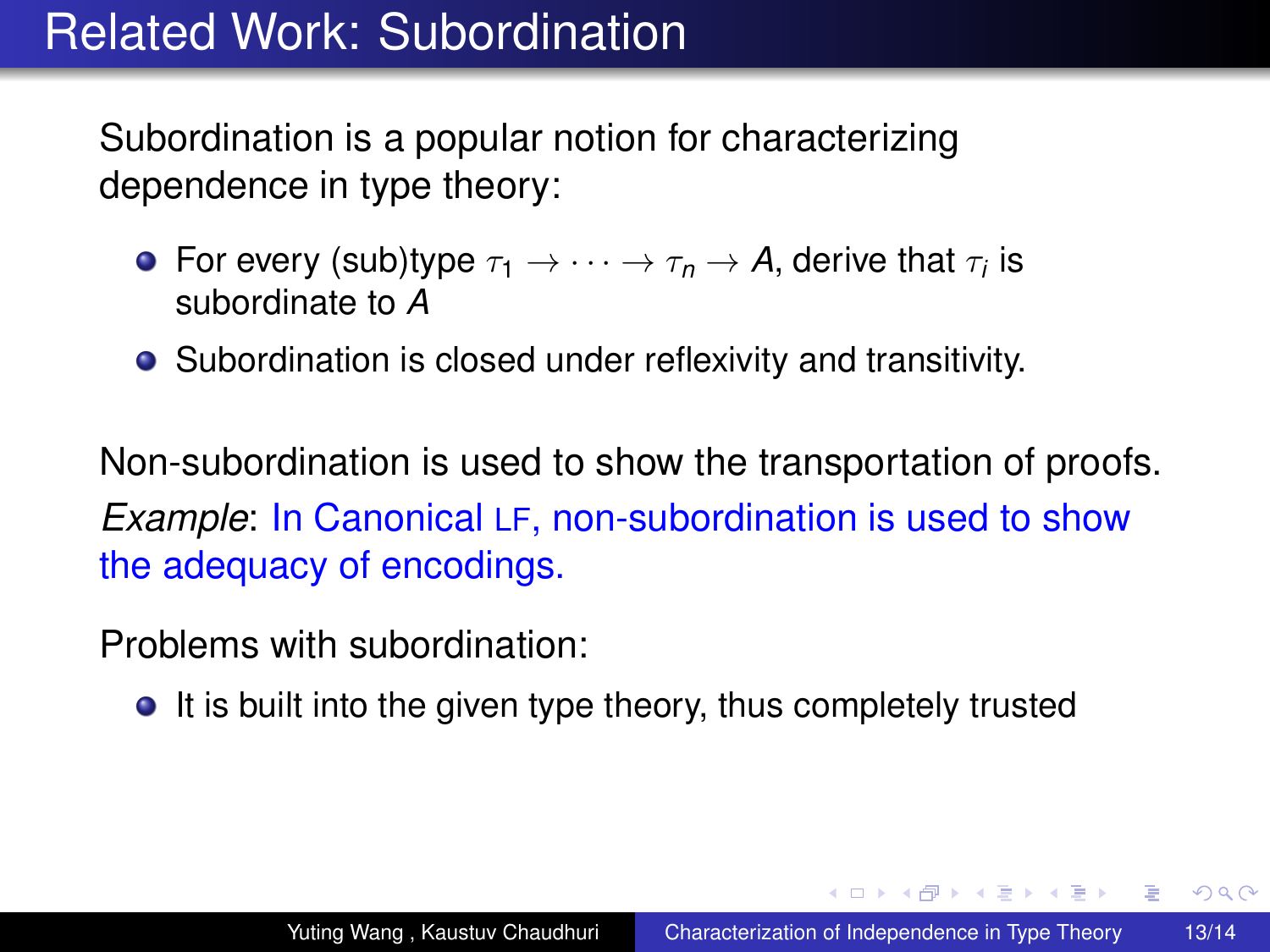# Related Work: Subordination

Subordination is a popular notion for characterizing dependence in type theory:

- For every (sub)type $\tau_1 \to \cdots \to \tau_n \to A$, derive that $\tau_i$ is subordinate to $A$
- Subordination is closed under reflexivity and transitivity.

Non-subordination is used to show the transportation of proofs.

*Example*: In Canonical LF, non-subordination is used to show the adequacy of encodings.

Problems with subordination:

- It is built into the given type theory, thus completely trusted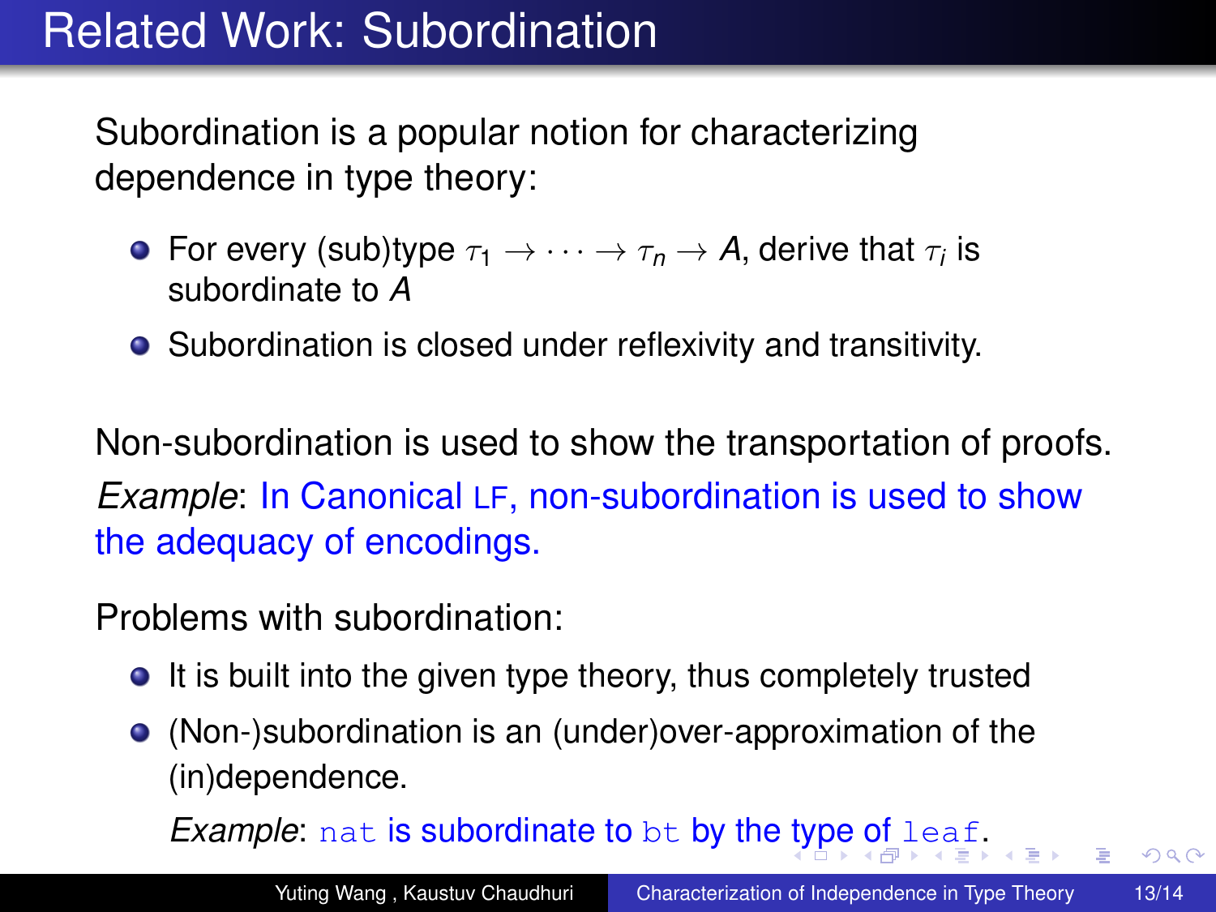# Related Work: Subordination

Subordination is a popular notion for characterizing dependence in type theory:

- For every (sub)type $\tau_1 \to \cdots \to \tau_n \to A$, derive that $\tau_i$ is subordinate to $A$
- Subordination is closed under reflexivity and transitivity.

Non-subordination is used to show the transportation of proofs.

*Example*: In Canonical LF, non-subordination is used to show the adequacy of encodings.

Problems with subordination:

- It is built into the given type theory, thus completely trusted
- (Non-)subordination is an (under)over-approximation of the (in)dependence.

  *Example*: `nat` is subordinate to `bt` by the type of `leaf`.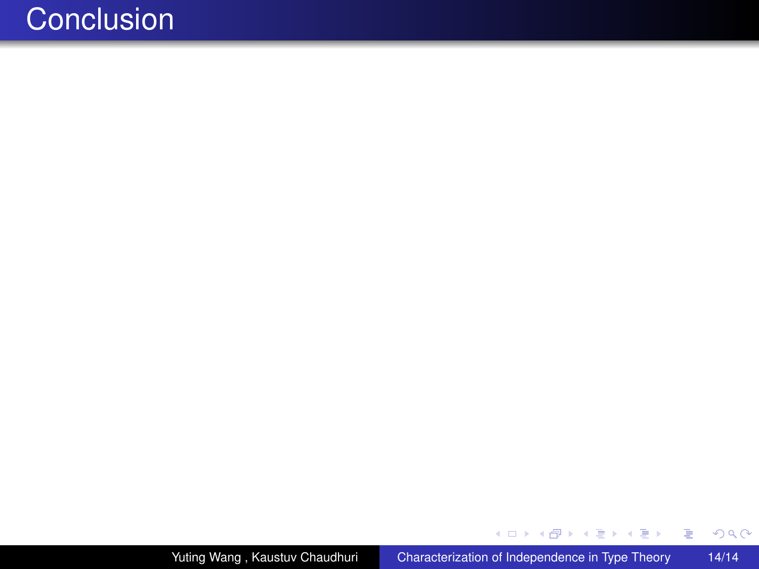# Conclusion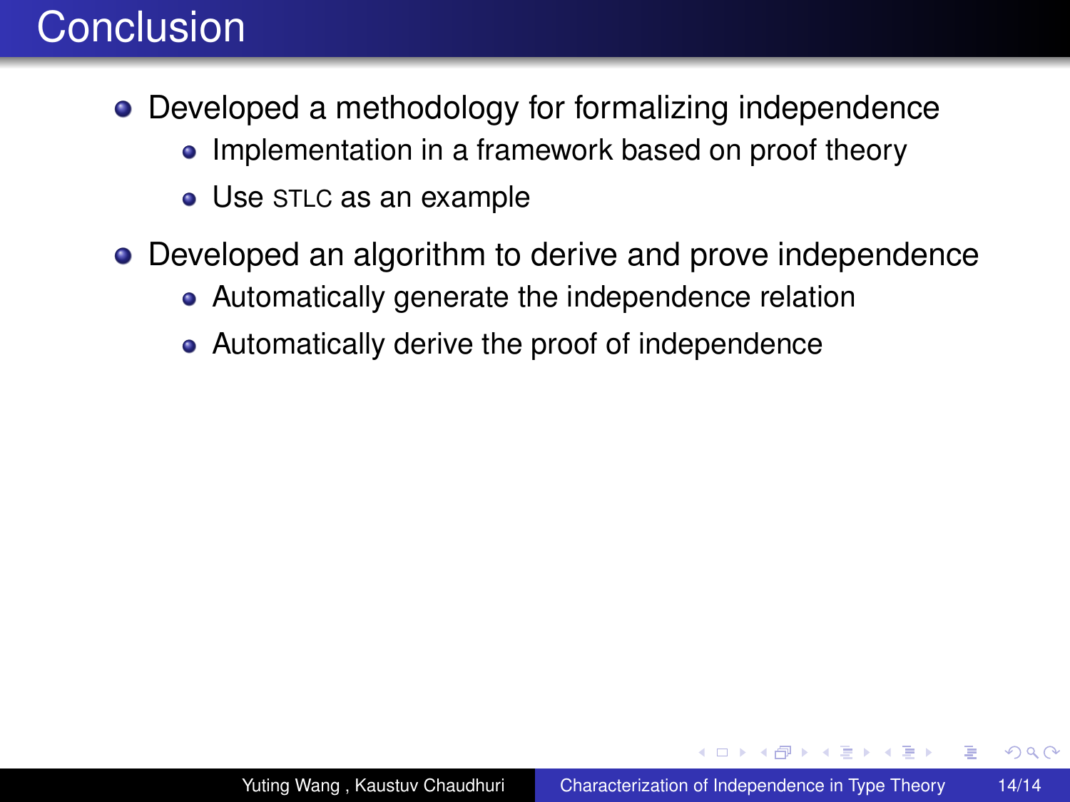# Conclusion

- Developed a methodology for formalizing independence
  - Implementation in a framework based on proof theory
  - Use STLC as an example
- Developed an algorithm to derive and prove independence
  - Automatically generate the independence relation
  - Automatically derive the proof of independence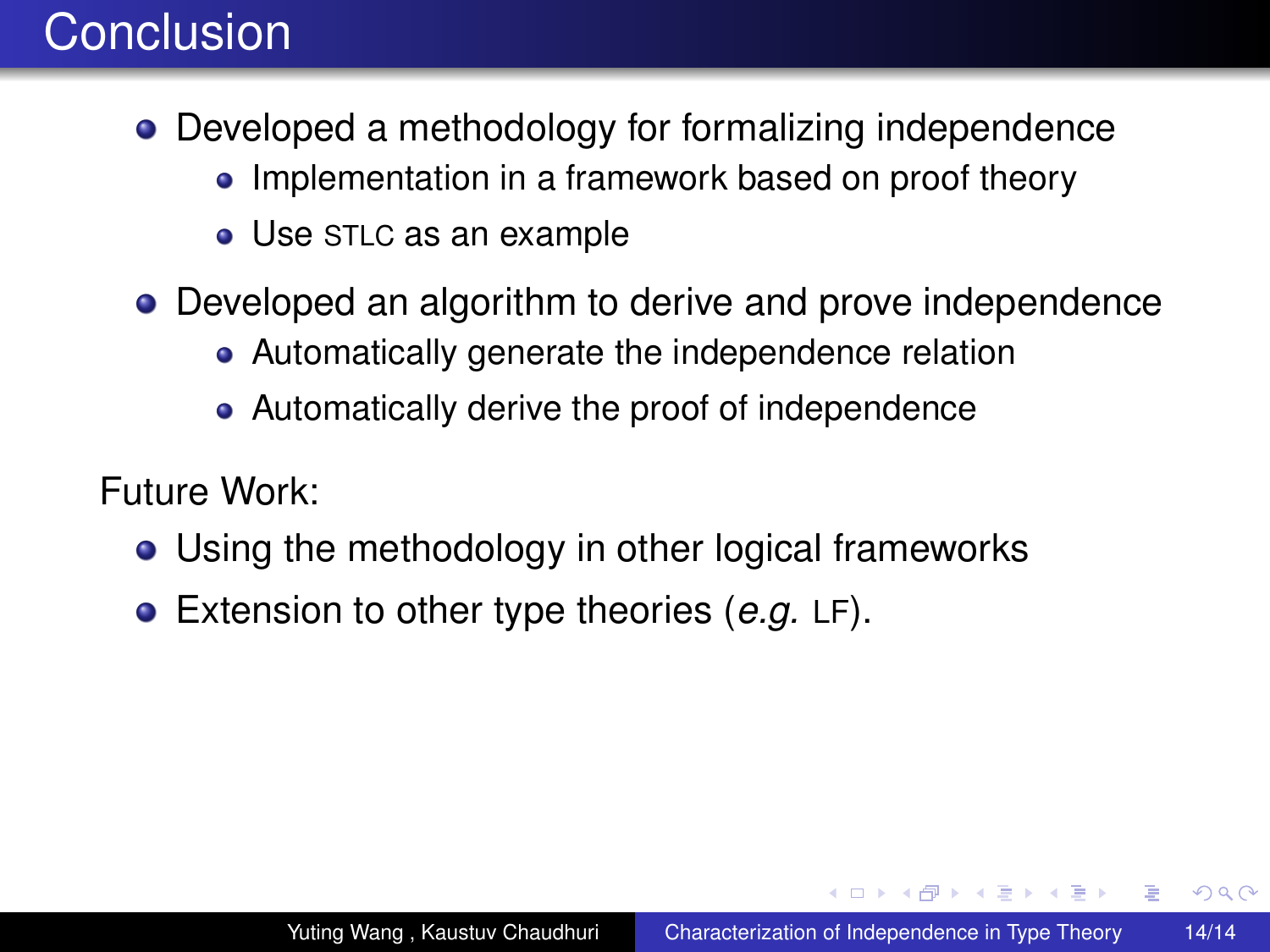# Conclusion

- Developed a methodology for formalizing independence
  - Implementation in a framework based on proof theory
  - Use STLC as an example
- Developed an algorithm to derive and prove independence
  - Automatically generate the independence relation
  - Automatically derive the proof of independence

Future Work:

- Using the methodology in other logical frameworks
- Extension to other type theories (*e.g.* LF).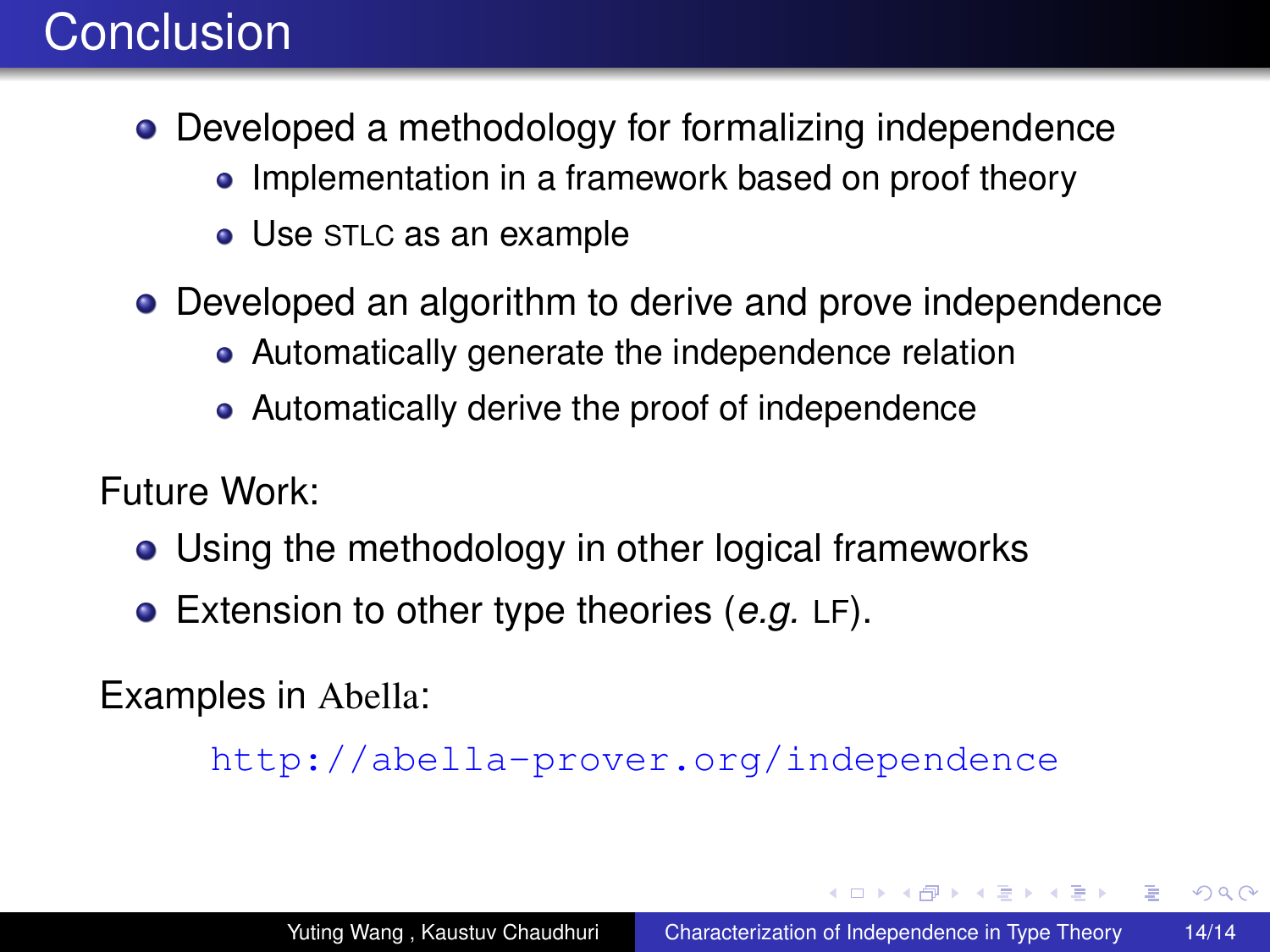# Conclusion

- Developed a methodology for formalizing independence
  - Implementation in a framework based on proof theory
  - Use STLC as an example
- Developed an algorithm to derive and prove independence
  - Automatically generate the independence relation
  - Automatically derive the proof of independence

Future Work:

- Using the methodology in other logical frameworks
- Extension to other type theories (*e.g.* LF).

Examples in Abella:

http://abella-prover.org/independence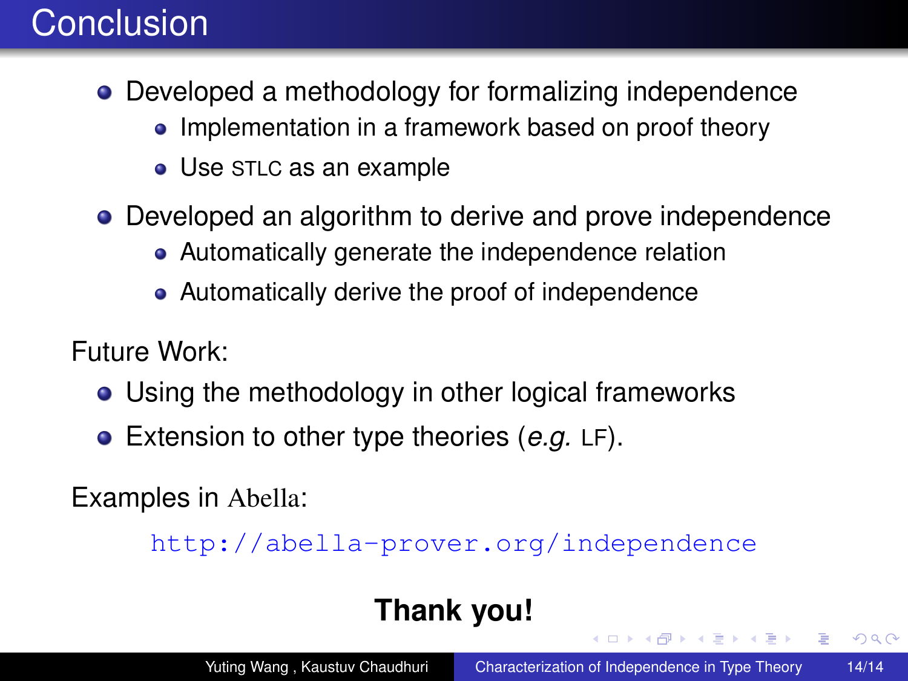# Conclusion

- Developed a methodology for formalizing independence
  - Implementation in a framework based on proof theory
  - Use STLC as an example
- Developed an algorithm to derive and prove independence
  - Automatically generate the independence relation
  - Automatically derive the proof of independence

Future Work:

- Using the methodology in other logical frameworks
- Extension to other type theories (*e.g.* LF).

Examples in Abella:

http://abella-prover.org/independence

**Thank you!**